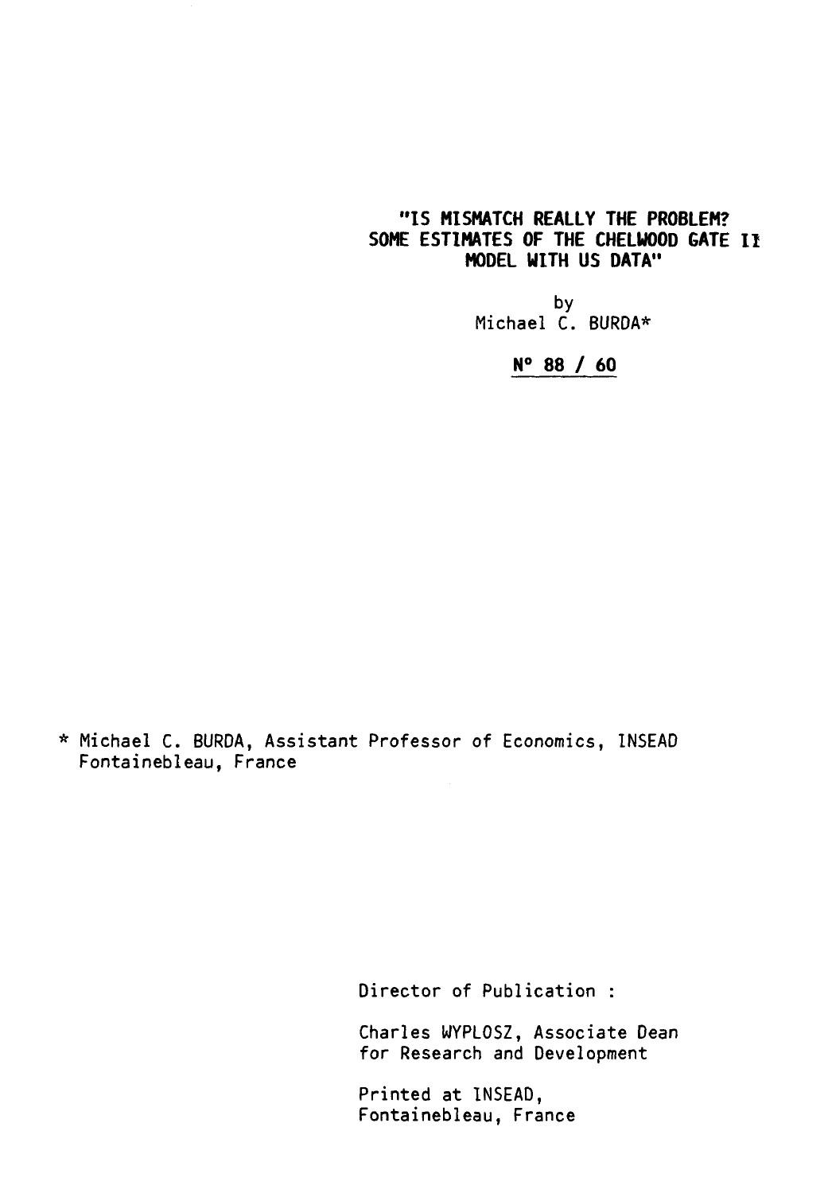# "IS MISMATCH REALLY THE PROBLEM? SOME ESTIMATES OF THE CHELWOOD GATE II MODEL WITH US DATA"

by
Michael C. BURDA*

**N° 88 / 60**

\* Michael C. BURDA, Assistant Professor of Economics, INSEAD Fontainebleau, France

Director of Publication :

Charles WYPLOSZ, Associate Dean for Research and Development

Printed at INSEAD, Fontainebleau, France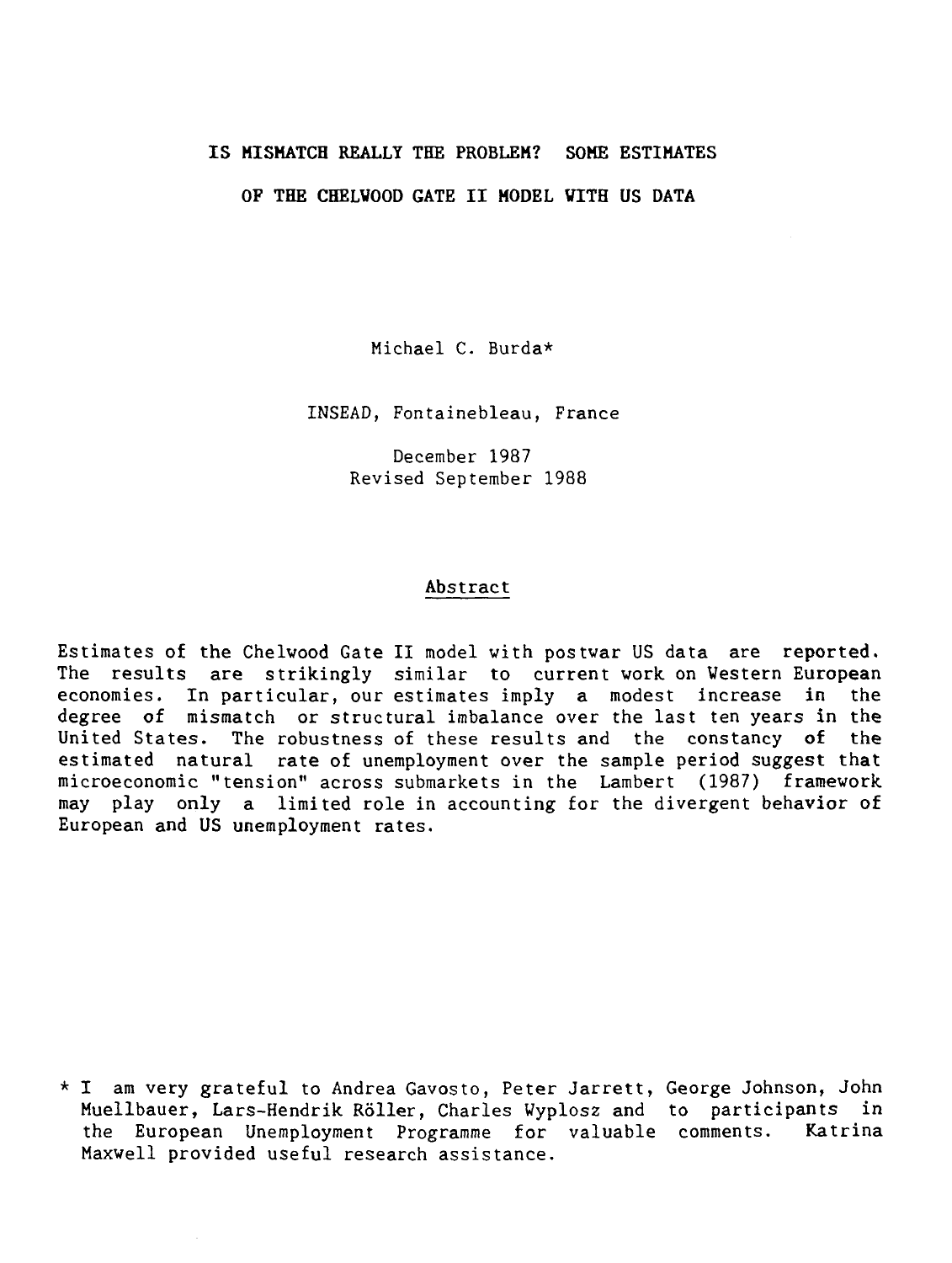# IS MISMATCH REALLY THE PROBLEM? SOME ESTIMATES OF THE CHELWOOD GATE II MODEL WITH US DATA

Michael C. Burda*

INSEAD, Fontainebleau, France

December 1987
Revised September 1988

## Abstract

Estimates of the Chelwood Gate II model with postwar US data are reported. The results are strikingly similar to current work on Western European economies. In particular, our estimates imply a modest increase in the degree of mismatch or structural imbalance over the last ten years in the United States. The robustness of these results and the constancy of the estimated natural rate of unemployment over the sample period suggest that microeconomic "tension" across submarkets in the Lambert (1987) framework may play only a limited role in accounting for the divergent behavior of European and US unemployment rates.

* I am very grateful to Andrea Gavosto, Peter Jarrett, George Johnson, John Muellbauer, Lars-Hendrik Röller, Charles Wyplosz and to participants in the European Unemployment Programme for valuable comments. Katrina Maxwell provided useful research assistance.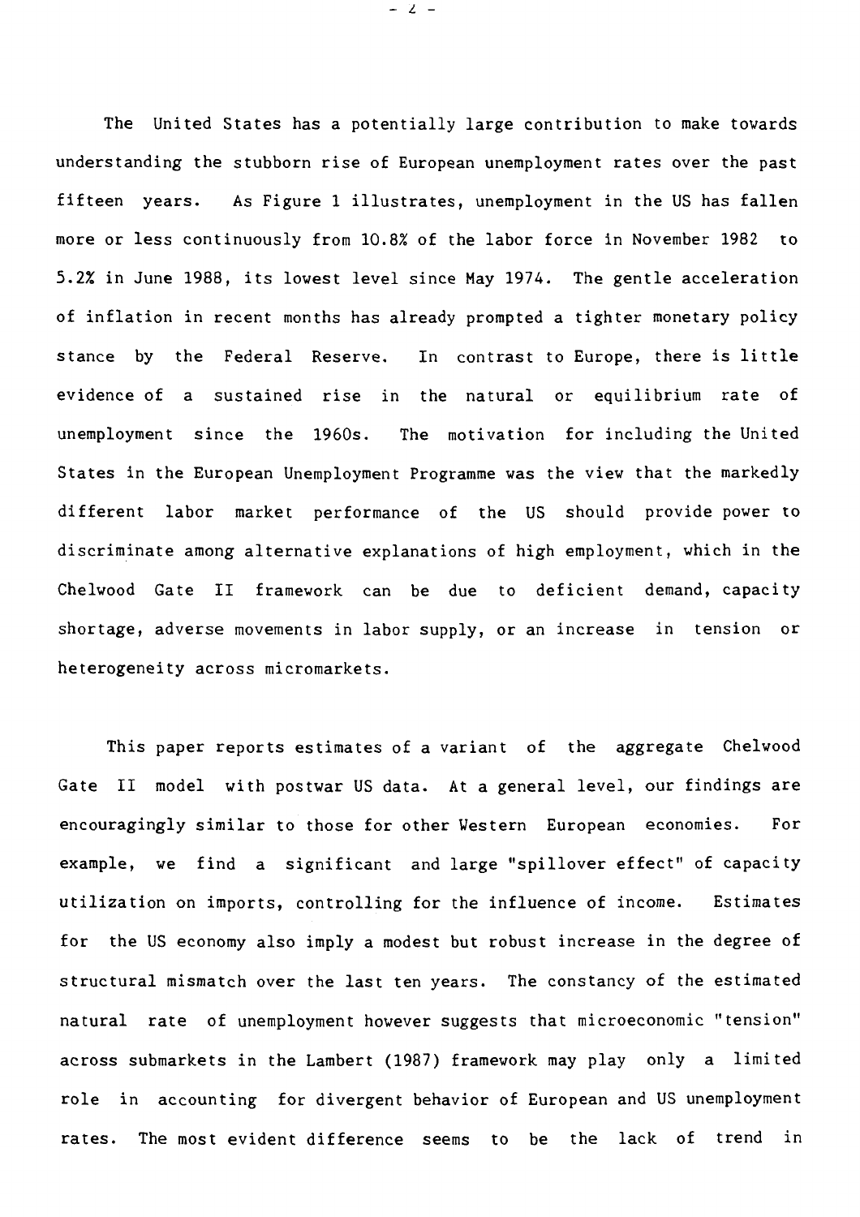The United States has a potentially large contribution to make towards understanding the stubborn rise of European unemployment rates over the past fifteen years. As Figure 1 illustrates, unemployment in the US has fallen more or less continuously from 10.8% of the labor force in November 1982 to 5.2% in June 1988, its lowest level since May 1974. The gentle acceleration of inflation in recent months has already prompted a tighter monetary policy stance by the Federal Reserve. In contrast to Europe, there is little evidence of a sustained rise in the natural or equilibrium rate of unemployment since the 1960s. The motivation for including the United States in the European Unemployment Programme was the view that the markedly different labor market performance of the US should provide power to discriminate among alternative explanations of high employment, which in the Chelwood Gate II framework can be due to deficient demand, capacity shortage, adverse movements in labor supply, or an increase in tension or heterogeneity across micromarkets.

This paper reports estimates of a variant of the aggregate Chelwood Gate II model with postwar US data. At a general level, our findings are encouragingly similar to those for other Western European economies. For example, we find a significant and large "spillover effect" of capacity utilization on imports, controlling for the influence of income. Estimates for the US economy also imply a modest but robust increase in the degree of structural mismatch over the last ten years. The constancy of the estimated natural rate of unemployment however suggests that microeconomic "tension" across submarkets in the Lambert (1987) framework may play only a limited role in accounting for divergent behavior of European and US unemployment rates. The most evident difference seems to be the lack of trend in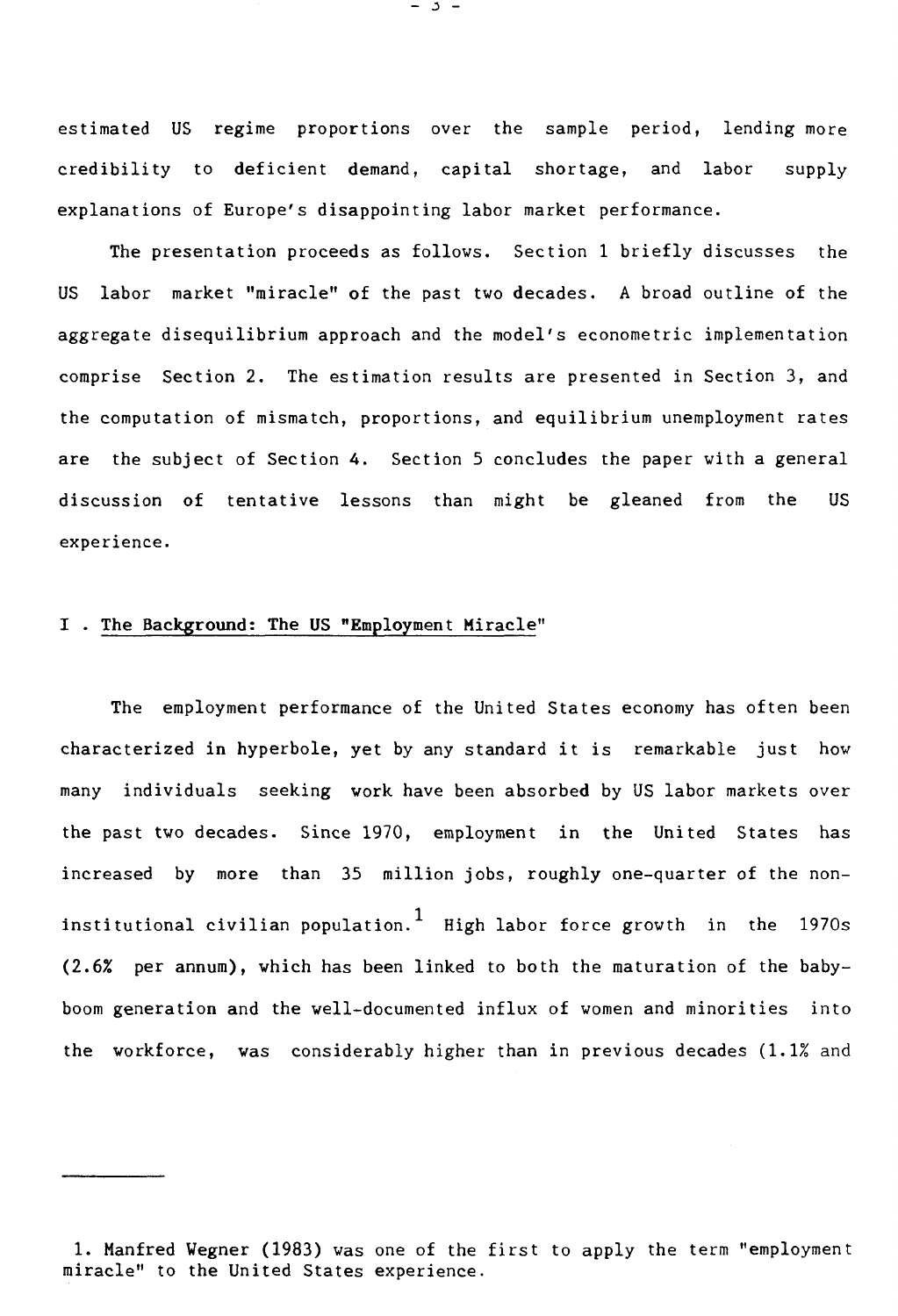estimated US regime proportions over the sample period, lending more credibility to deficient demand, capital shortage, and labor supply explanations of Europe's disappointing labor market performance.

The presentation proceeds as follows. Section 1 briefly discusses the US labor market "miracle" of the past two decades. A broad outline of the aggregate disequilibrium approach and the model's econometric implementation comprise Section 2. The estimation results are presented in Section 3, and the computation of mismatch, proportions, and equilibrium unemployment rates are the subject of Section 4. Section 5 concludes the paper with a general discussion of tentative lessons than might be gleaned from the US experience.

## I . The Background: The US "Employment Miracle"

The employment performance of the United States economy has often been characterized in hyperbole, yet by any standard it is remarkable just how many individuals seeking work have been absorbed by US labor markets over the past two decades. Since 1970, employment in the United States has increased by more than 35 million jobs, roughly one-quarter of the non-institutional civilian population.[1] High labor force growth in the 1970s (2.6% per annum), which has been linked to both the maturation of the baby-boom generation and the well-documented influx of women and minorities into the workforce, was considerably higher than in previous decades (1.1% and

---

1. Manfred Wegner (1983) was one of the first to apply the term "employment miracle" to the United States experience.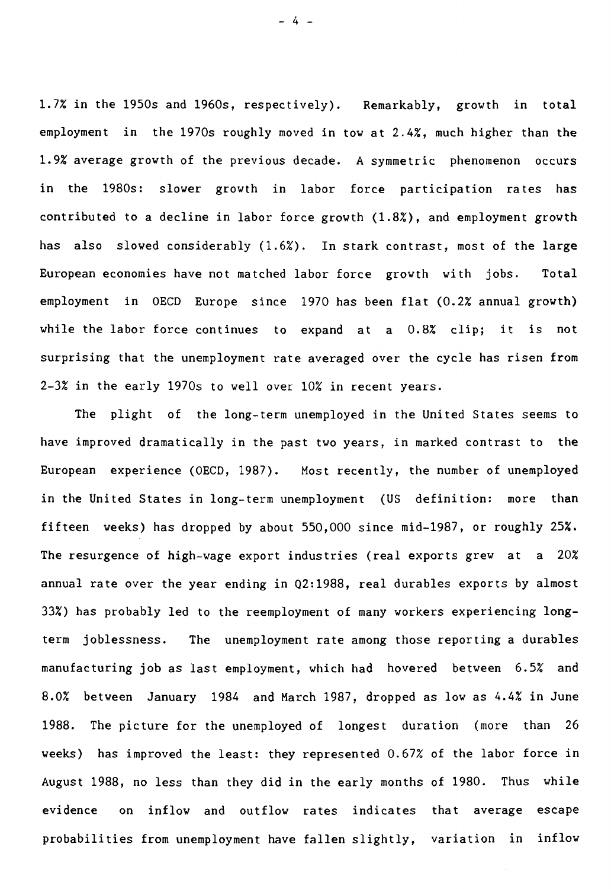1.7% in the 1950s and 1960s, respectively). Remarkably, growth in total employment in the 1970s roughly moved in tow at 2.4%, much higher than the 1.9% average growth of the previous decade. A symmetric phenomenon occurs in the 1980s: slower growth in labor force participation rates has contributed to a decline in labor force growth (1.8%), and employment growth has also slowed considerably (1.6%). In stark contrast, most of the large European economies have not matched labor force growth with jobs. Total employment in OECD Europe since 1970 has been flat (0.2% annual growth) while the labor force continues to expand at a 0.8% clip; it is not surprising that the unemployment rate averaged over the cycle has risen from 2-3% in the early 1970s to well over 10% in recent years.

The plight of the long-term unemployed in the United States seems to have improved dramatically in the past two years, in marked contrast to the European experience (OECD, 1987). Most recently, the number of unemployed in the United States in long-term unemployment (US definition: more than fifteen weeks) has dropped by about 550,000 since mid-1987, or roughly 25%. The resurgence of high-wage export industries (real exports grew at a 20% annual rate over the year ending in Q2:1988, real durables exports by almost 33%) has probably led to the reemployment of many workers experiencing long-term joblessness. The unemployment rate among those reporting a durables manufacturing job as last employment, which had hovered between 6.5% and 8.0% between January 1984 and March 1987, dropped as low as 4.4% in June 1988. The picture for the unemployed of longest duration (more than 26 weeks) has improved the least: they represented 0.67% of the labor force in August 1988, no less than they did in the early months of 1980. Thus while evidence on inflow and outflow rates indicates that average escape probabilities from unemployment have fallen slightly, variation in inflow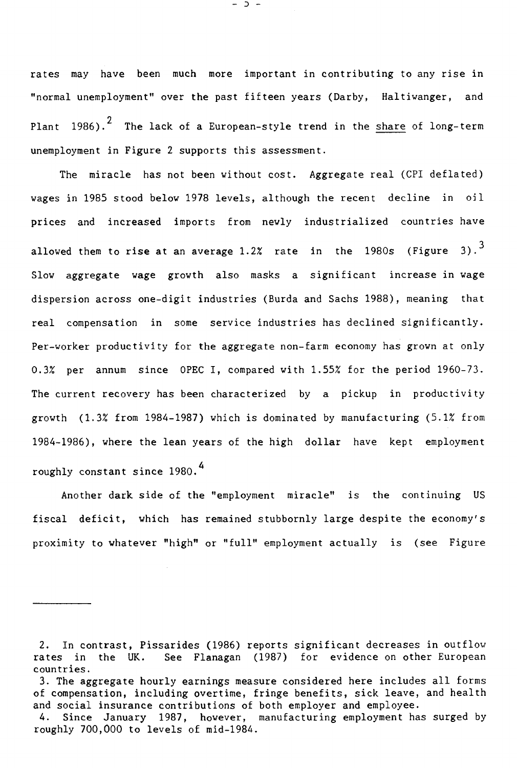rates may have been much more important in contributing to any rise in "normal unemployment" over the past fifteen years (Darby, Haltiwanger, and Plant 1986).[2] The lack of a European-style trend in the share of long-term unemployment in Figure 2 supports this assessment.

The miracle has not been without cost. Aggregate real (CPI deflated) wages in 1985 stood below 1978 levels, although the recent decline in oil prices and increased imports from newly industrialized countries have allowed them to rise at an average 1.2% rate in the 1980s (Figure 3).[3] Slow aggregate wage growth also masks a significant increase in wage dispersion across one-digit industries (Burda and Sachs 1988), meaning that real compensation in some service industries has declined significantly. Per-worker productivity for the aggregate non-farm economy has grown at only 0.3% per annum since OPEC I, compared with 1.55% for the period 1960-73. The current recovery has been characterized by a pickup in productivity growth (1.3% from 1984-1987) which is dominated by manufacturing (5.1% from 1984-1986), where the lean years of the high dollar have kept employment roughly constant since 1980.[4]

Another dark side of the "employment miracle" is the continuing US fiscal deficit, which has remained stubbornly large despite the economy's proximity to whatever "high" or "full" employment actually is (see Figure

---

2. In contrast, Pissarides (1986) reports significant decreases in outflow rates in the UK. See Flanagan (1987) for evidence on other European countries.

3. The aggregate hourly earnings measure considered here includes all forms of compensation, including overtime, fringe benefits, sick leave, and health and social insurance contributions of both employer and employee.

4. Since January 1987, however, manufacturing employment has surged by roughly 700,000 to levels of mid-1984.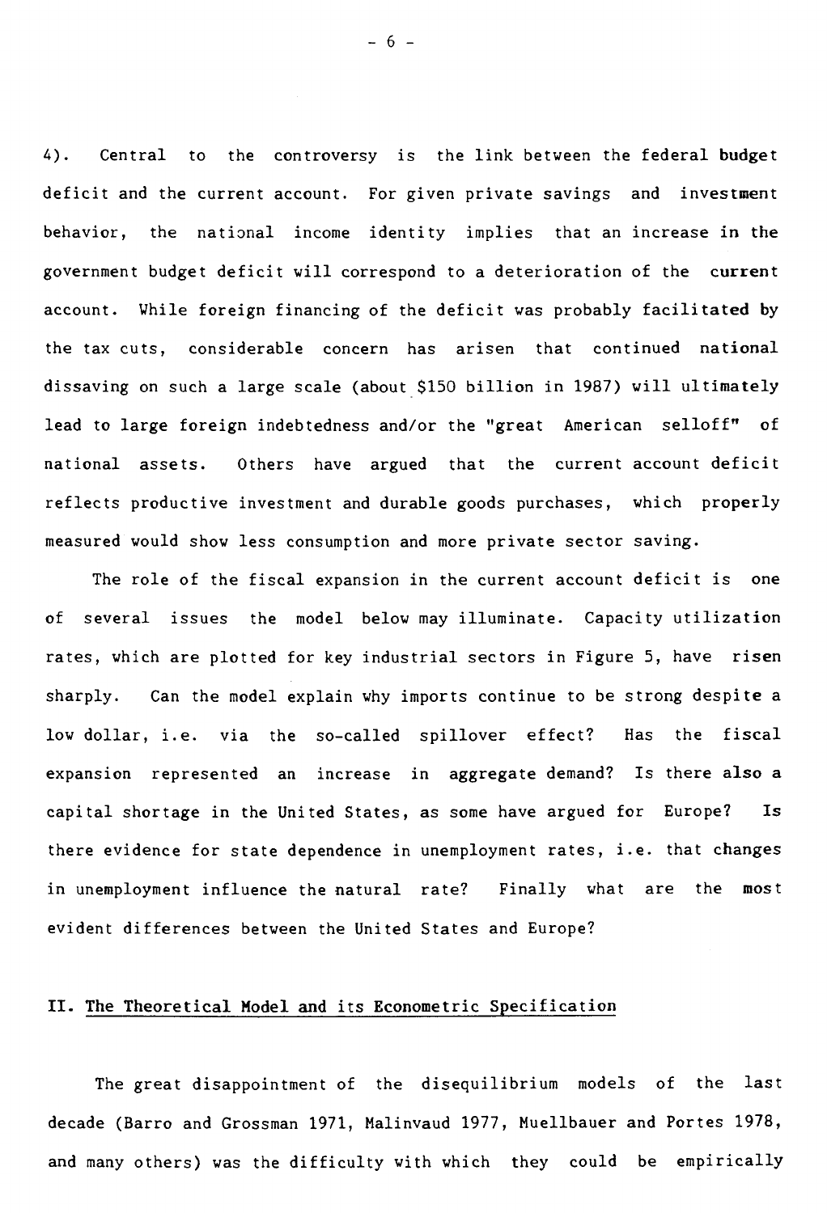4). Central to the controversy is the link between the federal budget deficit and the current account. For given private savings and investment behavior, the national income identity implies that an increase in the government budget deficit will correspond to a deterioration of the current account. While foreign financing of the deficit was probably facilitated by the tax cuts, considerable concern has arisen that continued national dissaving on such a large scale (about $150 billion in 1987) will ultimately lead to large foreign indebtedness and/or the "great American selloff" of national assets. Others have argued that the current account deficit reflects productive investment and durable goods purchases, which properly measured would show less consumption and more private sector saving.

The role of the fiscal expansion in the current account deficit is one of several issues the model below may illuminate. Capacity utilization rates, which are plotted for key industrial sectors in Figure 5, have risen sharply. Can the model explain why imports continue to be strong despite a low dollar, i.e. via the so-called spillover effect? Has the fiscal expansion represented an increase in aggregate demand? Is there also a capital shortage in the United States, as some have argued for Europe? Is there evidence for state dependence in unemployment rates, i.e. that changes in unemployment influence the natural rate? Finally what are the most evident differences between the United States and Europe?

## II. The Theoretical Model and its Econometric Specification

The great disappointment of the disequilibrium models of the last decade (Barro and Grossman 1971, Malinvaud 1977, Muellbauer and Portes 1978, and many others) was the difficulty with which they could be empirically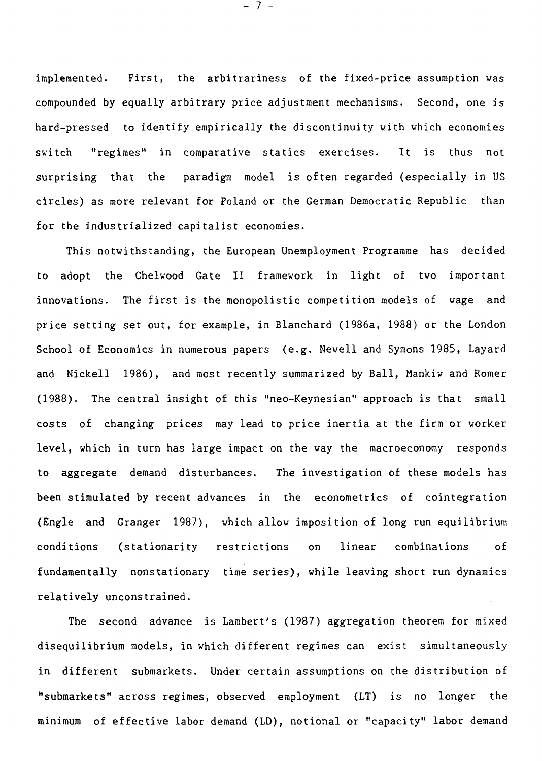implemented. First, the arbitrariness of the fixed-price assumption was compounded by equally arbitrary price adjustment mechanisms. Second, one is hard-pressed to identify empirically the discontinuity with which economies switch "regimes" in comparative statics exercises. It is thus not surprising that the paradigm model is often regarded (especially in US circles) as more relevant for Poland or the German Democratic Republic than for the industrialized capitalist economies.

This notwithstanding, the European Unemployment Programme has decided to adopt the Chelwood Gate II framework in light of two important innovations. The first is the monopolistic competition models of wage and price setting set out, for example, in Blanchard (1986a, 1988) or the London School of Economics in numerous papers (e.g. Newell and Symons 1985, Layard and Nickell 1986), and most recently summarized by Ball, Mankiw and Romer (1988). The central insight of this "neo-Keynesian" approach is that small costs of changing prices may lead to price inertia at the firm or worker level, which in turn has large impact on the way the macroeconomy responds to aggregate demand disturbances. The investigation of these models has been stimulated by recent advances in the econometrics of cointegration (Engle and Granger 1987), which allow imposition of long run equilibrium conditions (stationarity restrictions on linear combinations of fundamentally nonstationary time series), while leaving short run dynamics relatively unconstrained.

The second advance is Lambert's (1987) aggregation theorem for mixed disequilibrium models, in which different regimes can exist simultaneously in different submarkets. Under certain assumptions on the distribution of "submarkets" across regimes, observed employment (LT) is no longer the minimum of effective labor demand (LD), notional or "capacity" labor demand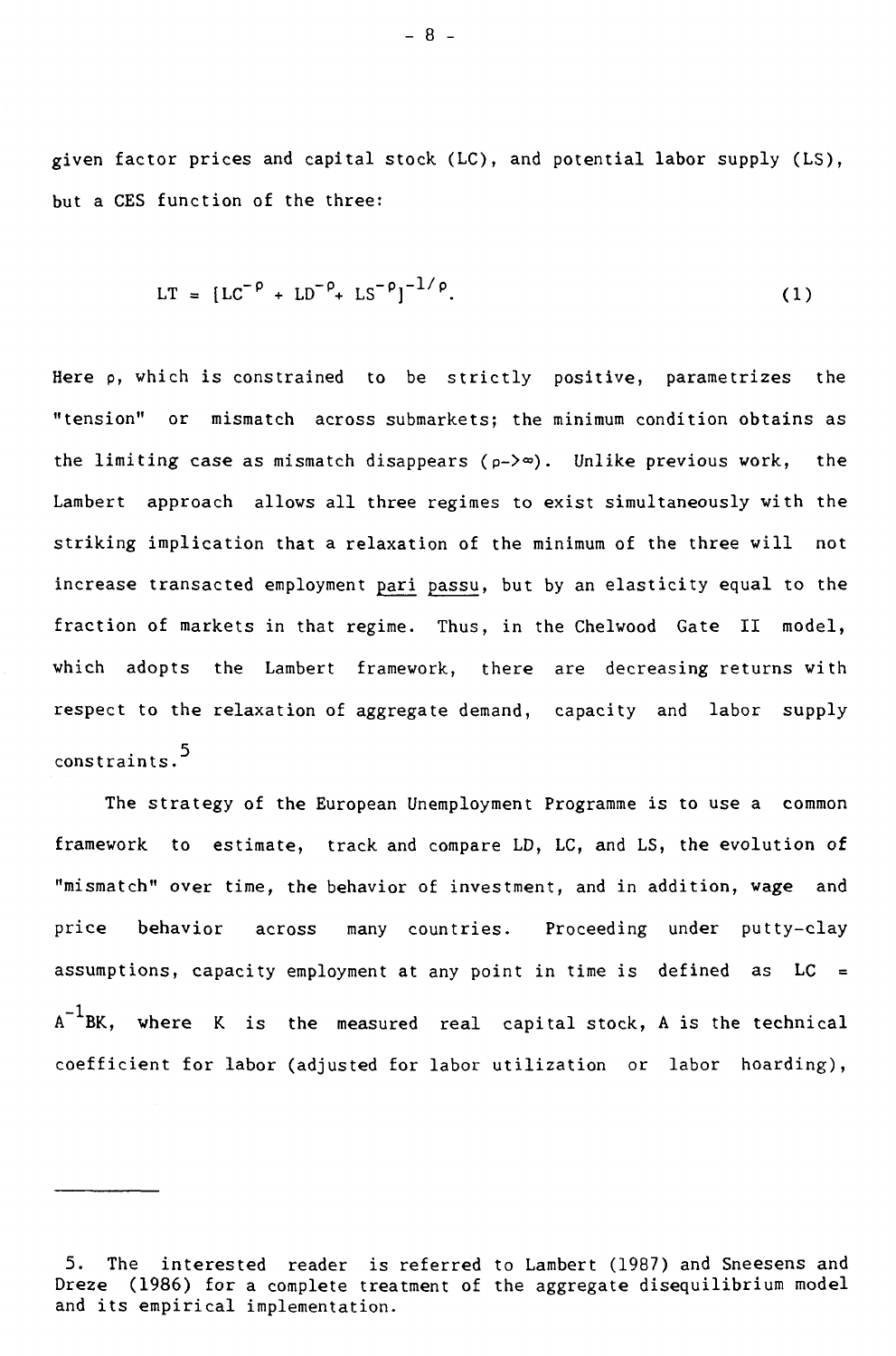given factor prices and capital stock (LC), and potential labor supply (LS), but a CES function of the three:

$$LT = [LC^{-\rho} + LD^{-\rho} + LS^{-\rho}]^{-1/\rho}. \tag{1}$$

Here $\rho$, which is constrained to be strictly positive, parametrizes the "tension" or mismatch across submarkets; the minimum condition obtains as the limiting case as mismatch disappears ($\rho \to \infty$). Unlike previous work, the Lambert approach allows all three regimes to exist simultaneously with the striking implication that a relaxation of the minimum of the three will not increase transacted employment _pari passu_, but by an elasticity equal to the fraction of markets in that regime. Thus, in the Chelwood Gate II model, which adopts the Lambert framework, there are decreasing returns with respect to the relaxation of aggregate demand, capacity and labor supply constraints.[5]

The strategy of the European Unemployment Programme is to use a common framework to estimate, track and compare LD, LC, and LS, the evolution of "mismatch" over time, the behavior of investment, and in addition, wage and price behavior across many countries. Proceeding under putty-clay assumptions, capacity employment at any point in time is defined as $LC = A^{-1}BK$, where K is the measured real capital stock, A is the technical coefficient for labor (adjusted for labor utilization or labor hoarding),

---

5. The interested reader is referred to Lambert (1987) and Sneesens and Dreze (1986) for a complete treatment of the aggregate disequilibrium model and its empirical implementation.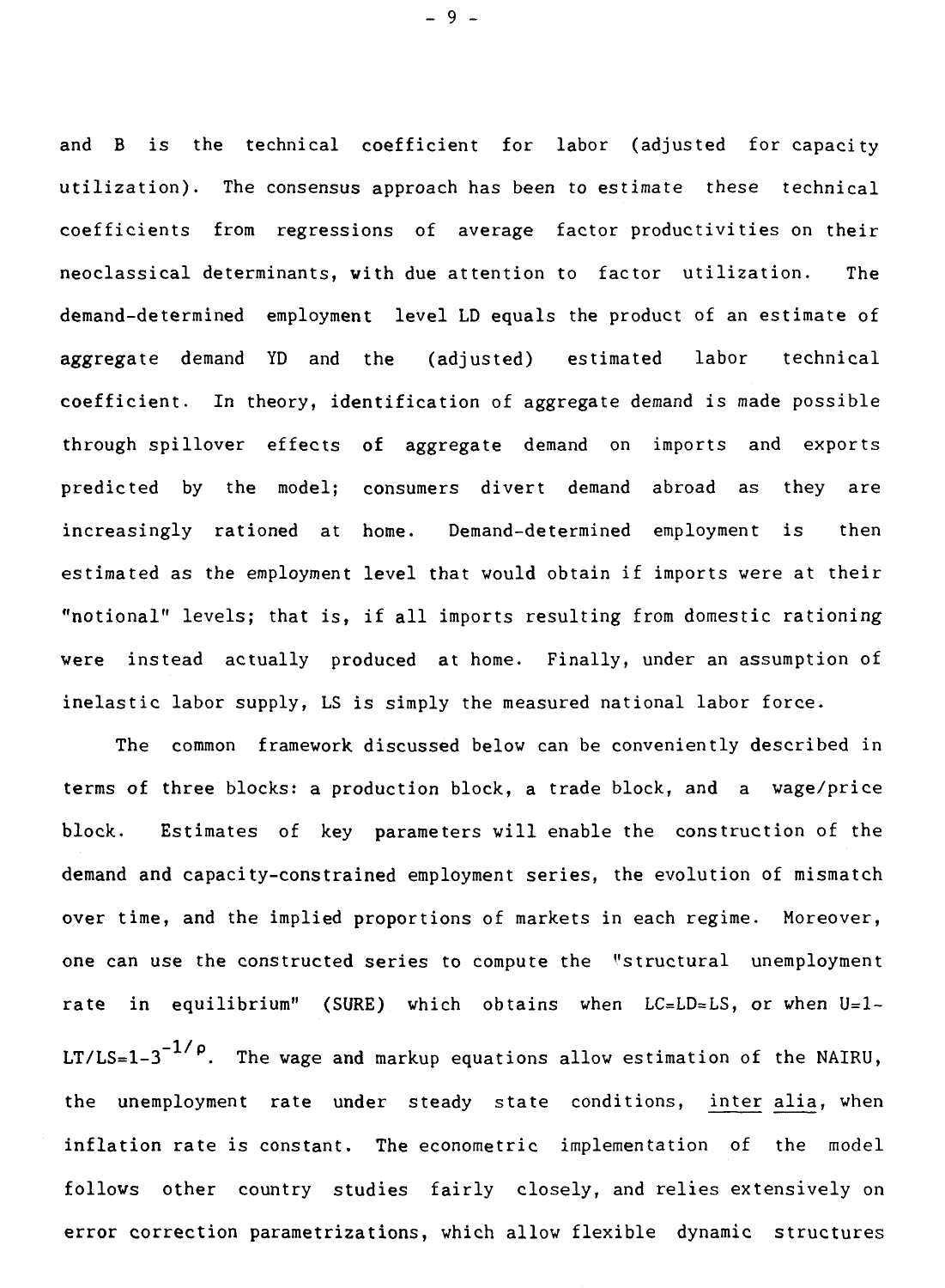and B is the technical coefficient for labor (adjusted for capacity utilization). The consensus approach has been to estimate these technical coefficients from regressions of average factor productivities on their neoclassical determinants, with due attention to factor utilization. The demand-determined employment level LD equals the product of an estimate of aggregate demand YD and the (adjusted) estimated labor technical coefficient. In theory, identification of aggregate demand is made possible through spillover effects of aggregate demand on imports and exports predicted by the model; consumers divert demand abroad as they are increasingly rationed at home. Demand-determined employment is then estimated as the employment level that would obtain if imports were at their "notional" levels; that is, if all imports resulting from domestic rationing were instead actually produced at home. Finally, under an assumption of inelastic labor supply, LS is simply the measured national labor force.

The common framework discussed below can be conveniently described in terms of three blocks: a production block, a trade block, and a wage/price block. Estimates of key parameters will enable the construction of the demand and capacity-constrained employment series, the evolution of mismatch over time, and the implied proportions of markets in each regime. Moreover, one can use the constructed series to compute the "structural unemployment rate in equilibrium" (SURE) which obtains when LC=LD=LS, or when $U=1-LT/LS=1-3^{-1/\rho}$. The wage and markup equations allow estimation of the NAIRU, the unemployment rate under steady state conditions, inter alia, when inflation rate is constant. The econometric implementation of the model follows other country studies fairly closely, and relies extensively on error correction parametrizations, which allow flexible dynamic structures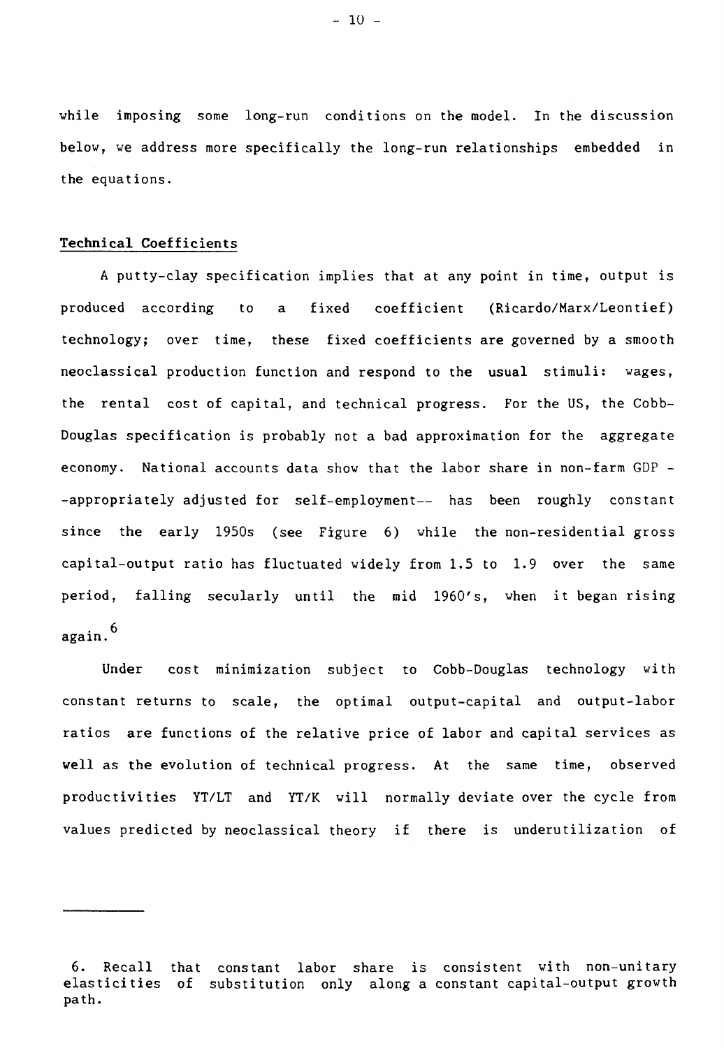while imposing some long-run conditions on the model. In the discussion below, we address more specifically the long-run relationships embedded in the equations.

### Technical Coefficients

A putty-clay specification implies that at any point in time, output is produced according to a fixed coefficient (Ricardo/Marx/Leontief) technology; over time, these fixed coefficients are governed by a smooth neoclassical production function and respond to the usual stimuli: wages, the rental cost of capital, and technical progress. For the US, the Cobb-Douglas specification is probably not a bad approximation for the aggregate economy. National accounts data show that the labor share in non-farm GDP --appropriately adjusted for self-employment-- has been roughly constant since the early 1950s (see Figure 6) while the non-residential gross capital-output ratio has fluctuated widely from 1.5 to 1.9 over the same period, falling secularly until the mid 1960's, when it began rising again.[6]

Under cost minimization subject to Cobb-Douglas technology with constant returns to scale, the optimal output-capital and output-labor ratios are functions of the relative price of labor and capital services as well as the evolution of technical progress. At the same time, observed productivities YT/LT and YT/K will normally deviate over the cycle from values predicted by neoclassical theory if there is underutilization of

---

6. Recall that constant labor share is consistent with non-unitary elasticities of substitution only along a constant capital-output growth path.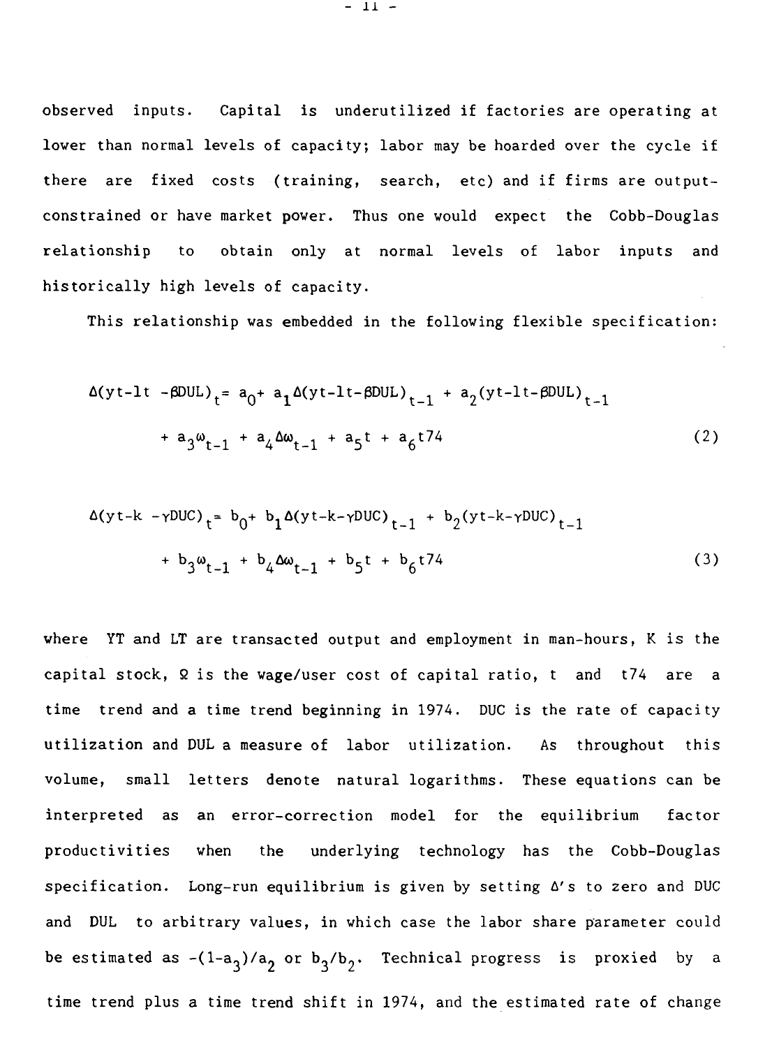observed inputs. Capital is underutilized if factories are operating at lower than normal levels of capacity; labor may be hoarded over the cycle if there are fixed costs (training, search, etc) and if firms are output-constrained or have market power. Thus one would expect the Cobb-Douglas relationship to obtain only at normal levels of labor inputs and historically high levels of capacity.

This relationship was embedded in the following flexible specification:

$$\Delta(yt-lt-\beta DUL)_t = a_0 + a_1\Delta(yt-lt-\beta DUL)_{t-1} + a_2(yt-lt-\beta DUL)_{t-1} + a_3\omega_{t-1} + a_4\Delta\omega_{t-1} + a_5 t + a_6 t74 \tag{2}$$

$$\Delta(yt-k-\gamma DUC)_t = b_0 + b_1\Delta(yt-k-\gamma DUC)_{t-1} + b_2(yt-k-\gamma DUC)_{t-1} + b_3\omega_{t-1} + b_4\Delta\omega_{t-1} + b_5 t + b_6 t74 \tag{3}$$

where YT and LT are transacted output and employment in man-hours, K is the capital stock, $\Omega$ is the wage/user cost of capital ratio, t and t74 are a time trend and a time trend beginning in 1974. DUC is the rate of capacity utilization and DUL a measure of labor utilization. As throughout this volume, small letters denote natural logarithms. These equations can be interpreted as an error-correction model for the equilibrium factor productivities when the underlying technology has the Cobb-Douglas specification. Long-run equilibrium is given by setting $\Delta$'s to zero and DUC and DUL to arbitrary values, in which case the labor share parameter could be estimated as $-(1-a_3)/a_2$ or $b_3/b_2$. Technical progress is proxied by a time trend plus a time trend shift in 1974, and the estimated rate of change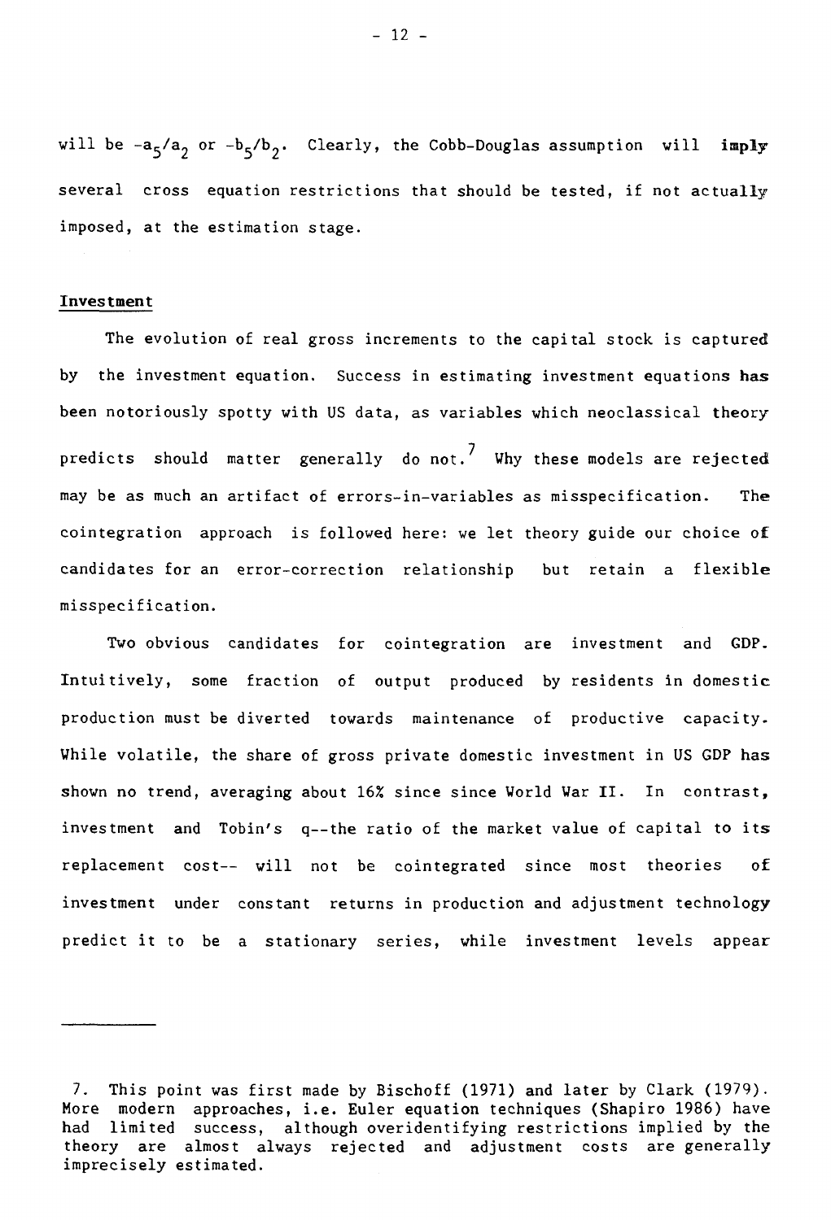will be $-a_5/a_2$ or $-b_5/b_2$. Clearly, the Cobb-Douglas assumption will **imply** several cross equation restrictions that should be tested, if not actually imposed, at the estimation stage.

## Investment

The evolution of real gross increments to the capital stock is captured by the investment equation. Success in estimating investment equations has been notoriously spotty with US data, as variables which neoclassical theory predicts should matter generally do not.[7] Why these models are rejected may be as much an artifact of errors-in-variables as misspecification. The cointegration approach is followed here: we let theory guide our choice of candidates for an error-correction relationship but retain a flexible misspecification.

Two obvious candidates for cointegration are investment and GDP. Intuitively, some fraction of output produced by residents in domestic production must be diverted towards maintenance of productive capacity. While volatile, the share of gross private domestic investment in US GDP has shown no trend, averaging about 16% since since World War II. In contrast, investment and Tobin's q--the ratio of the market value of capital to its replacement cost-- will not be cointegrated since most theories of investment under constant returns in production and adjustment technology predict it to be a stationary series, while investment levels appear

---

7. This point was first made by Bischoff (1971) and later by Clark (1979). More modern approaches, i.e. Euler equation techniques (Shapiro 1986) have had limited success, although overidentifying restrictions implied by the theory are almost always rejected and adjustment costs are generally imprecisely estimated.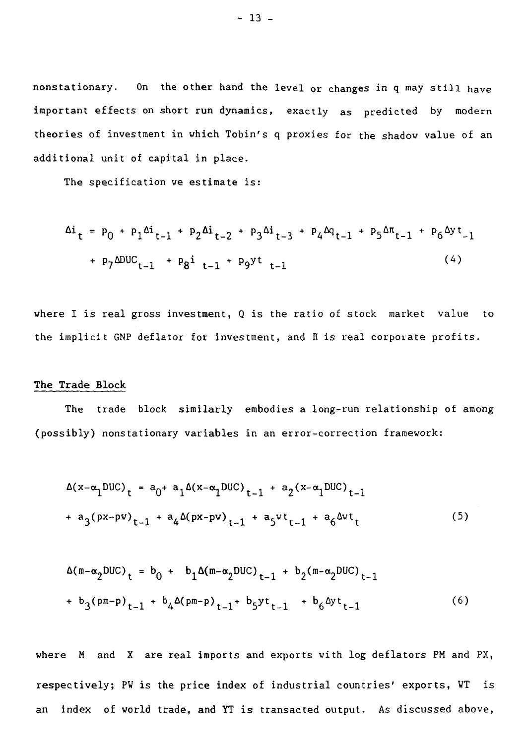nonstationary. On the other hand the level or changes in q may still have important effects on short run dynamics, exactly as predicted by modern theories of investment in which Tobin's q proxies for the shadow value of an additional unit of capital in place.

The specification we estimate is:

$$\Delta i_t = p_0 + p_1 \Delta i_{t-1} + p_2 \Delta i_{t-2} + p_3 \Delta i_{t-3} + p_4 \Delta q_{t-1} + p_5 \Delta \pi_{t-1} + p_6 \Delta yt_{-1}$$
$$+ p_7 \Delta DUC_{t-1} + p_8 i_{t-1} + p_9 yt_{t-1} \tag{4}$$

where I is real gross investment, Q is the ratio of stock market value to the implicit GNP deflator for investment, and $\Pi$ is real corporate profits.

## The Trade Block

The trade block similarly embodies a long-run relationship of among (possibly) nonstationary variables in an error-correction framework:

$$\Delta(x-\alpha_1 DUC)_t = a_0 + a_1 \Delta(x-\alpha_1 DUC)_{t-1} + a_2(x-\alpha_1 DUC)_{t-1}$$
$$+ a_3(px-pw)_{t-1} + a_4 \Delta(px-pw)_{t-1} + a_5 wt_{t-1} + a_6 \Delta wt_t \tag{5}$$

$$\Delta(m-\alpha_2 DUC)_t = b_0 + b_1 \Delta(m-\alpha_2 DUC)_{t-1} + b_2(m-\alpha_2 DUC)_{t-1}$$
$$+ b_3(pm-p)_{t-1} + b_4 \Delta(pm-p)_{t-1} + b_5 yt_{t-1} + b_6 \Delta yt_{t-1} \tag{6}$$

where M and X are real imports and exports with log deflators PM and PX, respectively; PW is the price index of industrial countries' exports, WT is an index of world trade, and YT is transacted output. As discussed above,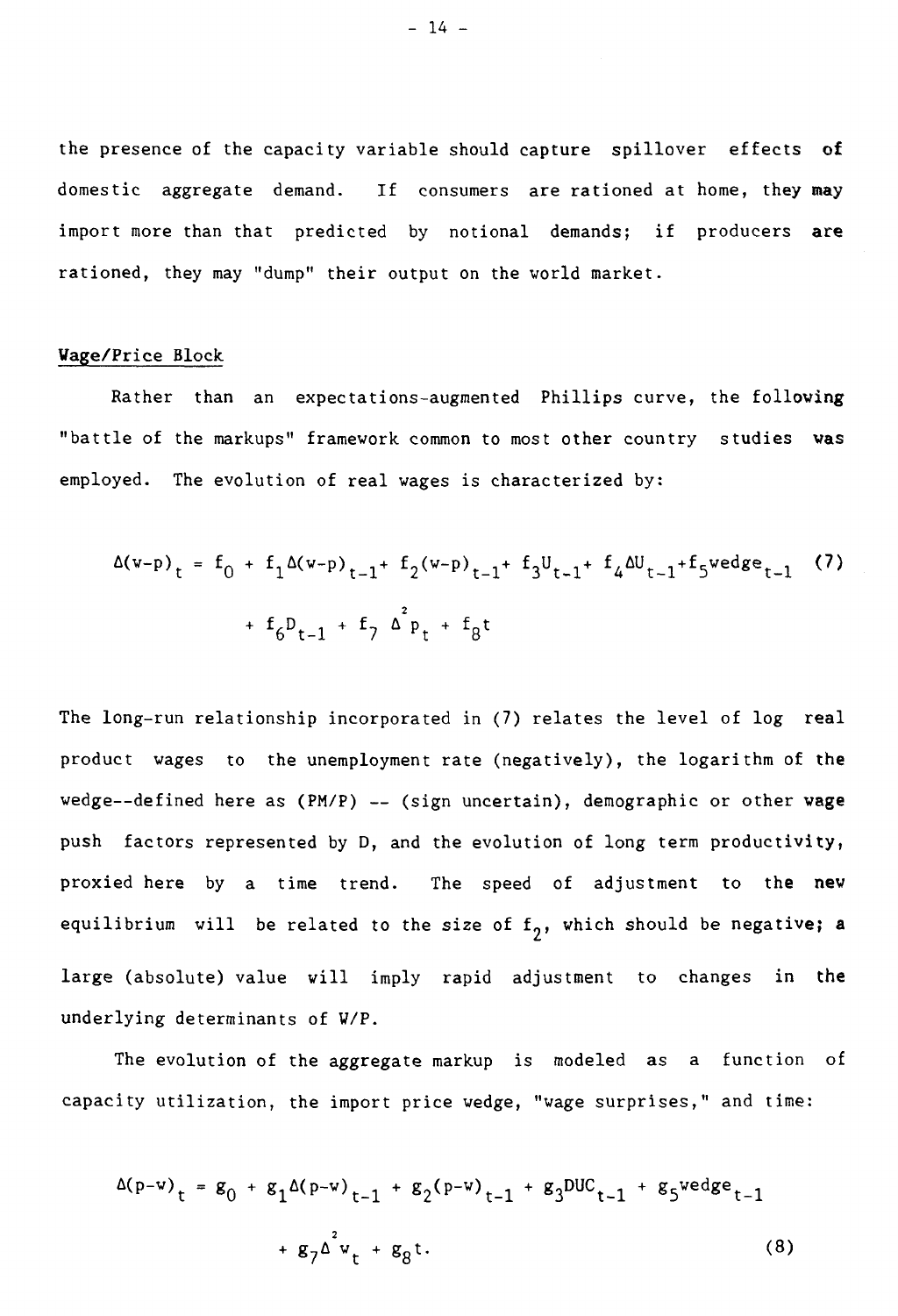the presence of the capacity variable should capture spillover effects of domestic aggregate demand. If consumers are rationed at home, they may import more than that predicted by notional demands; if producers are rationed, they may "dump" their output on the world market.

## Wage/Price Block

Rather than an expectations-augmented Phillips curve, the following "battle of the markups" framework common to most other country studies was employed. The evolution of real wages is characterized by:

$$\Delta(w-p)_t = f_0 + f_1\Delta(w-p)_{t-1} + f_2(w-p)_{t-1} + f_3U_{t-1} + f_4\Delta U_{t-1} + f_5 wedge_{t-1} \quad (7)$$
$$+ f_6D_{t-1} + f_7\Delta^2 p_t + f_8 t$$

The long-run relationship incorporated in (7) relates the level of log real product wages to the unemployment rate (negatively), the logarithm of the wedge--defined here as (PM/P) -- (sign uncertain), demographic or other wage push factors represented by D, and the evolution of long term productivity, proxied here by a time trend. The speed of adjustment to the new equilibrium will be related to the size of $f_2$, which should be negative; a large (absolute) value will imply rapid adjustment to changes in the underlying determinants of W/P.

The evolution of the aggregate markup is modeled as a function of capacity utilization, the import price wedge, "wage surprises," and time:

$$\Delta(p-w)_t = g_0 + g_1\Delta(p-w)_{t-1} + g_2(p-w)_{t-1} + g_3DUC_{t-1} + g_5 wedge_{t-1}$$
$$+ g_7\Delta^2 w_t + g_8 t. \quad (8)$$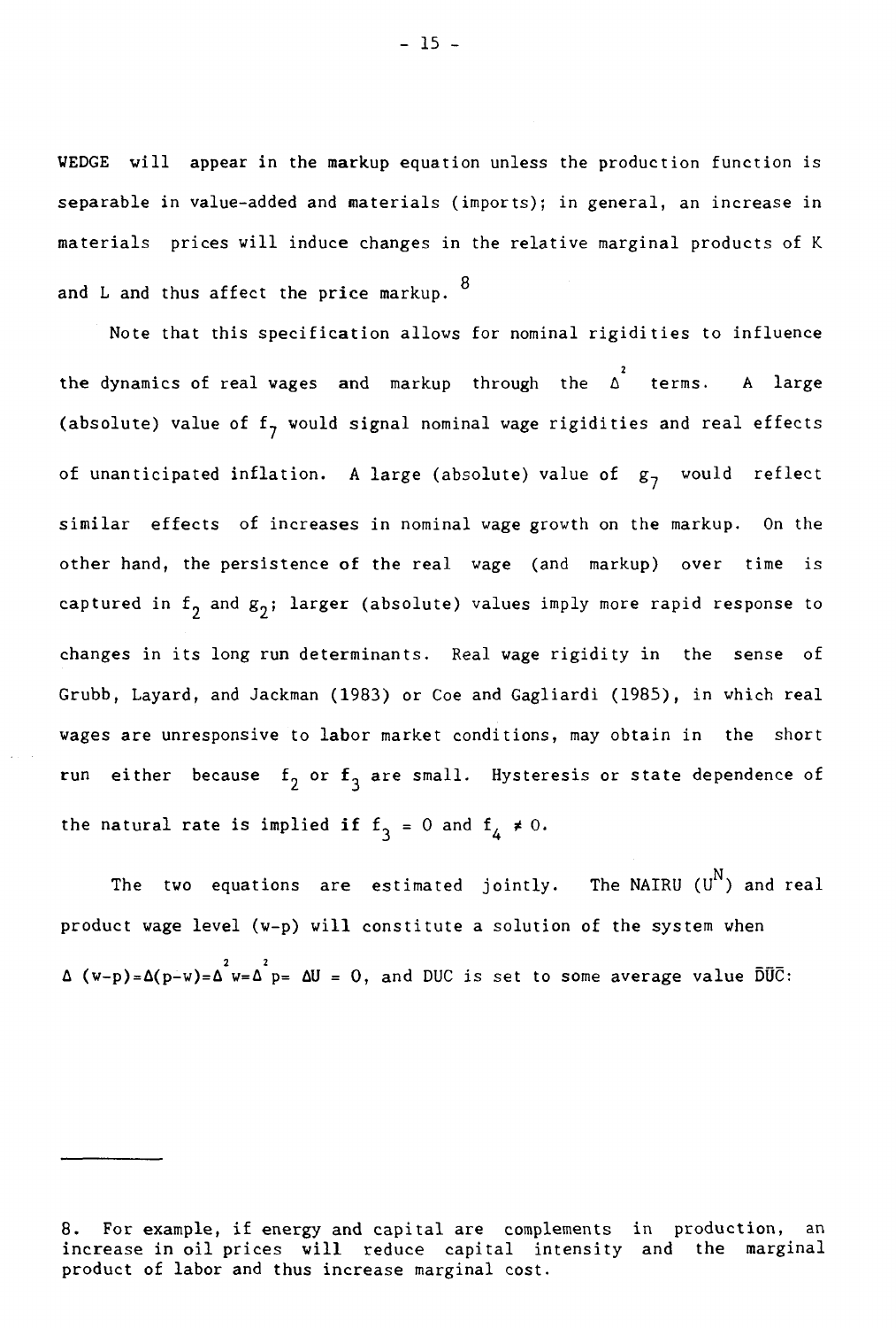WEDGE will appear in the markup equation unless the production function is separable in value-added and materials (imports); in general, an increase in materials prices will induce changes in the relative marginal products of K and L and thus affect the price markup.[8]

Note that this specification allows for nominal rigidities to influence the dynamics of real wages and markup through the $\Delta^2$ terms. A large (absolute) value of $f_7$ would signal nominal wage rigidities and real effects of unanticipated inflation. A large (absolute) value of $g_7$ would reflect similar effects of increases in nominal wage growth on the markup. On the other hand, the persistence of the real wage (and markup) over time is captured in $f_2$ and $g_2$; larger (absolute) values imply more rapid response to changes in its long run determinants. Real wage rigidity in the sense of Grubb, Layard, and Jackman (1983) or Coe and Gagliardi (1985), in which real wages are unresponsive to labor market conditions, may obtain in the short run either because $f_2$ or $f_3$ are small. Hysteresis or state dependence of the natural rate is implied if $f_3 = 0$ and $f_4 \neq 0$.

The two equations are estimated jointly. The NAIRU ($U^N$) and real product wage level (w-p) will constitute a solution of the system when $\Delta(w-p)=\Delta(p-w)=\Delta^2 w=\Delta^2 p= \Delta U = 0$, and DUC is set to some average value $\overline{DUC}$:

---

8. For example, if energy and capital are complements in production, an increase in oil prices will reduce capital intensity and the marginal product of labor and thus increase marginal cost.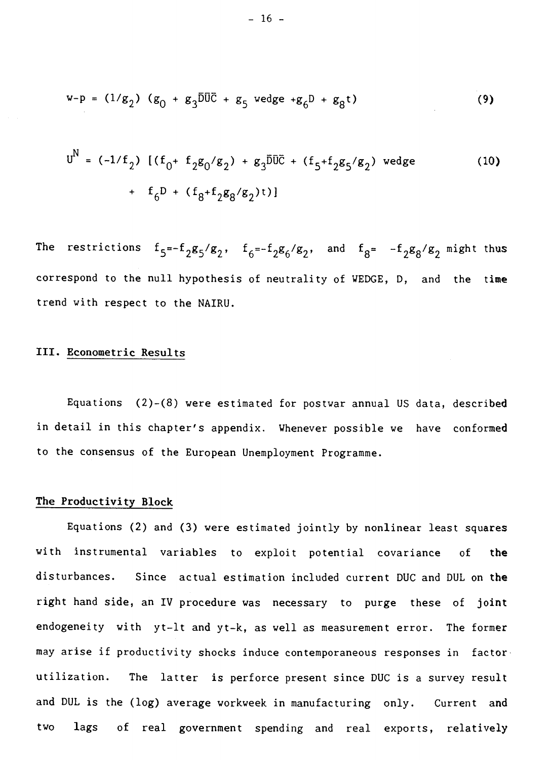$$w\text{-}p = (1/g_2)\ (g_0 + g_3\overline{DUC} + g_5 \text{ wedge} + g_6 D + g_8 t) \tag{9}$$

$$U^N = (-1/f_2)\ [(f_0 + f_2 g_0/g_2) + g_3\overline{DUC} + (f_5 + f_2 g_5/g_2) \text{ wedge} + f_6 D + (f_8 + f_2 g_8/g_2) t)] \tag{10}$$

The restrictions $f_5 = -f_2 g_5/g_2$, $f_6 = -f_2 g_6/g_2$, and $f_8 = -f_2 g_8/g_2$ might thus correspond to the null hypothesis of neutrality of WEDGE, D, and the time trend with respect to the NAIRU.

## III. Econometric Results

Equations (2)-(8) were estimated for postwar annual US data, described in detail in this chapter's appendix. Whenever possible we have conformed to the consensus of the European Unemployment Programme.

### The Productivity Block

Equations (2) and (3) were estimated jointly by nonlinear least squares with instrumental variables to exploit potential covariance of the disturbances. Since actual estimation included current DUC and DUL on the right hand side, an IV procedure was necessary to purge these of joint endogeneity with yt-lt and yt-k, as well as measurement error. The former may arise if productivity shocks induce contemporaneous responses in factor utilization. The latter is perforce present since DUC is a survey result and DUL is the (log) average workweek in manufacturing only. Current and two lags of real government spending and real exports, relatively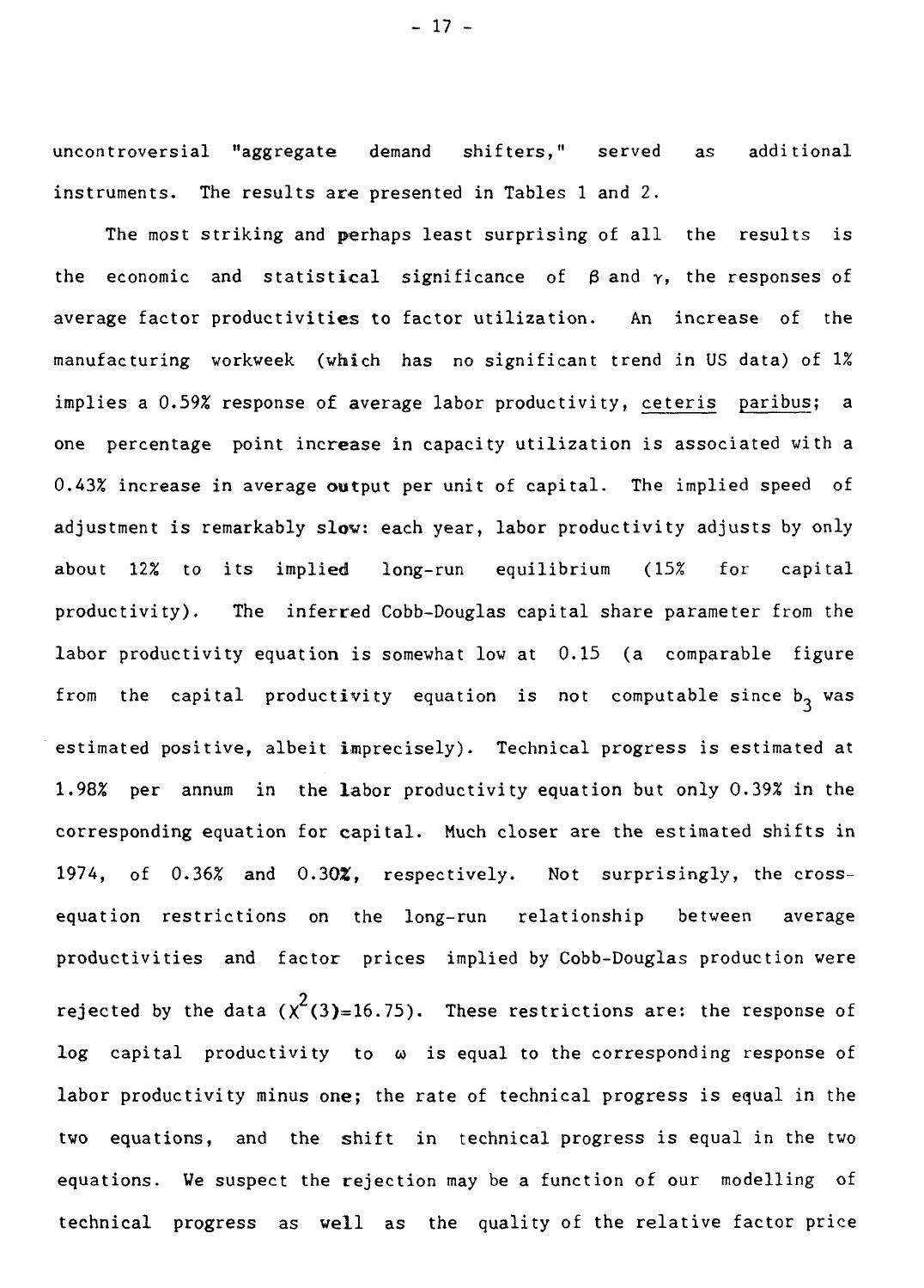uncontroversial "aggregate demand shifters," served as additional instruments. The results are presented in Tables 1 and 2.

The most striking and perhaps least surprising of all the results is the economic and statistical significance of $\beta$ and $\gamma$, the responses of average factor productivities to factor utilization. An increase of the manufacturing workweek (which has no significant trend in US data) of 1% implies a 0.59% response of average labor productivity, _ceteris paribus_; a one percentage point increase in capacity utilization is associated with a 0.43% increase in average output per unit of capital. The implied speed of adjustment is remarkably slow: each year, labor productivity adjusts by only about 12% to its implied long-run equilibrium (15% for capital productivity). The inferred Cobb-Douglas capital share parameter from the labor productivity equation is somewhat low at 0.15 (a comparable figure from the capital productivity equation is not computable since $b_3$ was estimated positive, albeit imprecisely). Technical progress is estimated at 1.98% per annum in the labor productivity equation but only 0.39% in the corresponding equation for capital. Much closer are the estimated shifts in 1974, of 0.36% and 0.30%, respectively. Not surprisingly, the cross-equation restrictions on the long-run relationship between average productivities and factor prices implied by Cobb-Douglas production were rejected by the data ($\chi^2(3)$=16.75). These restrictions are: the response of log capital productivity to $\omega$ is equal to the corresponding response of labor productivity minus one; the rate of technical progress is equal in the two equations, and the shift in technical progress is equal in the two equations. We suspect the rejection may be a function of our modelling of technical progress as well as the quality of the relative factor price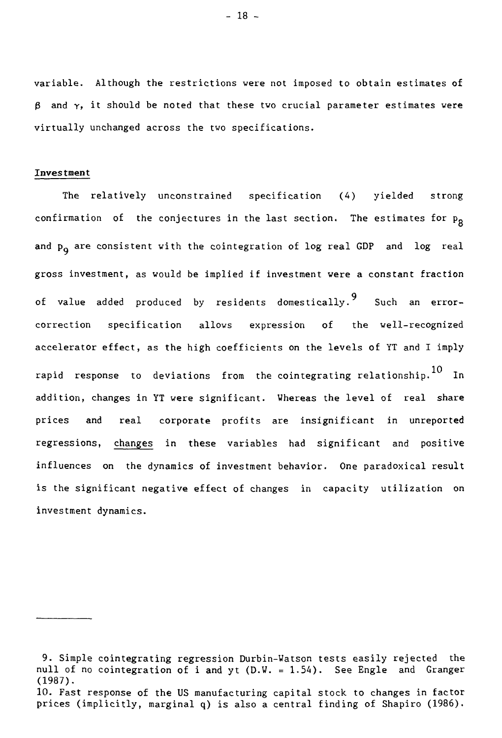variable. Although the restrictions were not imposed to obtain estimates of $\beta$ and $\gamma$, it should be noted that these two crucial parameter estimates were virtually unchanged across the two specifications.

### Investment

The relatively unconstrained specification (4) yielded strong confirmation of the conjectures in the last section. The estimates for $p_8$ and $p_9$ are consistent with the cointegration of log real GDP and log real gross investment, as would be implied if investment were a constant fraction of value added produced by residents domestically.[9] Such an error-correction specification allows expression of the well-recognized accelerator effect, as the high coefficients on the levels of YT and I imply rapid response to deviations from the cointegrating relationship.[10] In addition, changes in YT were significant. Whereas the level of real share prices and real corporate profits are insignificant in unreported regressions, changes in these variables had significant and positive influences on the dynamics of investment behavior. One paradoxical result is the significant negative effect of changes in capacity utilization on investment dynamics.

---

9. Simple cointegrating regression Durbin-Watson tests easily rejected the null of no cointegration of i and yt (D.W. = 1.54). See Engle and Granger (1987).

10. Fast response of the US manufacturing capital stock to changes in factor prices (implicitly, marginal q) is also a central finding of Shapiro (1986).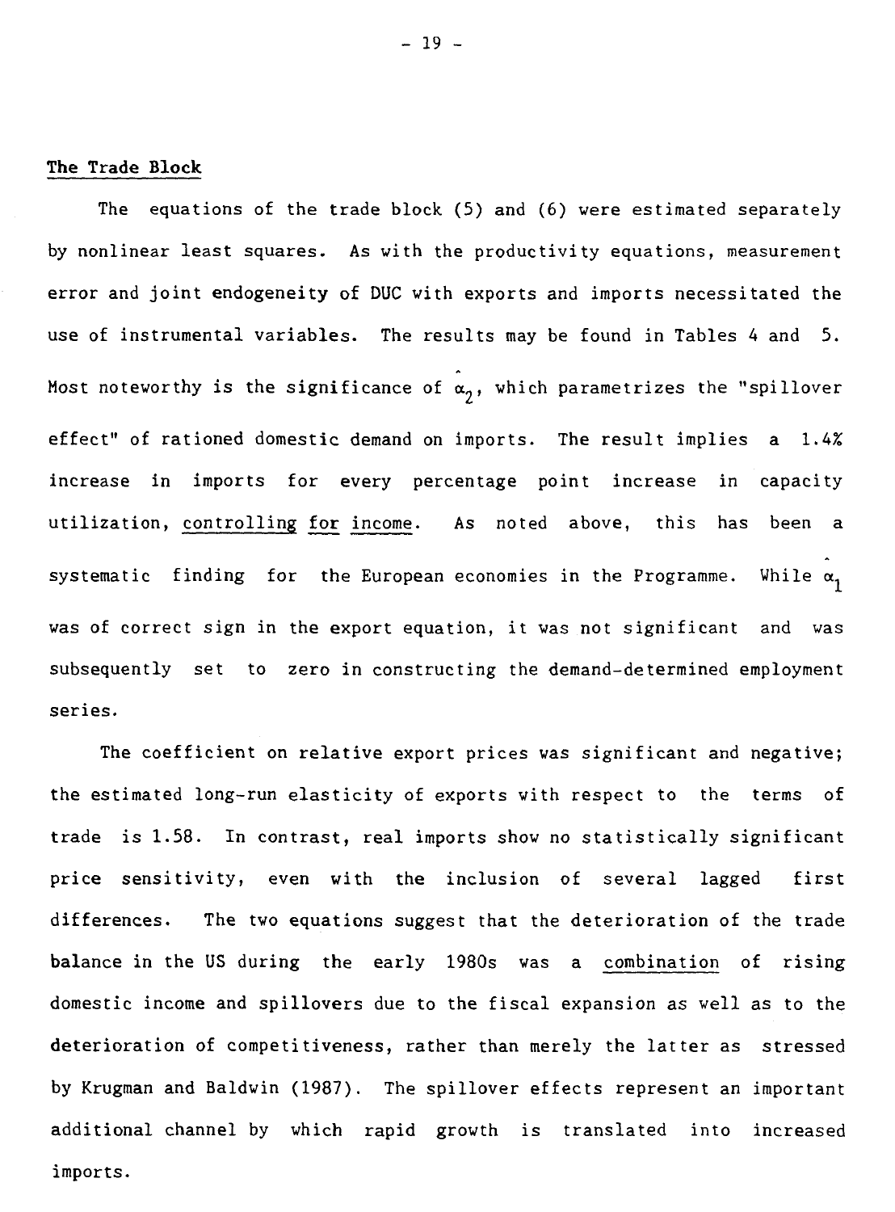## The Trade Block

The equations of the trade block (5) and (6) were estimated separately by nonlinear least squares. As with the productivity equations, measurement error and joint endogeneity of DUC with exports and imports necessitated the use of instrumental variables. The results may be found in Tables 4 and 5. Most noteworthy is the significance of $\hat{\alpha}_2$, which parametrizes the "spillover effect" of rationed domestic demand on imports. The result implies a 1.4% increase in imports for every percentage point increase in capacity utilization, <u>controlling for income</u>. As noted above, this has been a systematic finding for the European economies in the Programme. While $\hat{\alpha}_1$ was of correct sign in the export equation, it was not significant and was subsequently set to zero in constructing the demand-determined employment series.

The coefficient on relative export prices was significant and negative; the estimated long-run elasticity of exports with respect to the terms of trade is 1.58. In contrast, real imports show no statistically significant price sensitivity, even with the inclusion of several lagged first differences. The two equations suggest that the deterioration of the trade balance in the US during the early 1980s was a <u>combination</u> of rising domestic income and spillovers due to the fiscal expansion as well as to the deterioration of competitiveness, rather than merely the latter as stressed by Krugman and Baldwin (1987). The spillover effects represent an important additional channel by which rapid growth is translated into increased imports.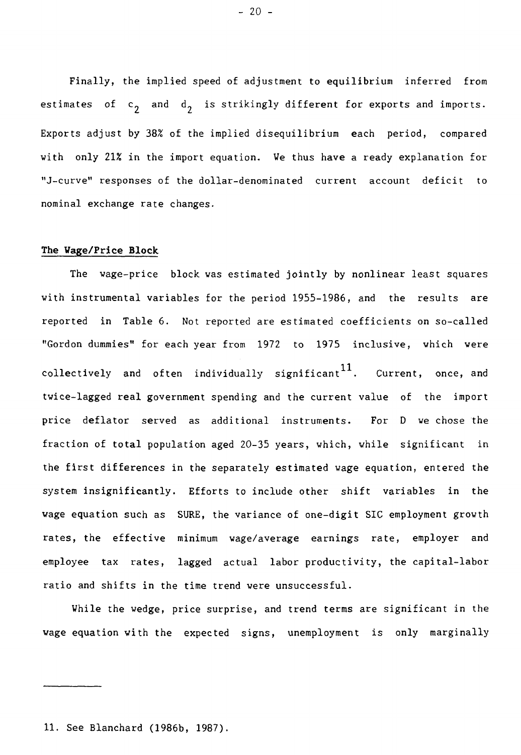Finally, the implied speed of adjustment to equilibrium inferred from estimates of $c_2$ and $d_2$ is strikingly different for exports and imports. Exports adjust by 38% of the implied disequilibrium each period, compared with only 21% in the import equation. We thus have a ready explanation for "J-curve" responses of the dollar-denominated current account deficit to nominal exchange rate changes.

**The Wage/Price Block**

The wage-price block was estimated jointly by nonlinear least squares with instrumental variables for the period 1955-1986, and the results are reported in Table 6. Not reported are estimated coefficients on so-called "Gordon dummies" for each year from 1972 to 1975 inclusive, which were collectively and often individually significant[11]. Current, once, and twice-lagged real government spending and the current value of the import price deflator served as additional instruments. For D we chose the fraction of total population aged 20-35 years, which, while significant in the first differences in the separately estimated wage equation, entered the system insignificantly. Efforts to include other shift variables in the wage equation such as SURE, the variance of one-digit SIC employment growth rates, the effective minimum wage/average earnings rate, employer and employee tax rates, lagged actual labor productivity, the capital-labor ratio and shifts in the time trend were unsuccessful.

While the wedge, price surprise, and trend terms are significant in the wage equation with the expected signs, unemployment is only marginally

---

11. See Blanchard (1986b, 1987).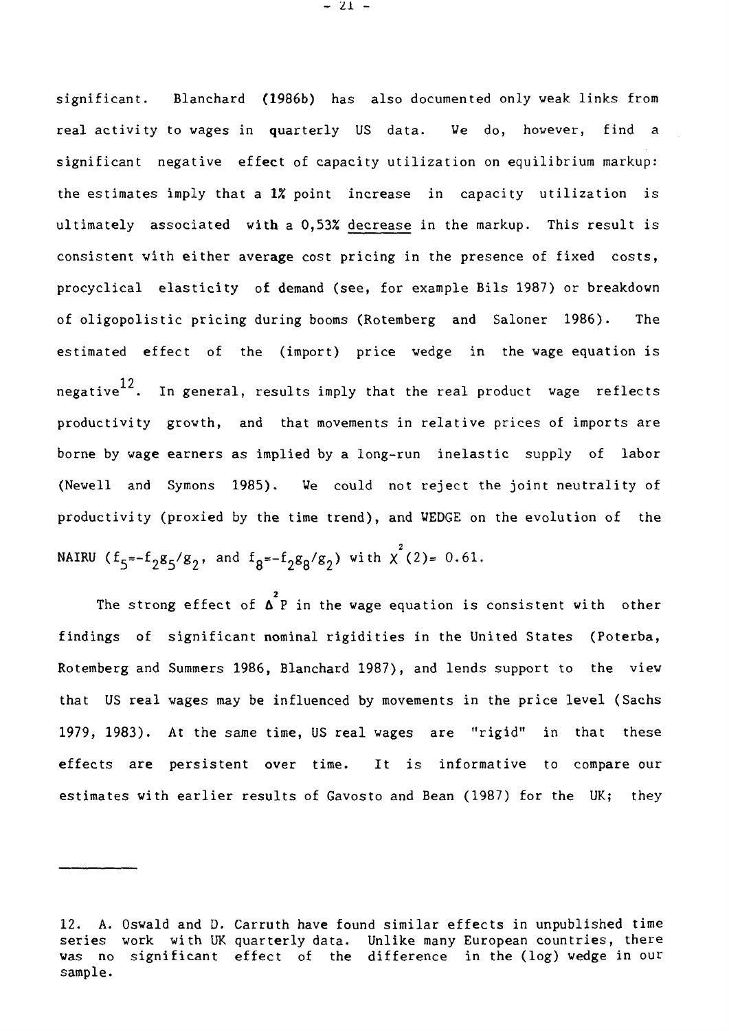significant. Blanchard (1986b) has also documented only weak links from real activity to wages in quarterly US data. We do, however, find a significant negative effect of capacity utilization on equilibrium markup: the estimates imply that a 1% point increase in capacity utilization is ultimately associated with a 0,53% decrease in the markup. This result is consistent with either average cost pricing in the presence of fixed costs, procyclical elasticity of demand (see, for example Bils 1987) or breakdown of oligopolistic pricing during booms (Rotemberg and Saloner 1986). The estimated effect of the (import) price wedge in the wage equation is negative[12]. In general, results imply that the real product wage reflects productivity growth, and that movements in relative prices of imports are borne by wage earners as implied by a long-run inelastic supply of labor (Newell and Symons 1985). We could not reject the joint neutrality of productivity (proxied by the time trend), and WEDGE on the evolution of the NAIRU ($f_5=-f_2g_5/g_2$, and $f_8=-f_2g_8/g_2$) with $\chi^2(2)= 0.61$.

The strong effect of $\Delta^2 P$ in the wage equation is consistent with other findings of significant nominal rigidities in the United States (Poterba, Rotemberg and Summers 1986, Blanchard 1987), and lends support to the view that US real wages may be influenced by movements in the price level (Sachs 1979, 1983). At the same time, US real wages are "rigid" in that these effects are persistent over time. It is informative to compare our estimates with earlier results of Gavosto and Bean (1987) for the UK; they

---

12. A. Oswald and D. Carruth have found similar effects in unpublished time series work with UK quarterly data. Unlike many European countries, there was no significant effect of the difference in the (log) wedge in our sample.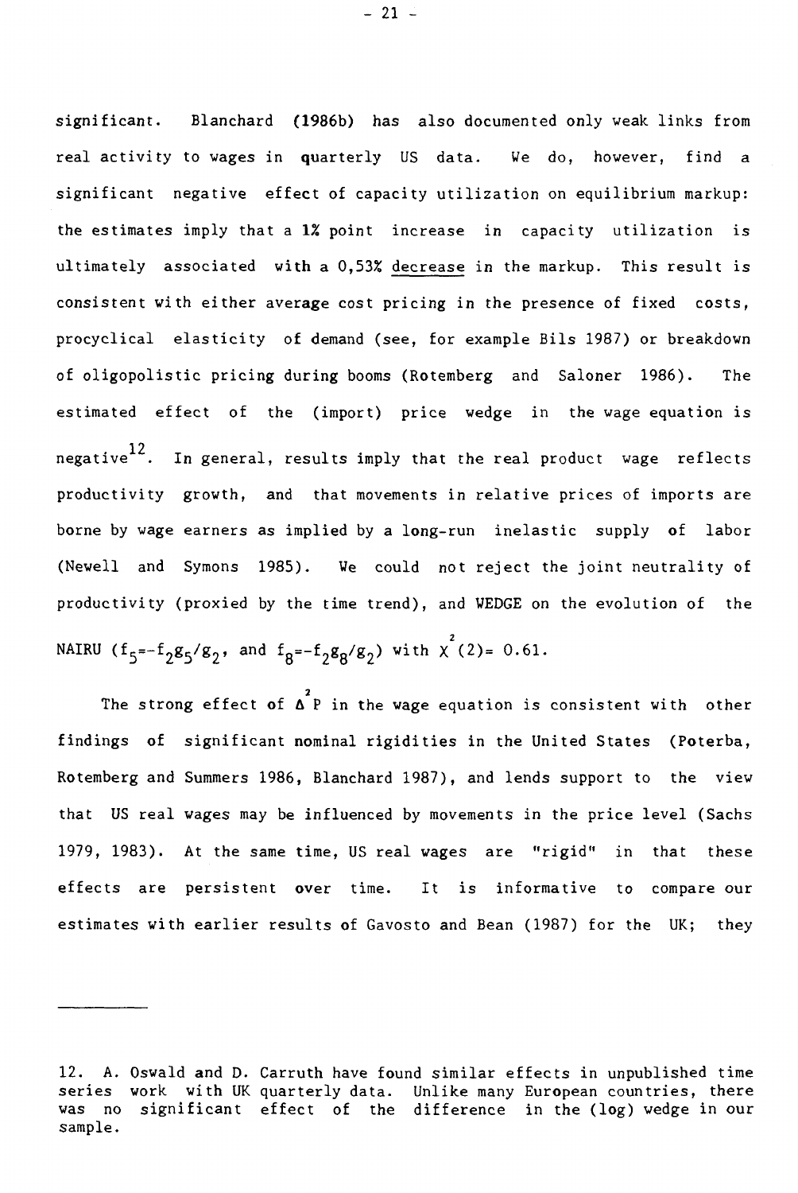significant. Blanchard (1986b) has also documented only weak links from real activity to wages in quarterly US data. We do, however, find a significant negative effect of capacity utilization on equilibrium markup: the estimates imply that a 1% point increase in capacity utilization is ultimately associated with a 0,53% decrease in the markup. This result is consistent with either average cost pricing in the presence of fixed costs, procyclical elasticity of demand (see, for example Bils 1987) or breakdown of oligopolistic pricing during booms (Rotemberg and Saloner 1986). The estimated effect of the (import) price wedge in the wage equation is negative[12]. In general, results imply that the real product wage reflects productivity growth, and that movements in relative prices of imports are borne by wage earners as implied by a long-run inelastic supply of labor (Newell and Symons 1985). We could not reject the joint neutrality of productivity (proxied by the time trend), and WEDGE on the evolution of the NAIRU ($f_5=-f_2g_5/g_2$, and $f_8=-f_2g_8/g_2$) with $\chi^2(2)= 0.61$.

The strong effect of $\Delta^2 P$ in the wage equation is consistent with other findings of significant nominal rigidities in the United States (Poterba, Rotemberg and Summers 1986, Blanchard 1987), and lends support to the view that US real wages may be influenced by movements in the price level (Sachs 1979, 1983). At the same time, US real wages are "rigid" in that these effects are persistent over time. It is informative to compare our estimates with earlier results of Gavosto and Bean (1987) for the UK; they

---

12. A. Oswald and D. Carruth have found similar effects in unpublished time series work with UK quarterly data. Unlike many European countries, there was no significant effect of the difference in the (log) wedge in our sample.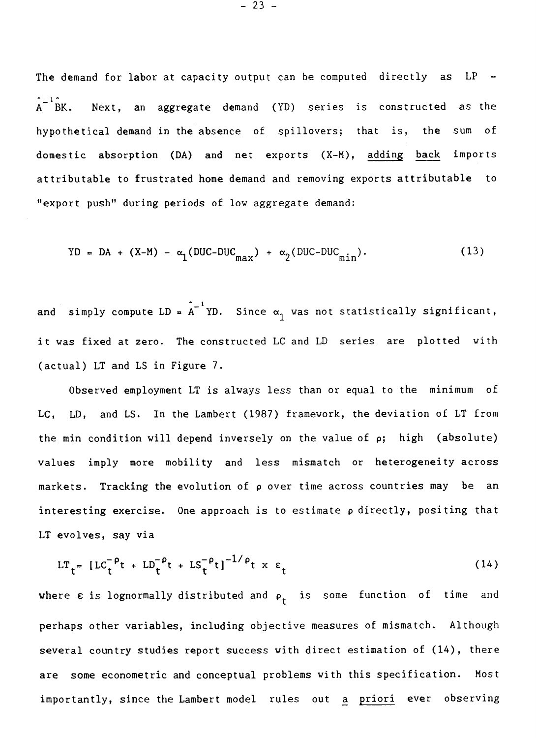The demand for labor at capacity output can be computed directly as $LP = \hat{A}^{-1}\hat{B}K$. Next, an aggregate demand (YD) series is constructed as the hypothetical demand in the absence of spillovers; that is, the sum of domestic absorption (DA) and net exports (X-M), <u>adding back</u> imports attributable to frustrated home demand and removing exports attributable to "export push" during periods of low aggregate demand:

$$YD = DA + (X-M) - \alpha_1(DUC-DUC_{max}) + \alpha_2(DUC-DUC_{min}). \tag{13}$$

and simply compute $LD = \hat{A}^{-1}YD$. Since $\alpha_1$ was not statistically significant, it was fixed at zero. The constructed LC and LD series are plotted with (actual) LT and LS in Figure 7.

Observed employment LT is always less than or equal to the minimum of LC, LD, and LS. In the Lambert (1987) framework, the deviation of LT from the min condition will depend inversely on the value of $\rho$; high (absolute) values imply more mobility and less mismatch or heterogeneity across markets. Tracking the evolution of $\rho$ over time across countries may be an interesting exercise. One approach is to estimate $\rho$ directly, positing that LT evolves, say via

$$LT_t = [LC_t^{-\rho_t} + LD_t^{-\rho_t} + LS_t^{-\rho_t}]^{-1/\rho_t} \times \varepsilon_t \tag{14}$$

where $\varepsilon$ is lognormally distributed and $\rho_t$ is some function of time and perhaps other variables, including objective measures of mismatch. Although several country studies report success with direct estimation of (14), there are some econometric and conceptual problems with this specification. Most importantly, since the Lambert model rules out *a priori* ever observing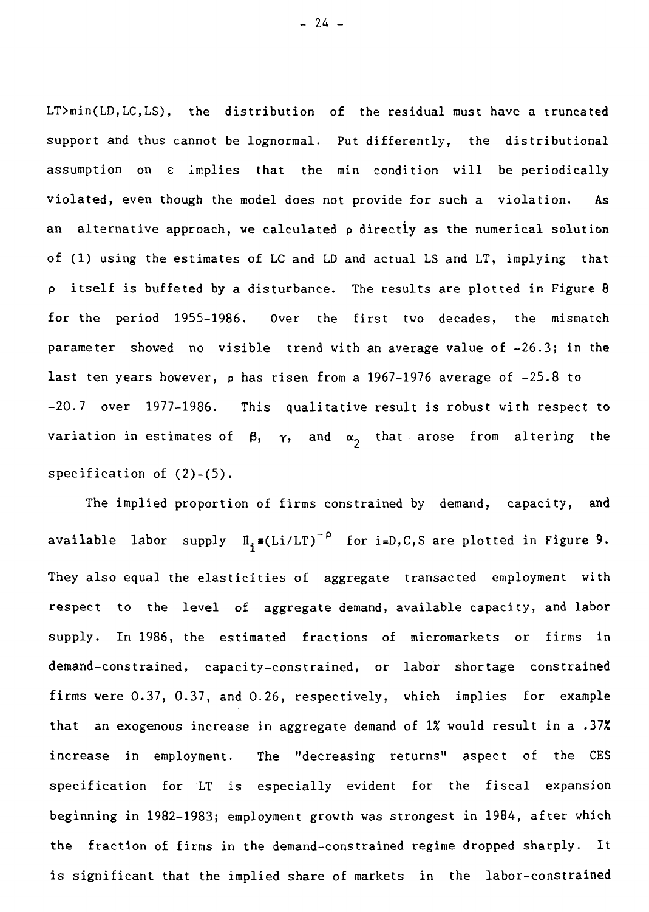$LT > \min(LD, LC, LS)$, the distribution of the residual must have a truncated support and thus cannot be lognormal. Put differently, the distributional assumption on $\varepsilon$ implies that the min condition will be periodically violated, even though the model does not provide for such a violation. As an alternative approach, we calculated $\rho$ directly as the numerical solution of (1) using the estimates of LC and LD and actual LS and LT, implying that $\rho$ itself is buffeted by a disturbance. The results are plotted in Figure 8 for the period 1955-1986. Over the first two decades, the mismatch parameter showed no visible trend with an average value of -26.3; in the last ten years however, $\rho$ has risen from a 1967-1976 average of -25.8 to -20.7 over 1977-1986. This qualitative result is robust with respect to variation in estimates of $\beta$, $\gamma$, and $\alpha_2$ that arose from altering the specification of (2)-(5).

The implied proportion of firms constrained by demand, capacity, and available labor supply $\Pi_i \equiv (Li/LT)^{-\rho}$ for i=D,C,S are plotted in Figure 9. They also equal the elasticities of aggregate transacted employment with respect to the level of aggregate demand, available capacity, and labor supply. In 1986, the estimated fractions of micromarkets or firms in demand-constrained, capacity-constrained, or labor shortage constrained firms were 0.37, 0.37, and 0.26, respectively, which implies for example that an exogenous increase in aggregate demand of 1% would result in a .37% increase in employment. The "decreasing returns" aspect of the CES specification for LT is especially evident for the fiscal expansion beginning in 1982-1983; employment growth was strongest in 1984, after which the fraction of firms in the demand-constrained regime dropped sharply. It is significant that the implied share of markets in the labor-constrained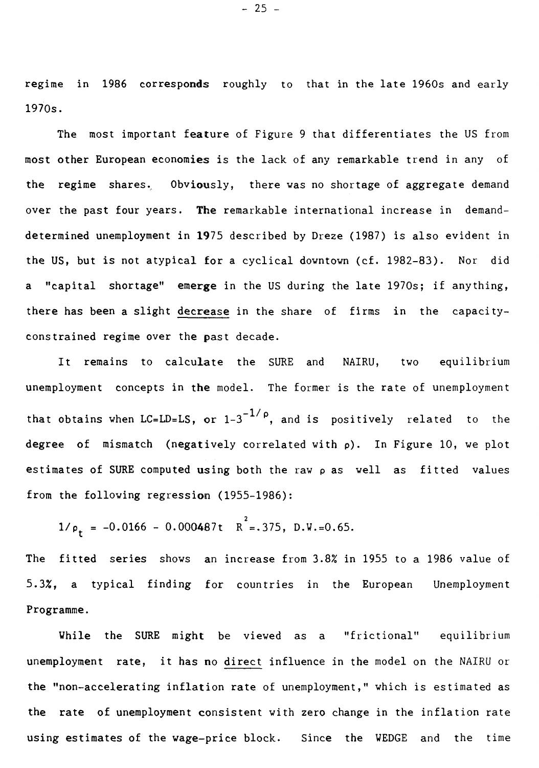regime in 1986 corresponds roughly to that in the late 1960s and early 1970s.

The most important feature of Figure 9 that differentiates the US from most other European economies is the lack of any remarkable trend in any of the regime shares. Obviously, there was no shortage of aggregate demand over the past four years. The remarkable international increase in demand-determined unemployment in 1975 described by Dreze (1987) is also evident in the US, but is not atypical for a cyclical downtown (cf. 1982-83). Nor did a "capital shortage" emerge in the US during the late 1970s; if anything, there has been a slight <u>decrease</u> in the share of firms in the capacity-constrained regime over the past decade.

It remains to calculate the SURE and NAIRU, two equilibrium unemployment concepts in the model. The former is the rate of unemployment that obtains when LC=LD=LS, or $1-3^{-1/\rho}$, and is positively related to the degree of mismatch (negatively correlated with $\rho$). In Figure 10, we plot estimates of SURE computed using both the raw $\rho$ as well as fitted values from the following regression (1955-1986):

$$1/\rho_t = -0.0166 - 0.000487t \quad R^2=.375, \text{ D.W.}=0.65.$$

The fitted series shows an increase from 3.8% in 1955 to a 1986 value of 5.3%, a typical finding for countries in the European Unemployment Programme.

While the SURE might be viewed as a "frictional" equilibrium unemployment rate, it has no <u>direct</u> influence in the model on the NAIRU or the "non-accelerating inflation rate of unemployment," which is estimated as the rate of unemployment consistent with zero change in the inflation rate using estimates of the wage-price block. Since the WEDGE and the time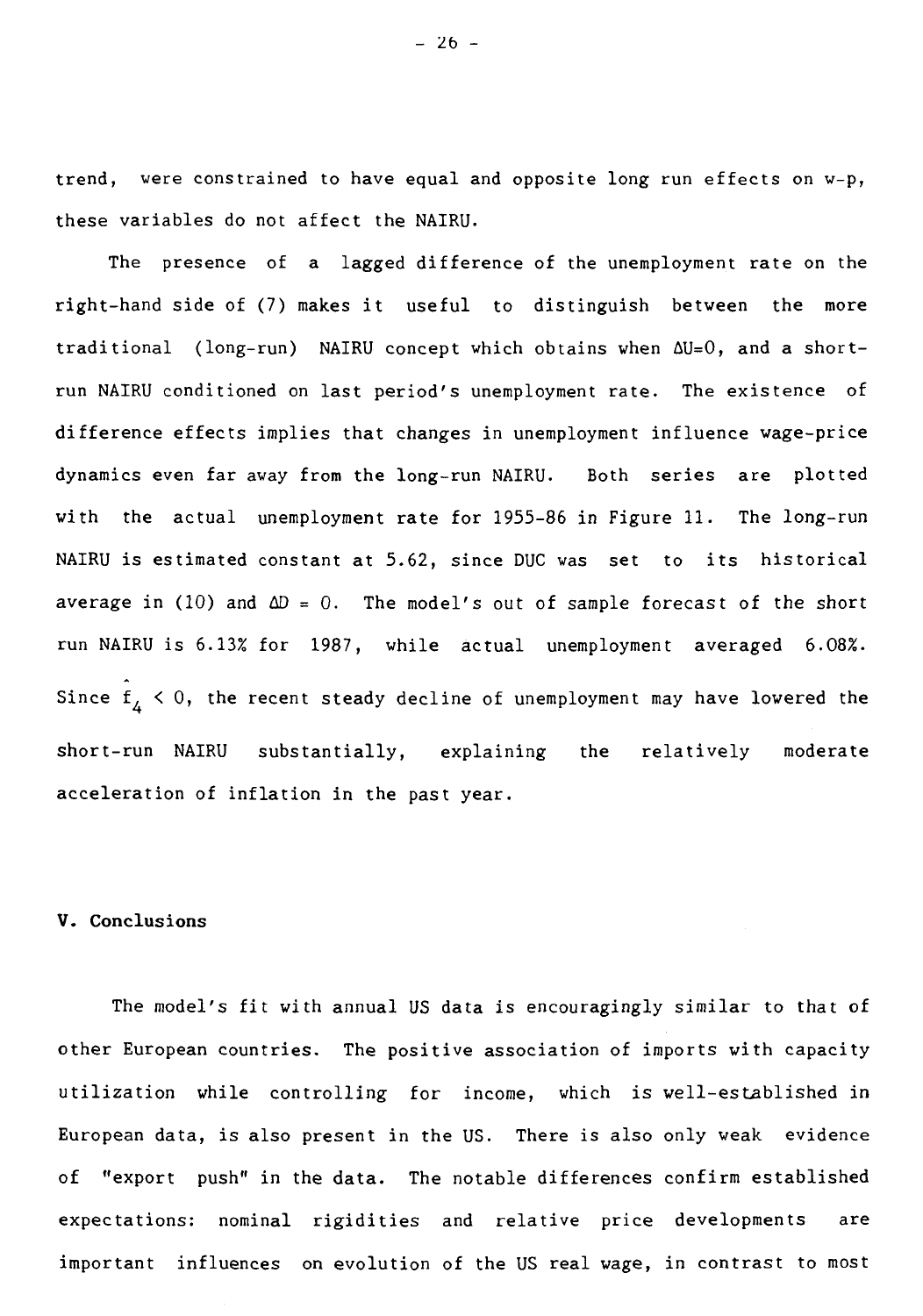trend, were constrained to have equal and opposite long run effects on w-p, these variables do not affect the NAIRU.

The presence of a lagged difference of the unemployment rate on the right-hand side of (7) makes it useful to distinguish between the more traditional (long-run) NAIRU concept which obtains when $\Delta U=0$, and a short-run NAIRU conditioned on last period's unemployment rate. The existence of difference effects implies that changes in unemployment influence wage-price dynamics even far away from the long-run NAIRU. Both series are plotted with the actual unemployment rate for 1955-86 in Figure 11. The long-run NAIRU is estimated constant at 5.62, since DUC was set to its historical average in (10) and $\Delta D = 0$. The model's out of sample forecast of the short run NAIRU is 6.13% for 1987, while actual unemployment averaged 6.08%. Since $\hat{f}_4 < 0$, the recent steady decline of unemployment may have lowered the short-run NAIRU substantially, explaining the relatively moderate acceleration of inflation in the past year.

## V. Conclusions

The model's fit with annual US data is encouragingly similar to that of other European countries. The positive association of imports with capacity utilization while controlling for income, which is well-established in European data, is also present in the US. There is also only weak evidence of "export push" in the data. The notable differences confirm established expectations: nominal rigidities and relative price developments are important influences on evolution of the US real wage, in contrast to most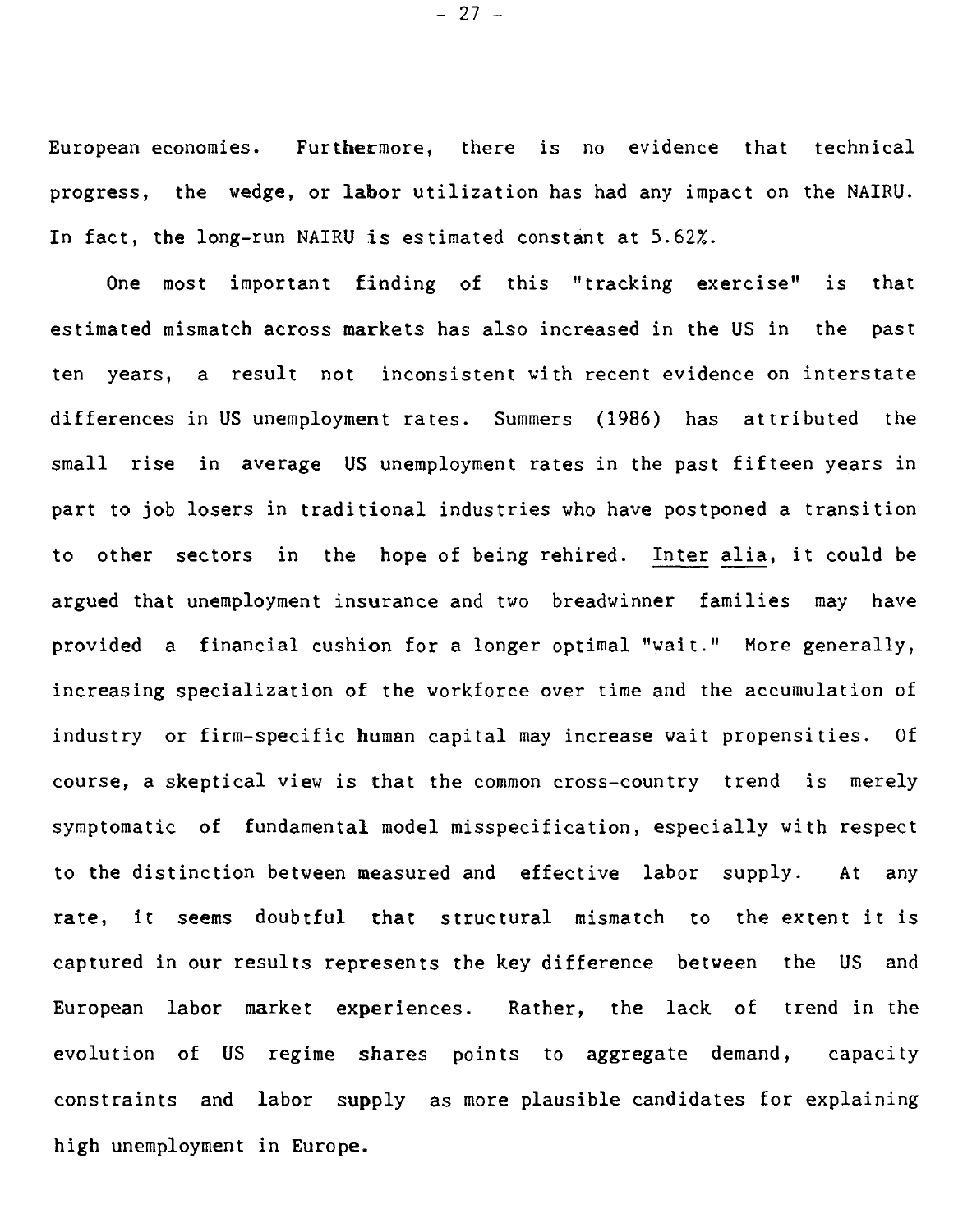European economies. Furthermore, there is no evidence that technical progress, the wedge, or labor utilization has had any impact on the NAIRU. In fact, the long-run NAIRU is estimated constant at 5.62%.

One most important finding of this "tracking exercise" is that estimated mismatch across markets has also increased in the US in the past ten years, a result not inconsistent with recent evidence on interstate differences in US unemployment rates. Summers (1986) has attributed the small rise in average US unemployment rates in the past fifteen years in part to job losers in traditional industries who have postponed a transition to other sectors in the hope of being rehired. Inter alia, it could be argued that unemployment insurance and two breadwinner families may have provided a financial cushion for a longer optimal "wait." More generally, increasing specialization of the workforce over time and the accumulation of industry or firm-specific human capital may increase wait propensities. Of course, a skeptical view is that the common cross-country trend is merely symptomatic of fundamental model misspecification, especially with respect to the distinction between measured and effective labor supply. At any rate, it seems doubtful that structural mismatch to the extent it is captured in our results represents the key difference between the US and European labor market experiences. Rather, the lack of trend in the evolution of US regime shares points to aggregate demand, capacity constraints and labor supply as more plausible candidates for explaining high unemployment in Europe.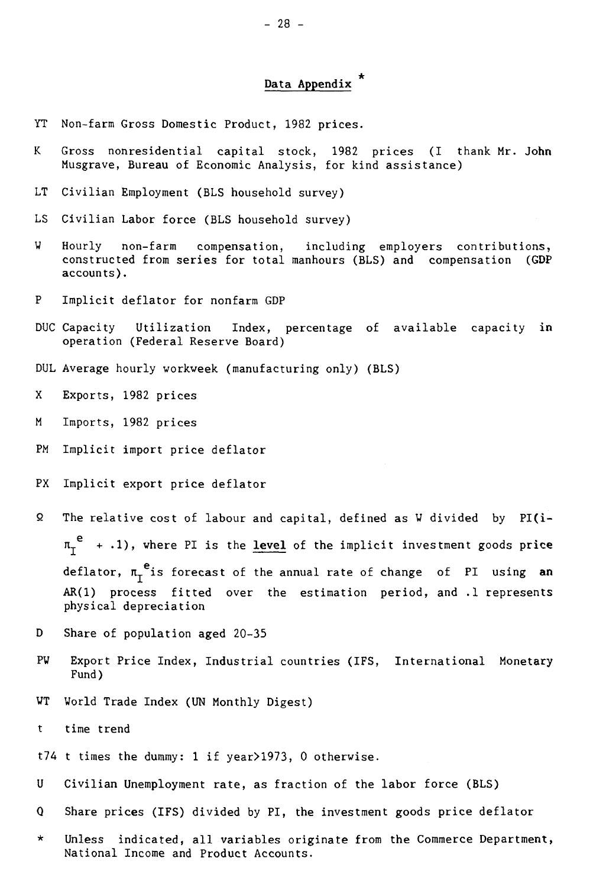## Data Appendix *

YT Non-farm Gross Domestic Product, 1982 prices.

K Gross nonresidential capital stock, 1982 prices (I thank Mr. John Musgrave, Bureau of Economic Analysis, for kind assistance)

LT Civilian Employment (BLS household survey)

LS Civilian Labor force (BLS household survey)

W Hourly non-farm compensation, including employers contributions, constructed from series for total manhours (BLS) and compensation (GDP accounts).

P Implicit deflator for nonfarm GDP

DUC Capacity Utilization Index, percentage of available capacity in operation (Federal Reserve Board)

DUL Average hourly workweek (manufacturing only) (BLS)

X Exports, 1982 prices

M Imports, 1982 prices

PM Implicit import price deflator

PX Implicit export price deflator

$\Omega$ The relative cost of labour and capital, defined as W divided by $PI(i-\pi_I^e + .1)$, where PI is the <u>level</u> of the implicit investment goods price deflator, $\pi_I^e$ is forecast of the annual rate of change of PI using an AR(1) process fitted over the estimation period, and .1 represents physical depreciation

D Share of population aged 20-35

PW Export Price Index, Industrial countries (IFS, International Monetary Fund)

WT World Trade Index (UN Monthly Digest)

t time trend

t74 t times the dummy: 1 if year>1973, 0 otherwise.

U Civilian Unemployment rate, as fraction of the labor force (BLS)

Q Share prices (IFS) divided by PI, the investment goods price deflator

\* Unless indicated, all variables originate from the Commerce Department, National Income and Product Accounts.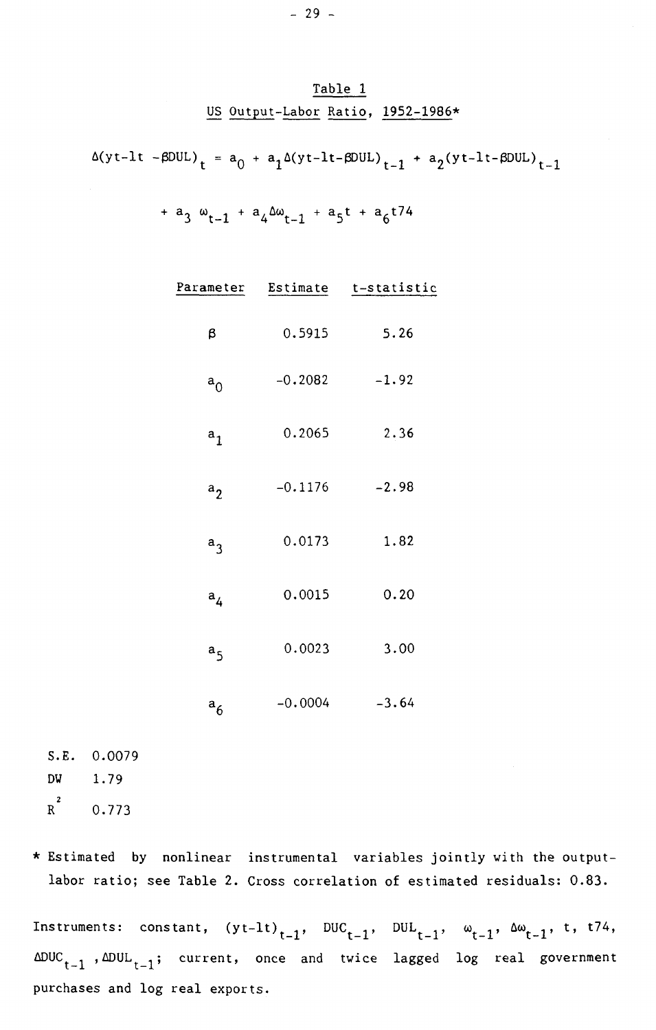## Table 1

US Output-Labor Ratio, 1952-1986*

$$\Delta(yt-lt-\beta DUL)_t = a_0 + a_1\Delta(yt-lt-\beta DUL)_{t-1} + a_2(yt-lt-\beta DUL)_{t-1}$$

$$+ a_3\,\omega_{t-1} + a_4\Delta\omega_{t-1} + a_5 t + a_6 t74$$

| Parameter | Estimate | t-statistic |
|---|---|---|
| $\beta$ | 0.5915 | 5.26 |
| $a_0$ | -0.2082 | -1.92 |
| $a_1$ | 0.2065 | 2.36 |
| $a_2$ | -0.1176 | -2.98 |
| $a_3$ | 0.0173 | 1.82 |
| $a_4$ | 0.0015 | 0.20 |
| $a_5$ | 0.0023 | 3.00 |
| $a_6$ | -0.0004 | -3.64 |

S.E. 0.0079

DW 1.79

$R^2$ 0.773

\* Estimated by nonlinear instrumental variables jointly with the output-labor ratio; see Table 2. Cross correlation of estimated residuals: 0.83.

Instruments: constant, $(yt-lt)_{t-1}$, $DUC_{t-1}$, $DUL_{t-1}$, $\omega_{t-1}$, $\Delta\omega_{t-1}$, t, t74, $\Delta DUC_{t-1}$, $\Delta DUL_{t-1}$; current, once and twice lagged log real government purchases and log real exports.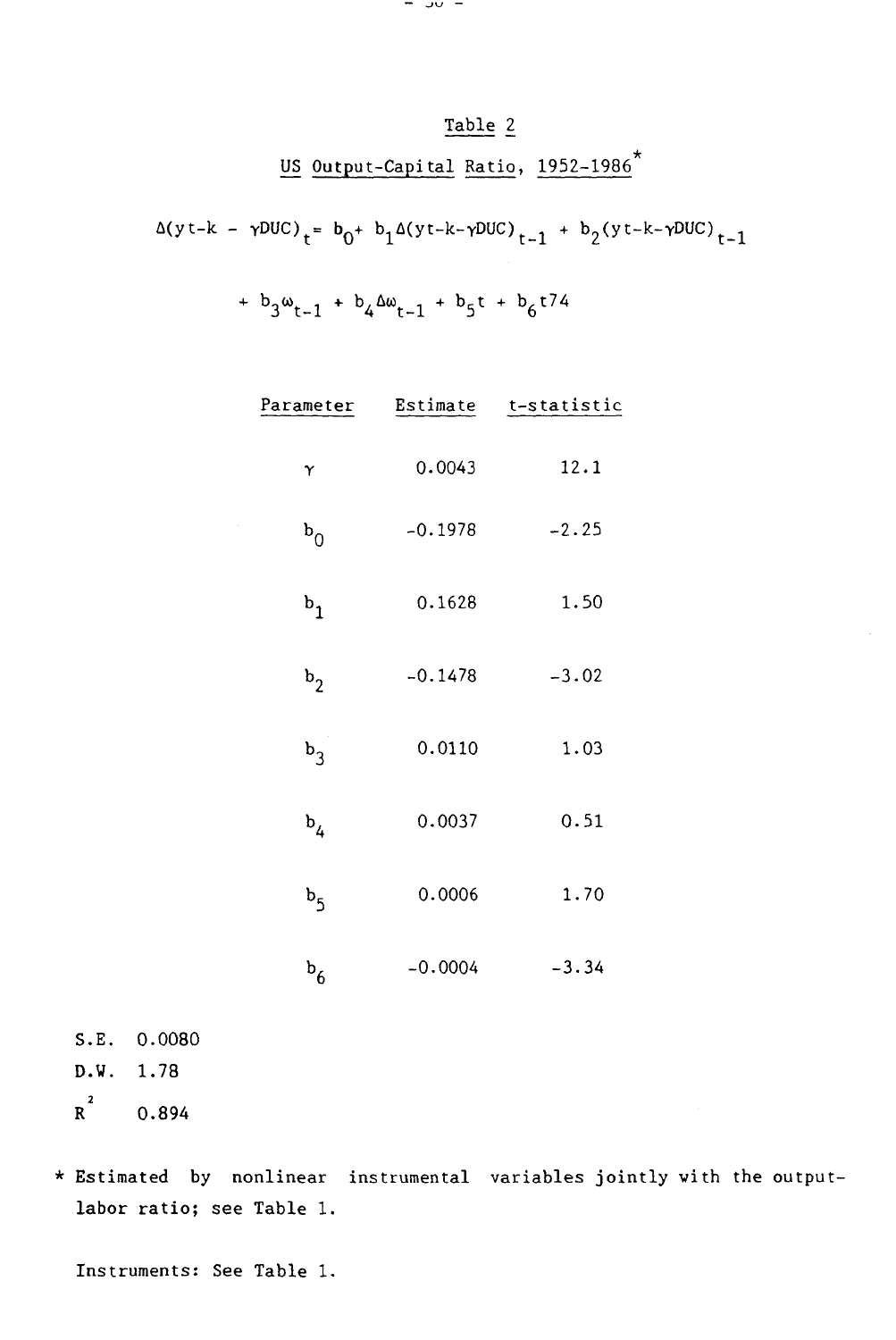## Table 2

### US Output-Capital Ratio, 1952-1986*

$$\Delta(yt\text{-}k - \gamma DUC)_t = b_0 + b_1\Delta(yt\text{-}k\text{-}\gamma DUC)_{t-1} + b_2(yt\text{-}k\text{-}\gamma DUC)_{t-1}$$

$$+ b_3\omega_{t-1} + b_4\Delta\omega_{t-1} + b_5 t + b_6 t74$$

| Parameter | Estimate | t-statistic |
|---|---|---|
| $\gamma$ | 0.0043 | 12.1 |
| $b_0$ | -0.1978 | -2.25 |
| $b_1$ | 0.1628 | 1.50 |
| $b_2$ | -0.1478 | -3.02 |
| $b_3$ | 0.0110 | 1.03 |
| $b_4$ | 0.0037 | 0.51 |
| $b_5$ | 0.0006 | 1.70 |
| $b_6$ | -0.0004 | -3.34 |

S.E. 0.0080

D.W. 1.78

$R^2$ 0.894

* Estimated by nonlinear instrumental variables jointly with the output-labor ratio; see Table 1.

Instruments: See Table 1.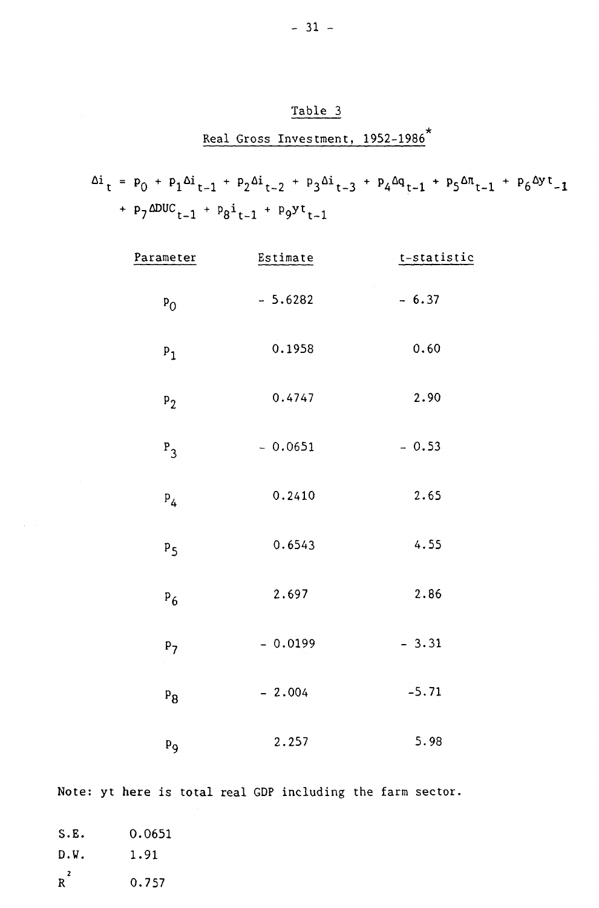## Table 3

### Real Gross Investment, 1952-1986*

$$\Delta i_t = p_0 + p_1 \Delta i_{t-1} + p_2 \Delta i_{t-2} + p_3 \Delta i_{t-3} + p_4 \Delta q_{t-1} + p_5 \Delta \pi_{t-1} + p_6 \Delta yt_{-1} + p_7 \Delta DUC_{t-1} + p_8 i_{t-1} + p_9 yt_{t-1}$$

| Parameter | Estimate | t-statistic |
|---|---|---|
| $p_0$ | - 5.6282 | - 6.37 |
| $p_1$ | 0.1958 | 0.60 |
| $p_2$ | 0.4747 | 2.90 |
| $p_3$ | - 0.0651 | - 0.53 |
| $p_4$ | 0.2410 | 2.65 |
| $p_5$ | 0.6543 | 4.55 |
| $p_6$ | 2.697 | 2.86 |
| $p_7$ | - 0.0199 | - 3.31 |
| $p_8$ | - 2.004 | -5.71 |
| $p_9$ | 2.257 | 5.98 |

Note: yt here is total real GDP including the farm sector.

S.E. 0.0651

D.W. 1.91

$R^2$ 0.757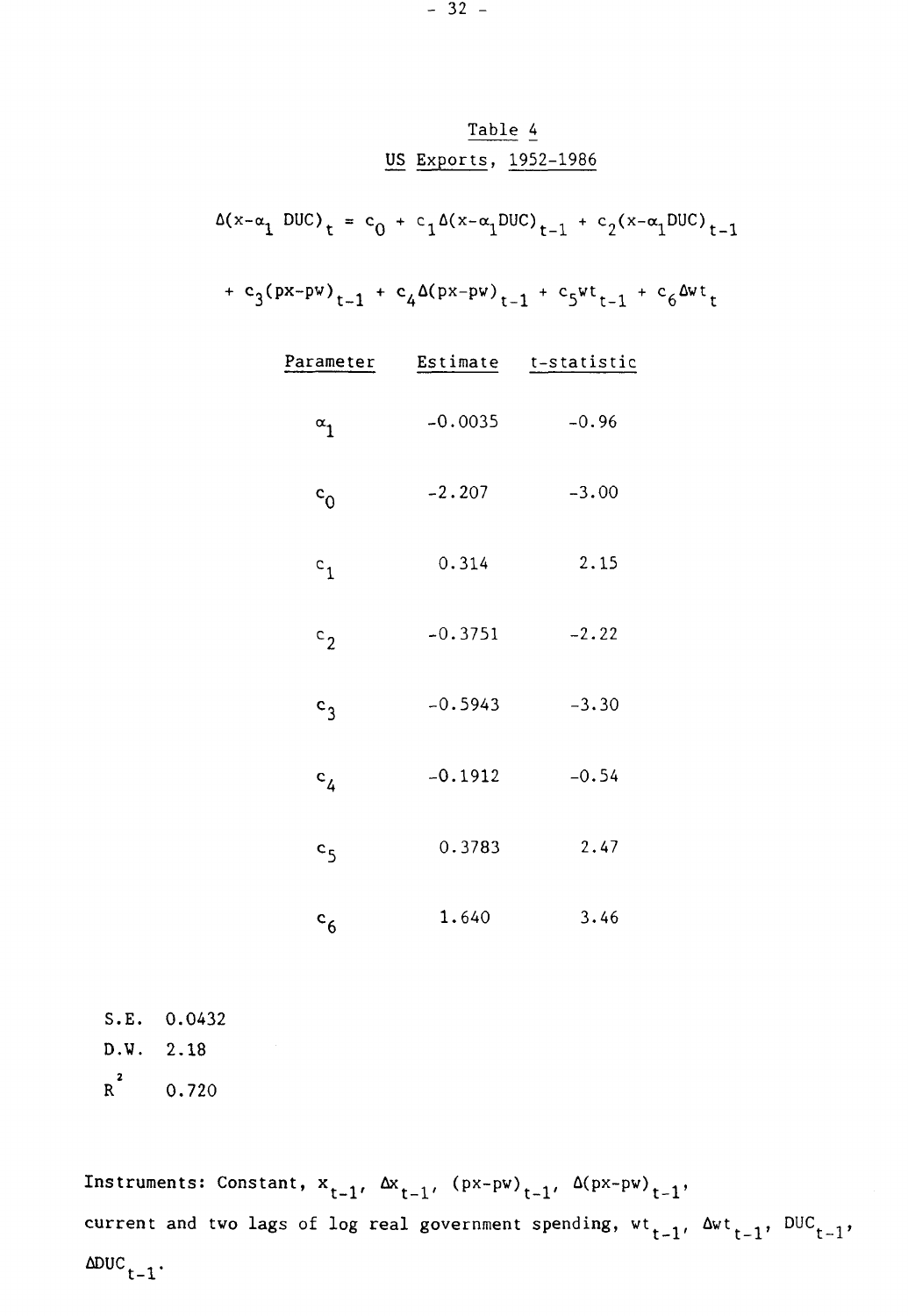## Table 4

## US Exports, 1952-1986

$$\Delta(x-\alpha_1 \, DUC)_t = c_0 + c_1 \Delta(x-\alpha_1 DUC)_{t-1} + c_2(x-\alpha_1 DUC)_{t-1}$$

$$+ c_3(px-pw)_{t-1} + c_4 \Delta(px-pw)_{t-1} + c_5 wt_{t-1} + c_6 \Delta wt_t$$

| Parameter | Estimate | t-statistic |
|---|---|---|
| $\alpha_1$ | -0.0035 | -0.96 |
| $c_0$ | -2.207 | -3.00 |
| $c_1$ | 0.314 | 2.15 |
| $c_2$ | -0.3751 | -2.22 |
| $c_3$ | -0.5943 | -3.30 |
| $c_4$ | -0.1912 | -0.54 |
| $c_5$ | 0.3783 | 2.47 |
| $c_6$ | 1.640 | 3.46 |

S.E. 0.0432

D.W. 2.18

$R^2$ 0.720

Instruments: Constant, $x_{t-1}$, $\Delta x_{t-1}$, $(px-pw)_{t-1}$, $\Delta(px-pw)_{t-1}$, current and two lags of log real government spending, $wt_{t-1}$, $\Delta wt_{t-1}$, $DUC_{t-1}$, $\Delta DUC_{t-1}$.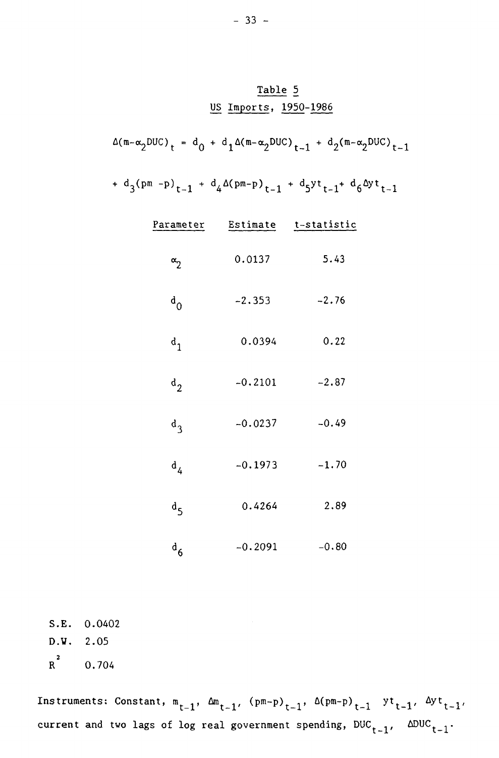## Table 5

### US Imports, 1950-1986

$$\Delta(m-\alpha_2 DUC)_t = d_0 + d_1\Delta(m-\alpha_2 DUC)_{t-1} + d_2(m-\alpha_2 DUC)_{t-1}$$

$$+ d_3(pm - p)_{t-1} + d_4\Delta(pm-p)_{t-1} + d_5 yt_{t-1} + d_6\Delta yt_{t-1}$$

| Parameter | Estimate | t-statistic |
|---|---|---|
| $\alpha_2$ | 0.0137 | 5.43 |
| $d_0$ | -2.353 | -2.76 |
| $d_1$ | 0.0394 | 0.22 |
| $d_2$ | -0.2101 | -2.87 |
| $d_3$ | -0.0237 | -0.49 |
| $d_4$ | -0.1973 | -1.70 |
| $d_5$ | 0.4264 | 2.89 |
| $d_6$ | -0.2091 | -0.80 |

S.E. 0.0402

D.W. 2.05

$R^2$ 0.704

Instruments: Constant, $m_{t-1}$, $\Delta m_{t-1}$, $(pm-p)_{t-1}$, $\Delta(pm-p)_{t-1}$ $yt_{t-1}$, $\Delta yt_{t-1}$, current and two lags of log real government spending, $DUC_{t-1}$, $\Delta DUC_{t-1}$.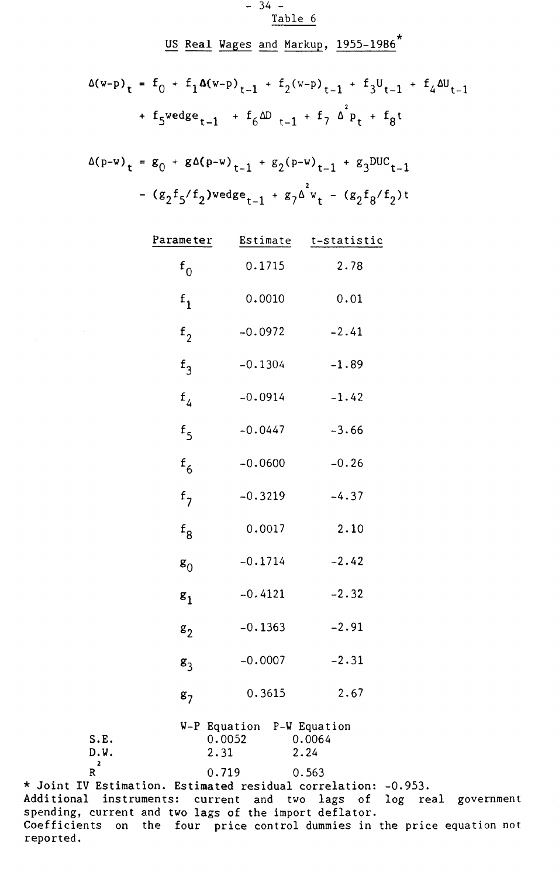Table 6

US Real Wages and Markup, 1955-1986*

$$\Delta(w-p)_t = f_0 + f_1\Delta(w-p)_{t-1} + f_2(w-p)_{t-1} + f_3U_{t-1} + f_4\Delta U_{t-1} + f_5\text{wedge}_{t-1} + f_6\Delta D_{t-1} + f_7\Delta^2 p_t + f_8 t$$

$$\Delta(p-w)_t = g_0 + g\Delta(p-w)_{t-1} + g_2(p-w)_{t-1} + g_3\text{DUC}_{t-1} - (g_2f_5/f_2)\text{wedge}_{t-1} + g_7\Delta^2 w_t - (g_2f_8/f_2)t$$

| Parameter | Estimate | t-statistic |
|---|---|---|
| $f_0$ | 0.1715 | 2.78 |
| $f_1$ | 0.0010 | 0.01 |
| $f_2$ | -0.0972 | -2.41 |
| $f_3$ | -0.1304 | -1.89 |
| $f_4$ | -0.0914 | -1.42 |
| $f_5$ | -0.0447 | -3.66 |
| $f_6$ | -0.0600 | -0.26 |
| $f_7$ | -0.3219 | -4.37 |
| $f_8$ | 0.0017 | 2.10 |
| $g_0$ | -0.1714 | -2.42 |
| $g_1$ | -0.4121 | -2.32 |
| $g_2$ | -0.1363 | -2.91 |
| $g_3$ | -0.0007 | -2.31 |
| $g_7$ | 0.3615 | 2.67 |

| | W-P Equation | P-W Equation |
|---|---|---|
| S.E. | 0.0052 | 0.0064 |
| D.W. | 2.31 | 2.24 |
| $R^2$ | 0.719 | 0.563 |

* Joint IV Estimation. Estimated residual correlation: -0.953.
Additional instruments: current and two lags of log real government spending, current and two lags of the import deflator.
Coefficients on the four price control dummies in the price equation not reported.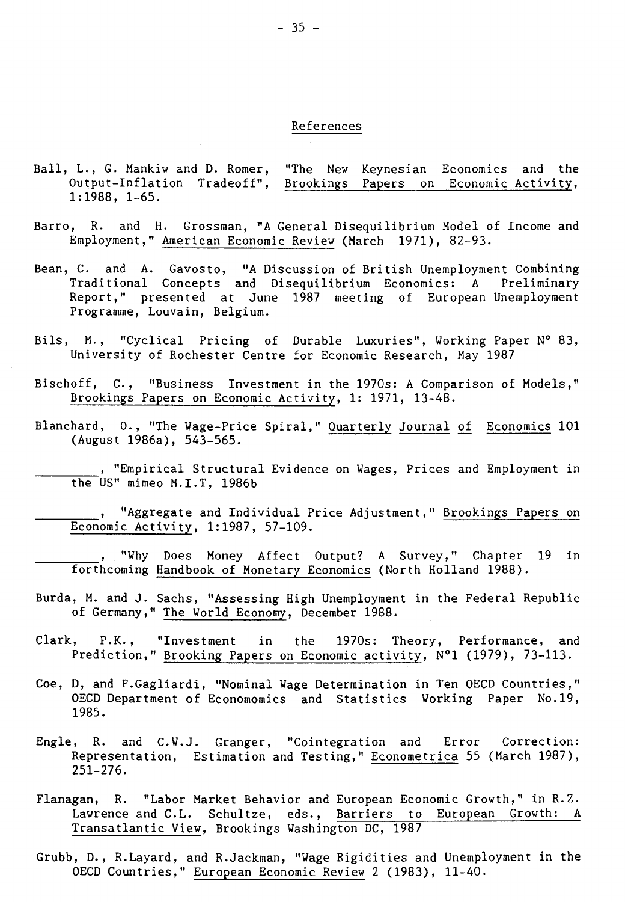## References

Ball, L., G. Mankiw and D. Romer, "The New Keynesian Economics and the Output-Inflation Tradeoff", Brookings Papers on Economic Activity, 1:1988, 1-65.

Barro, R. and H. Grossman, "A General Disequilibrium Model of Income and Employment," American Economic Review (March 1971), 82-93.

Bean, C. and A. Gavosto, "A Discussion of British Unemployment Combining Traditional Concepts and Disequilibrium Economics: A Preliminary Report," presented at June 1987 meeting of European Unemployment Programme, Louvain, Belgium.

Bils, M., "Cyclical Pricing of Durable Luxuries", Working Paper N° 83, University of Rochester Centre for Economic Research, May 1987

Bischoff, C., "Business Investment in the 1970s: A Comparison of Models," Brookings Papers on Economic Activity, 1: 1971, 13-48.

Blanchard, O., "The Wage-Price Spiral," Quarterly Journal of Economics 101 (August 1986a), 543-565.

________, "Empirical Structural Evidence on Wages, Prices and Employment in the US" mimeo M.I.T, 1986b

________, "Aggregate and Individual Price Adjustment," Brookings Papers on Economic Activity, 1:1987, 57-109.

________, "Why Does Money Affect Output? A Survey," Chapter 19 in forthcoming Handbook of Monetary Economics (North Holland 1988).

Burda, M. and J. Sachs, "Assessing High Unemployment in the Federal Republic of Germany," The World Economy, December 1988.

Clark, P.K., "Investment in the 1970s: Theory, Performance, and Prediction," Brooking Papers on Economic activity, N°1 (1979), 73-113.

Coe, D, and F.Gagliardi, "Nominal Wage Determination in Ten OECD Countries," OECD Department of Economomics and Statistics Working Paper No.19, 1985.

Engle, R. and C.W.J. Granger, "Cointegration and Error Correction: Representation, Estimation and Testing," Econometrica 55 (March 1987), 251-276.

Flanagan, R. "Labor Market Behavior and European Economic Growth," in R.Z. Lawrence and C.L. Schultze, eds., Barriers to European Growth: A Transatlantic View, Brookings Washington DC, 1987

Grubb, D., R.Layard, and R.Jackman, "Wage Rigidities and Unemployment in the OECD Countries," European Economic Review 2 (1983), 11-40.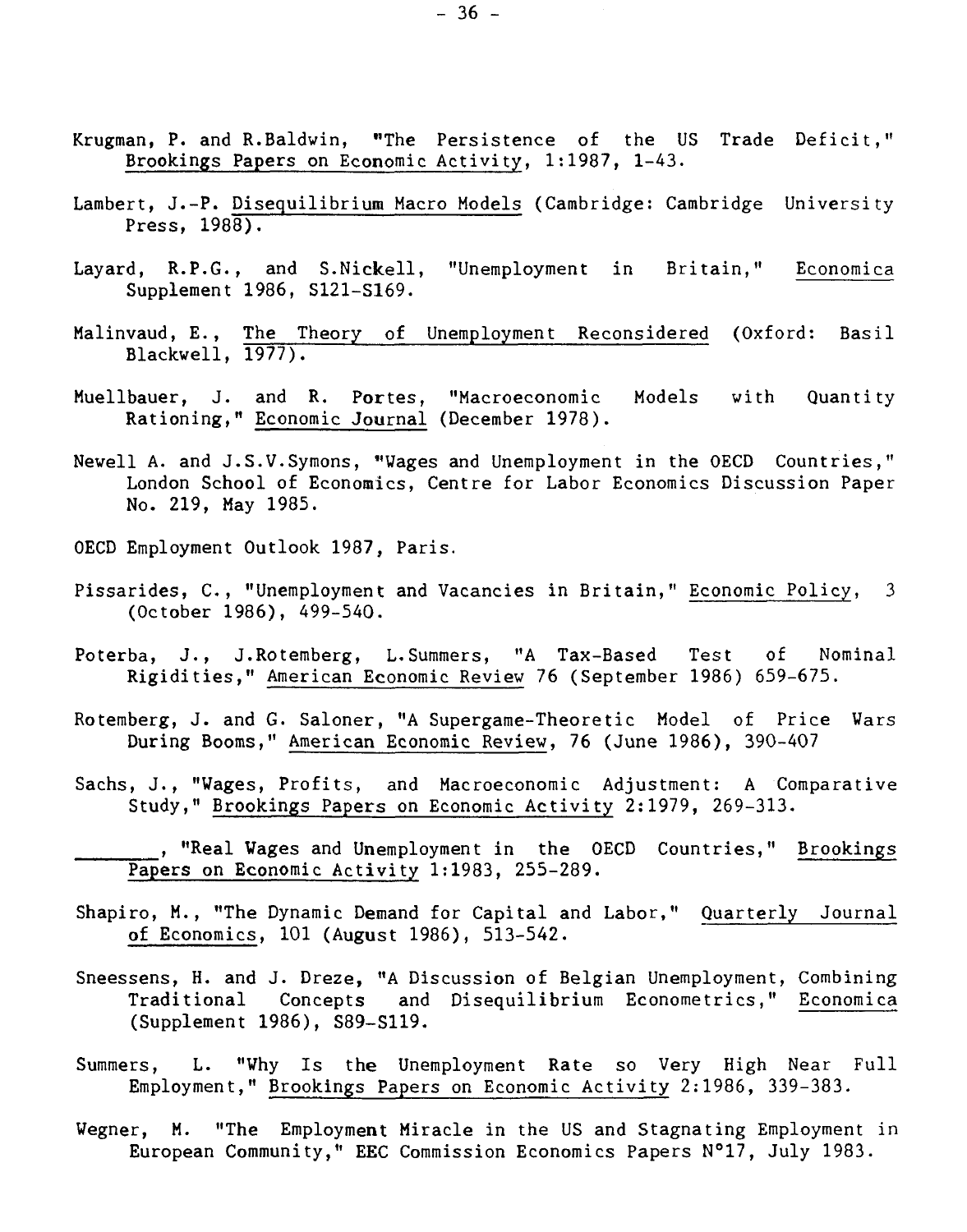Krugman, P. and R.Baldwin, "The Persistence of the US Trade Deficit," Brookings Papers on Economic Activity, 1:1987, 1-43.

Lambert, J.-P. Disequilibrium Macro Models (Cambridge: Cambridge University Press, 1988).

Layard, R.P.G., and S.Nickell, "Unemployment in Britain," Economica Supplement 1986, S121-S169.

Malinvaud, E., The Theory of Unemployment Reconsidered (Oxford: Basil Blackwell, 1977).

Muellbauer, J. and R. Portes, "Macroeconomic Models with Quantity Rationing," Economic Journal (December 1978).

Newell A. and J.S.V.Symons, "Wages and Unemployment in the OECD Countries," London School of Economics, Centre for Labor Economics Discussion Paper No. 219, May 1985.

OECD Employment Outlook 1987, Paris.

Pissarides, C., "Unemployment and Vacancies in Britain," Economic Policy, 3 (October 1986), 499-540.

Poterba, J., J.Rotemberg, L.Summers, "A Tax-Based Test of Nominal Rigidities," American Economic Review 76 (September 1986) 659-675.

Rotemberg, J. and G. Saloner, "A Supergame-Theoretic Model of Price Wars During Booms," American Economic Review, 76 (June 1986), 390-407

Sachs, J., "Wages, Profits, and Macroeconomic Adjustment: A Comparative Study," Brookings Papers on Economic Activity 2:1979, 269-313.

\_\_\_\_\_\_\_, "Real Wages and Unemployment in the OECD Countries," Brookings Papers on Economic Activity 1:1983, 255-289.

Shapiro, M., "The Dynamic Demand for Capital and Labor," Quarterly Journal of Economics, 101 (August 1986), 513-542.

Sneessens, H. and J. Dreze, "A Discussion of Belgian Unemployment, Combining Traditional Concepts and Disequilibrium Econometrics," Economica (Supplement 1986), S89-S119.

Summers, L. "Why Is the Unemployment Rate so Very High Near Full Employment," Brookings Papers on Economic Activity 2:1986, 339-383.

Wegner, M. "The Employment Miracle in the US and Stagnating Employment in European Community," EEC Commission Economics Papers N°17, July 1983.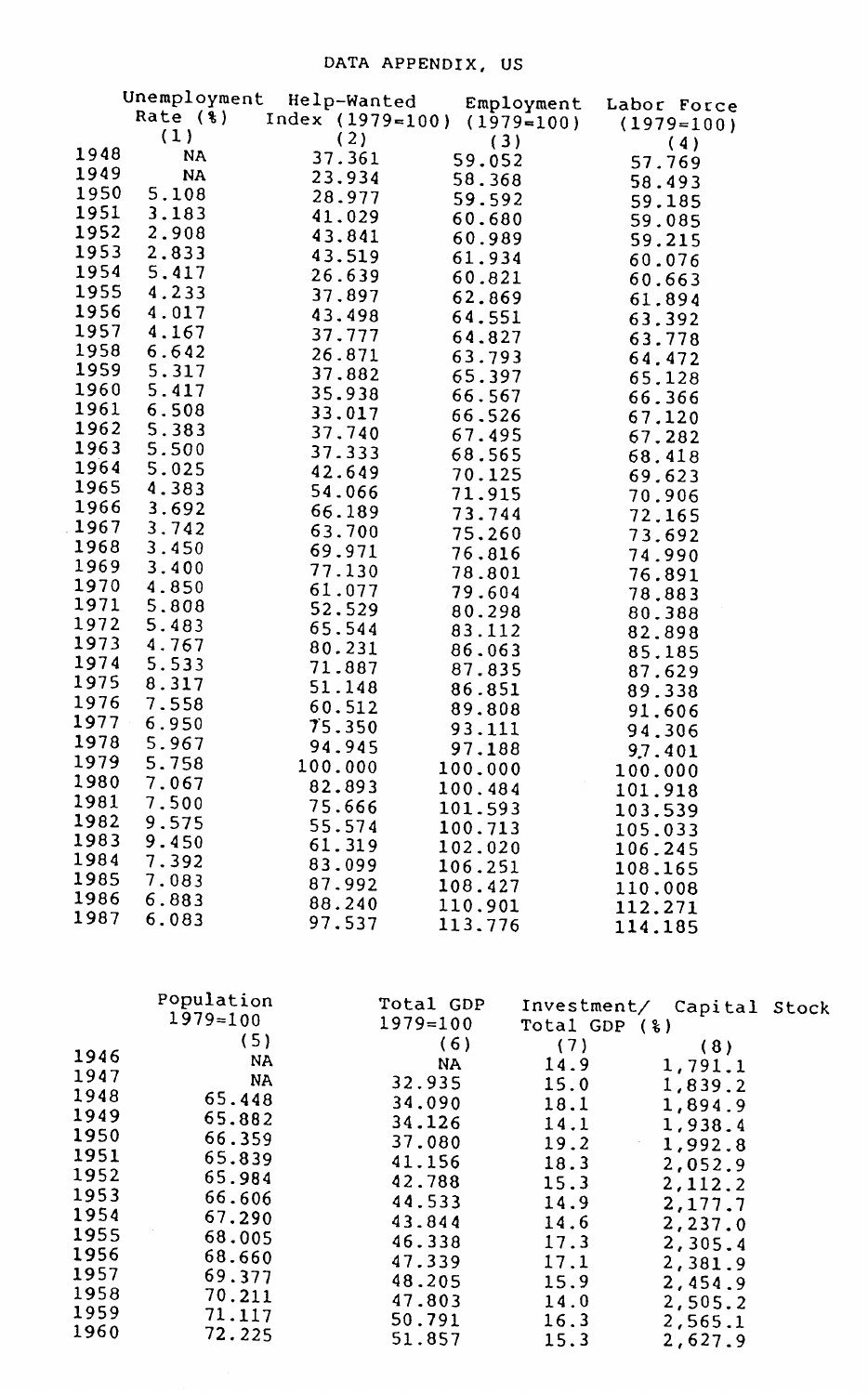# DATA APPENDIX, US

| | Unemployment Rate (%) | Help-Wanted Index (1979=100) | Employment (1979=100) | Labor Force (1979=100) |
|---|---|---|---|---|
| | (1) | (2) | (3) | (4) |
| 1948 | NA | 37.361 | 59.052 | 57.769 |
| 1949 | NA | 23.934 | 58.368 | 58.493 |
| 1950 | 5.108 | 28.977 | 59.592 | 59.185 |
| 1951 | 3.183 | 41.029 | 60.680 | 59.085 |
| 1952 | 2.908 | 43.841 | 60.989 | 59.215 |
| 1953 | 2.833 | 43.519 | 61.934 | 60.076 |
| 1954 | 5.417 | 26.639 | 60.821 | 60.663 |
| 1955 | 4.233 | 37.897 | 62.869 | 61.894 |
| 1956 | 4.017 | 43.498 | 64.551 | 63.392 |
| 1957 | 4.167 | 37.777 | 64.827 | 63.778 |
| 1958 | 6.642 | 26.871 | 63.793 | 64.472 |
| 1959 | 5.317 | 37.882 | 65.397 | 65.128 |
| 1960 | 5.417 | 35.938 | 66.567 | 66.366 |
| 1961 | 6.508 | 33.017 | 66.526 | 67.120 |
| 1962 | 5.383 | 37.740 | 67.495 | 67.282 |
| 1963 | 5.500 | 37.333 | 68.565 | 68.418 |
| 1964 | 5.025 | 42.649 | 70.125 | 69.623 |
| 1965 | 4.383 | 54.066 | 71.915 | 70.906 |
| 1966 | 3.692 | 66.189 | 73.744 | 72.165 |
| 1967 | 3.742 | 63.700 | 75.260 | 73.692 |
| 1968 | 3.450 | 69.971 | 76.816 | 74.990 |
| 1969 | 3.400 | 77.130 | 78.801 | 76.891 |
| 1970 | 4.850 | 61.077 | 79.604 | 78.883 |
| 1971 | 5.808 | 52.529 | 80.298 | 80.388 |
| 1972 | 5.483 | 65.544 | 83.112 | 82.898 |
| 1973 | 4.767 | 80.231 | 86.063 | 85.185 |
| 1974 | 5.533 | 71.887 | 87.835 | 87.629 |
| 1975 | 8.317 | 51.148 | 86.851 | 89.338 |
| 1976 | 7.558 | 60.512 | 89.808 | 91.606 |
| 1977 | 6.950 | 75.350 | 93.111 | 94.306 |
| 1978 | 5.967 | 94.945 | 97.188 | 97.401 |
| 1979 | 5.758 | 100.000 | 100.000 | 100.000 |
| 1980 | 7.067 | 82.893 | 100.484 | 101.918 |
| 1981 | 7.500 | 75.666 | 101.593 | 103.539 |
| 1982 | 9.575 | 55.574 | 100.713 | 105.033 |
| 1983 | 9.450 | 61.319 | 102.020 | 106.245 |
| 1984 | 7.392 | 83.099 | 106.251 | 108.165 |
| 1985 | 7.083 | 87.992 | 108.427 | 110.008 |
| 1986 | 6.883 | 88.240 | 110.901 | 112.271 |
| 1987 | 6.083 | 97.537 | 113.776 | 114.185 |

| | Population 1979=100 | Total GDP 1979=100 | Investment/ Total GDP (%) | Capital Stock |
|---|---|---|---|---|
| | (5) | (6) | (7) | (8) |
| 1946 | NA | NA | 14.9 | 1,791.1 |
| 1947 | NA | 32.935 | 15.0 | 1,839.2 |
| 1948 | 65.448 | 34.090 | 18.1 | 1,894.9 |
| 1949 | 65.882 | 34.126 | 14.1 | 1,938.4 |
| 1950 | 66.359 | 37.080 | 19.2 | 1,992.8 |
| 1951 | 65.839 | 41.156 | 18.3 | 2,052.9 |
| 1952 | 65.984 | 42.788 | 15.3 | 2,112.2 |
| 1953 | 66.606 | 44.533 | 14.9 | 2,177.7 |
| 1954 | 67.290 | 43.844 | 14.6 | 2,237.0 |
| 1955 | 68.005 | 46.338 | 17.3 | 2,305.4 |
| 1956 | 68.660 | 47.339 | 17.1 | 2,381.9 |
| 1957 | 69.377 | 48.205 | 15.9 | 2,454.9 |
| 1958 | 70.211 | 47.803 | 14.0 | 2,505.2 |
| 1959 | 71.117 | 50.791 | 16.3 | 2,565.1 |
| 1960 | 72.225 | 51.857 | 15.3 | 2,627.9 |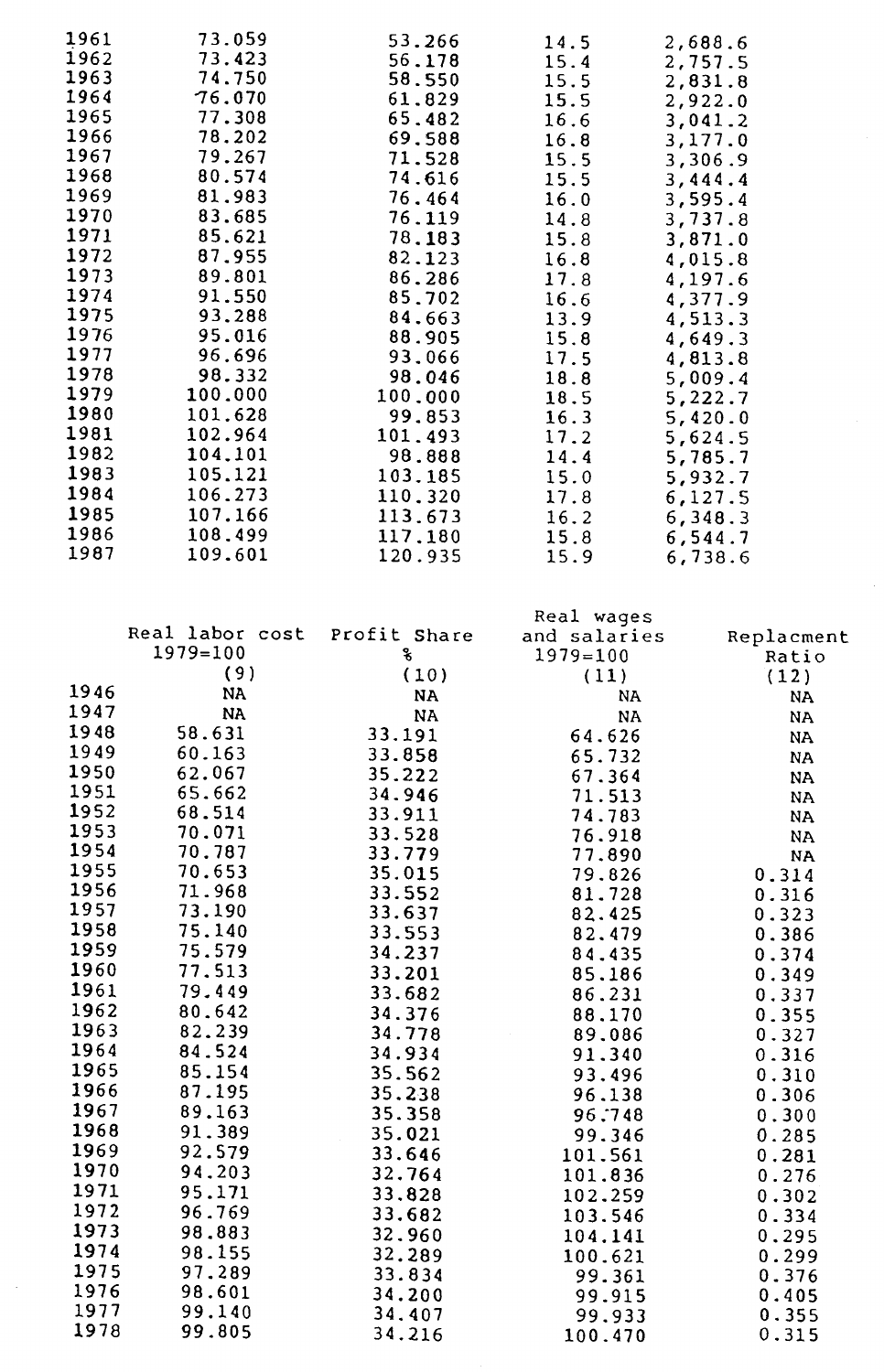| | | | | |
|---|---|---|---|---|
| 1961 | 73.059 | 53.266 | 14.5 | 2,688.6 |
| 1962 | 73.423 | 56.178 | 15.4 | 2,757.5 |
| 1963 | 74.750 | 58.550 | 15.5 | 2,831.8 |
| 1964 | 76.070 | 61.829 | 15.5 | 2,922.0 |
| 1965 | 77.308 | 65.482 | 16.6 | 3,041.2 |
| 1966 | 78.202 | 69.588 | 16.8 | 3,177.0 |
| 1967 | 79.267 | 71.528 | 15.5 | 3,306.9 |
| 1968 | 80.574 | 74.616 | 15.5 | 3,444.4 |
| 1969 | 81.983 | 76.464 | 16.0 | 3,595.4 |
| 1970 | 83.685 | 76.119 | 14.8 | 3,737.8 |
| 1971 | 85.621 | 78.183 | 15.8 | 3,871.0 |
| 1972 | 87.955 | 82.123 | 16.8 | 4,015.8 |
| 1973 | 89.801 | 86.286 | 17.8 | 4,197.6 |
| 1974 | 91.550 | 85.702 | 16.6 | 4,377.9 |
| 1975 | 93.288 | 84.663 | 13.9 | 4,513.3 |
| 1976 | 95.016 | 88.905 | 15.8 | 4,649.3 |
| 1977 | 96.696 | 93.066 | 17.5 | 4,813.8 |
| 1978 | 98.332 | 98.046 | 18.8 | 5,009.4 |
| 1979 | 100.000 | 100.000 | 18.5 | 5,222.7 |
| 1980 | 101.628 | 99.853 | 16.3 | 5,420.0 |
| 1981 | 102.964 | 101.493 | 17.2 | 5,624.5 |
| 1982 | 104.101 | 98.888 | 14.4 | 5,785.7 |
| 1983 | 105.121 | 103.185 | 15.0 | 5,932.7 |
| 1984 | 106.273 | 110.320 | 17.8 | 6,127.5 |
| 1985 | 107.166 | 113.673 | 16.2 | 6,348.3 |
| 1986 | 108.499 | 117.180 | 15.8 | 6,544.7 |
| 1987 | 109.601 | 120.935 | 15.9 | 6,738.6 |

| | Real labor cost 1979=100 (9) | Profit Share % (10) | Real wages and salaries 1979=100 (11) | Replacment Ratio (12) |
|---|---|---|---|---|
| 1946 | NA | NA | NA | NA |
| 1947 | NA | NA | NA | NA |
| 1948 | 58.631 | 33.191 | 64.626 | NA |
| 1949 | 60.163 | 33.858 | 65.732 | NA |
| 1950 | 62.067 | 35.222 | 67.364 | NA |
| 1951 | 65.662 | 34.946 | 71.513 | NA |
| 1952 | 68.514 | 33.911 | 74.783 | NA |
| 1953 | 70.071 | 33.528 | 76.918 | NA |
| 1954 | 70.787 | 33.779 | 77.890 | NA |
| 1955 | 70.653 | 35.015 | 79.826 | 0.314 |
| 1956 | 71.968 | 33.552 | 81.728 | 0.316 |
| 1957 | 73.190 | 33.637 | 82.425 | 0.323 |
| 1958 | 75.140 | 33.553 | 82.479 | 0.386 |
| 1959 | 75.579 | 34.237 | 84.435 | 0.374 |
| 1960 | 77.513 | 33.201 | 85.186 | 0.349 |
| 1961 | 79.449 | 33.682 | 86.231 | 0.337 |
| 1962 | 80.642 | 34.376 | 88.170 | 0.355 |
| 1963 | 82.239 | 34.778 | 89.086 | 0.327 |
| 1964 | 84.524 | 34.934 | 91.340 | 0.316 |
| 1965 | 85.154 | 35.562 | 93.496 | 0.310 |
| 1966 | 87.195 | 35.238 | 96.138 | 0.306 |
| 1967 | 89.163 | 35.358 | 96.748 | 0.300 |
| 1968 | 91.389 | 35.021 | 99.346 | 0.285 |
| 1969 | 92.579 | 33.646 | 101.561 | 0.281 |
| 1970 | 94.203 | 32.764 | 101.836 | 0.276 |
| 1971 | 95.171 | 33.828 | 102.259 | 0.302 |
| 1972 | 96.769 | 33.682 | 103.546 | 0.334 |
| 1973 | 98.883 | 32.960 | 104.141 | 0.295 |
| 1974 | 98.155 | 32.289 | 100.621 | 0.299 |
| 1975 | 97.289 | 33.834 | 99.361 | 0.376 |
| 1976 | 98.601 | 34.200 | 99.915 | 0.405 |
| 1977 | 99.140 | 34.407 | 99.933 | 0.355 |
| 1978 | 99.805 | 34.216 | 100.470 | 0.315 |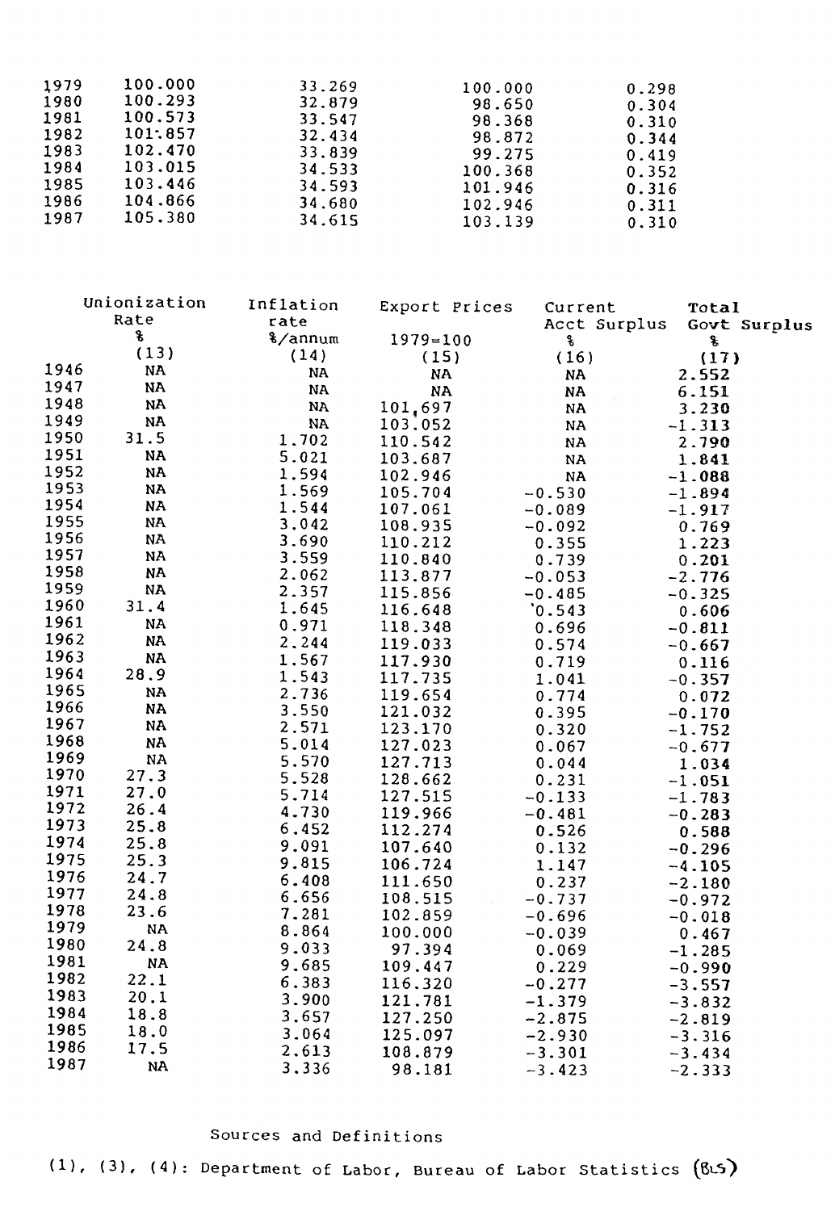| | | | | |
|---|---|---|---|---|
| 1979 | 100.000 | 33.269 | 100.000 | 0.298 |
| 1980 | 100.293 | 32.879 | 98.650 | 0.304 |
| 1981 | 100.573 | 33.547 | 98.368 | 0.310 |
| 1982 | 101.857 | 32.434 | 98.872 | 0.344 |
| 1983 | 102.470 | 33.839 | 99.275 | 0.419 |
| 1984 | 103.015 | 34.533 | 100.368 | 0.352 |
| 1985 | 103.446 | 34.593 | 101.946 | 0.316 |
| 1986 | 104.866 | 34.680 | 102.946 | 0.311 |
| 1987 | 105.380 | 34.615 | 103.139 | 0.310 |

| | Unionization Rate % (13) | Inflation rate %/annum (14) | Export Prices 1979=100 (15) | Current Acct Surplus % (16) | Total Govt Surplus % (17) |
|---|---|---|---|---|---|
| 1946 | NA | NA | NA | NA | 2.552 |
| 1947 | NA | NA | NA | NA | 6.151 |
| 1948 | NA | NA | 101.697 | NA | 3.230 |
| 1949 | NA | NA | 103.052 | NA | -1.313 |
| 1950 | 31.5 | 1.702 | 110.542 | NA | 2.790 |
| 1951 | NA | 5.021 | 103.687 | NA | 1.841 |
| 1952 | NA | 1.594 | 102.946 | NA | -1.088 |
| 1953 | NA | 1.569 | 105.704 | -0.530 | -1.894 |
| 1954 | NA | 1.544 | 107.061 | -0.089 | -1.917 |
| 1955 | NA | 3.042 | 108.935 | -0.092 | 0.769 |
| 1956 | NA | 3.690 | 110.212 | 0.355 | 1.223 |
| 1957 | NA | 3.559 | 110.840 | 0.739 | 0.201 |
| 1958 | NA | 2.062 | 113.877 | -0.053 | -2.776 |
| 1959 | NA | 2.357 | 115.856 | -0.485 | -0.325 |
| 1960 | 31.4 | 1.645 | 116.648 | 0.543 | 0.606 |
| 1961 | NA | 0.971 | 118.348 | 0.696 | -0.811 |
| 1962 | NA | 2.244 | 119.033 | 0.574 | -0.667 |
| 1963 | NA | 1.567 | 117.930 | 0.719 | 0.116 |
| 1964 | 28.9 | 1.543 | 117.735 | 1.041 | -0.357 |
| 1965 | NA | 2.736 | 119.654 | 0.774 | 0.072 |
| 1966 | NA | 3.550 | 121.032 | 0.395 | -0.170 |
| 1967 | NA | 2.571 | 123.170 | 0.320 | -1.752 |
| 1968 | NA | 5.014 | 127.023 | 0.067 | -0.677 |
| 1969 | NA | 5.570 | 127.713 | 0.044 | 1.034 |
| 1970 | 27.3 | 5.528 | 128.662 | 0.231 | -1.051 |
| 1971 | 27.0 | 5.714 | 127.515 | -0.133 | -1.783 |
| 1972 | 26.4 | 4.730 | 119.966 | -0.481 | -0.283 |
| 1973 | 25.8 | 6.452 | 112.274 | 0.526 | 0.588 |
| 1974 | 25.8 | 9.091 | 107.640 | 0.132 | -0.296 |
| 1975 | 25.3 | 9.815 | 106.724 | 1.147 | -4.105 |
| 1976 | 24.7 | 6.408 | 111.650 | 0.237 | -2.180 |
| 1977 | 24.8 | 6.656 | 108.515 | -0.737 | -0.972 |
| 1978 | 23.6 | 7.281 | 102.859 | -0.696 | -0.018 |
| 1979 | NA | 8.864 | 100.000 | -0.039 | 0.467 |
| 1980 | 24.8 | 9.033 | 97.394 | 0.069 | -1.285 |
| 1981 | NA | 9.685 | 109.447 | 0.229 | -0.990 |
| 1982 | 22.1 | 6.383 | 116.320 | -0.277 | -3.557 |
| 1983 | 20.1 | 3.900 | 121.781 | -1.379 | -3.832 |
| 1984 | 18.8 | 3.657 | 127.250 | -2.875 | -2.819 |
| 1985 | 18.0 | 3.064 | 125.097 | -2.930 | -3.316 |
| 1986 | 17.5 | 2.613 | 108.879 | -3.301 | -3.434 |
| 1987 | NA | 3.336 | 98.181 | -3.423 | -2.333 |

Sources and Definitions

(1), (3), (4): Department of Labor, Bureau of Labor Statistics (BLS)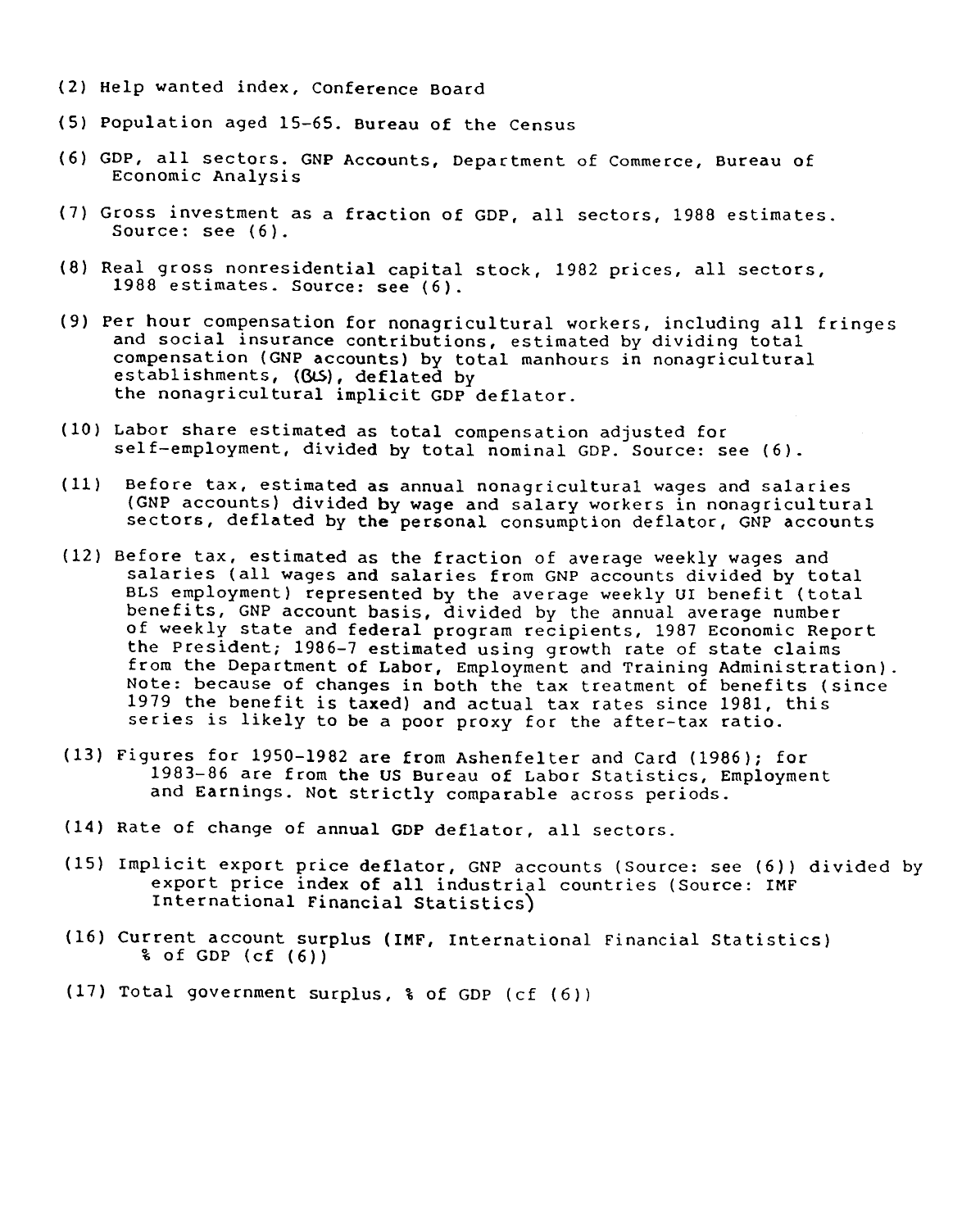(2) Help wanted index, Conference Board

(5) Population aged 15-65. Bureau of the Census

(6) GDP, all sectors. GNP Accounts, Department of Commerce, Bureau of Economic Analysis

(7) Gross investment as a fraction of GDP, all sectors, 1988 estimates. Source: see (6).

(8) Real gross nonresidential capital stock, 1982 prices, all sectors, 1988 estimates. Source: see (6).

(9) Per hour compensation for nonagricultural workers, including all fringes and social insurance contributions, estimated by dividing total compensation (GNP accounts) by total manhours in nonagricultural establishments, (BLS), deflated by the nonagricultural implicit GDP deflator.

(10) Labor share estimated as total compensation adjusted for self-employment, divided by total nominal GDP. Source: see (6).

(11) Before tax, estimated as annual nonagricultural wages and salaries (GNP accounts) divided by wage and salary workers in nonagricultural sectors, deflated by the personal consumption deflator, GNP accounts

(12) Before tax, estimated as the fraction of average weekly wages and salaries (all wages and salaries from GNP accounts divided by total BLS employment) represented by the average weekly UI benefit (total benefits, GNP account basis, divided by the annual average number of weekly state and federal program recipients, 1987 Economic Report the President; 1986-7 estimated using growth rate of state claims from the Department of Labor, Employment and Training Administration). Note: because of changes in both the tax treatment of benefits (since 1979 the benefit is taxed) and actual tax rates since 1981, this series is likely to be a poor proxy for the after-tax ratio.

(13) Figures for 1950-1982 are from Ashenfelter and Card (1986); for 1983-86 are from the US Bureau of Labor Statistics, Employment and Earnings. Not strictly comparable across periods.

(14) Rate of change of annual GDP deflator, all sectors.

(15) Implicit export price deflator, GNP accounts (Source: see (6)) divided by export price index of all industrial countries (Source: IMF International Financial Statistics)

(16) Current account surplus (IMF, International Financial Statistics) % of GDP (cf (6))

(17) Total government surplus, % of GDP (cf (6))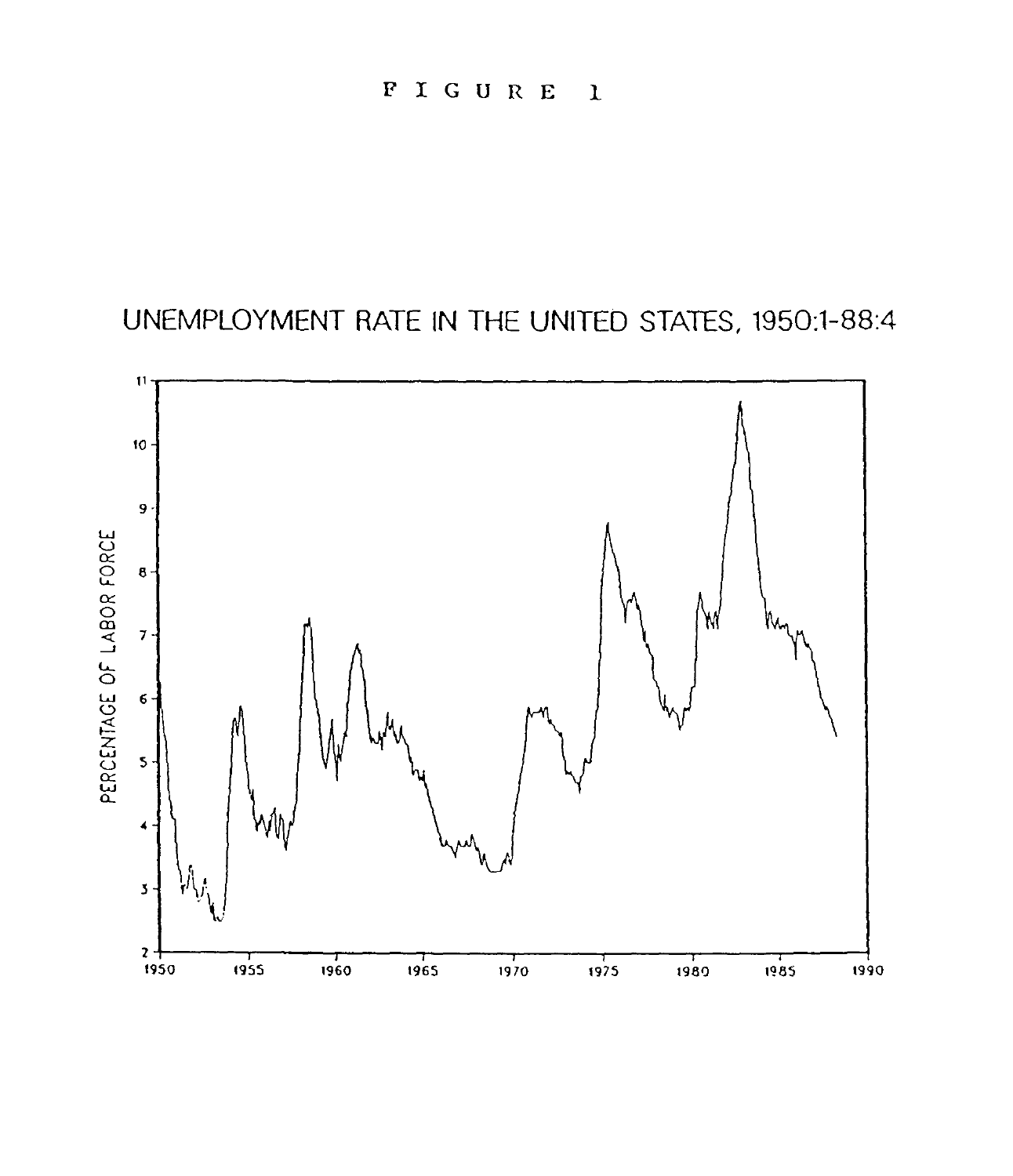FIGURE 1

UNEMPLOYMENT RATE IN THE UNITED STATES, 1950:1-88:4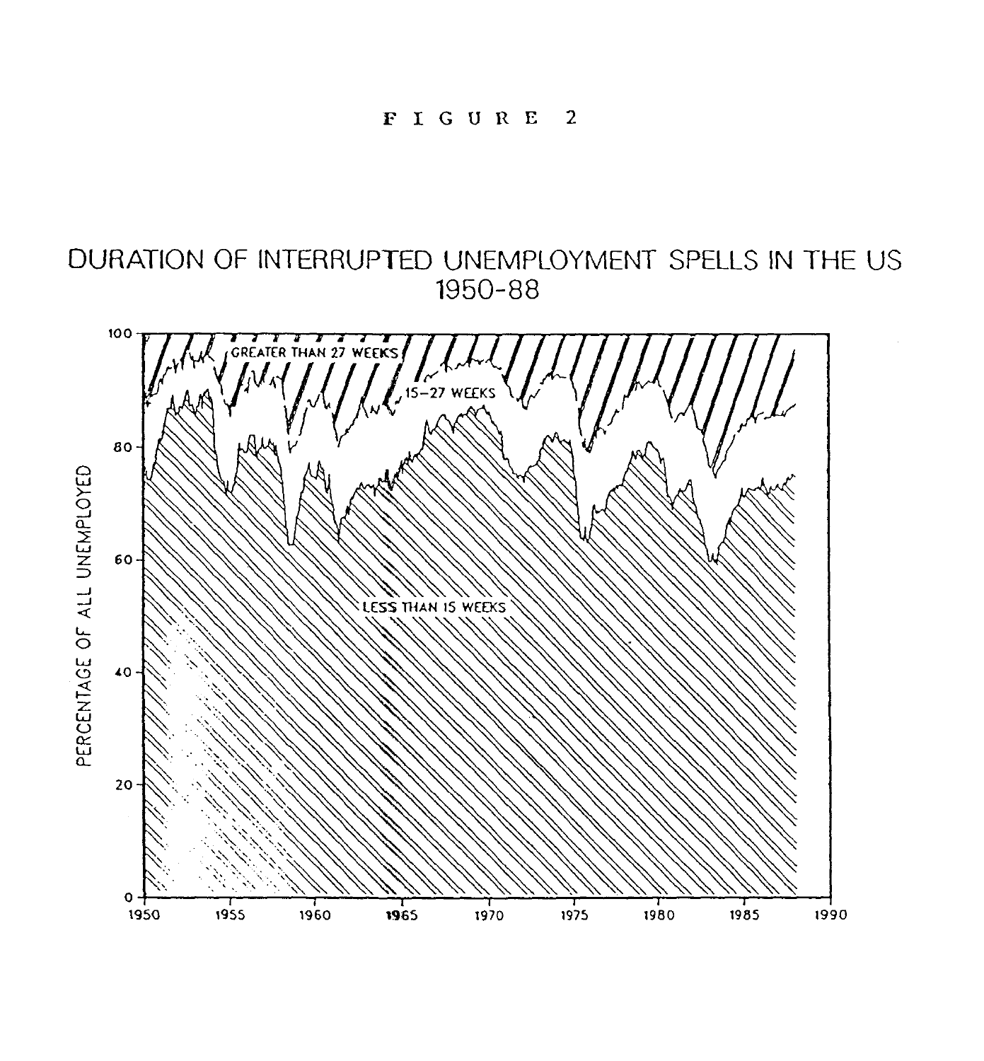FIGURE 2

DURATION OF INTERRUPTED UNEMPLOYMENT SPELLS IN THE US 1950-88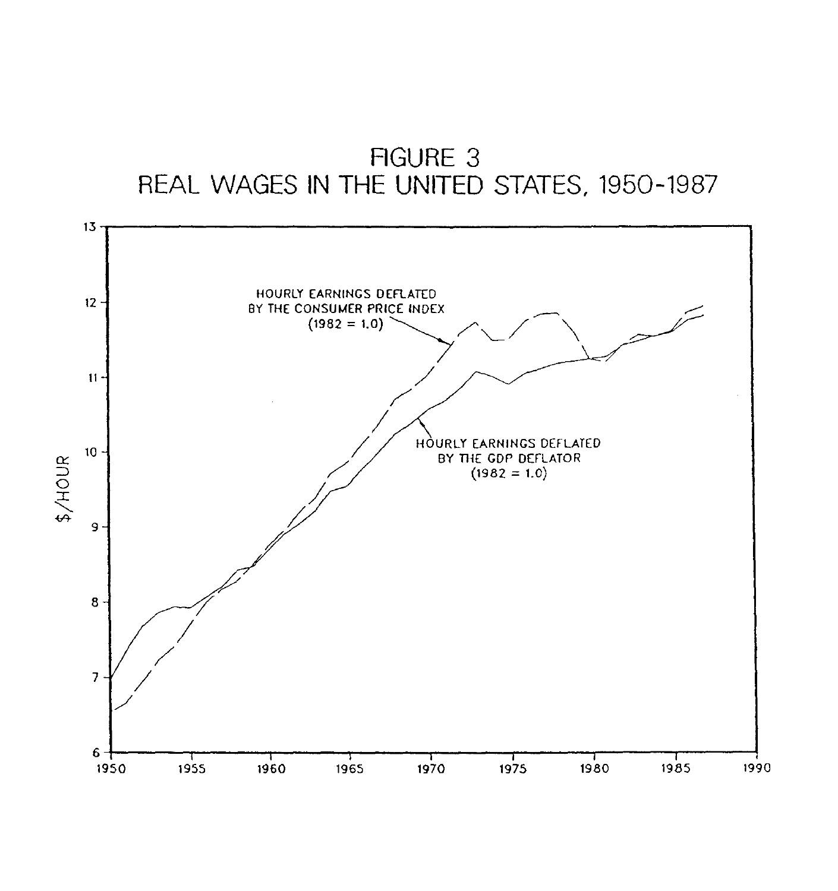FIGURE 3
REAL WAGES IN THE UNITED STATES, 1950-1987

$/HOUR

HOURLY EARNINGS DEFLATED BY THE CONSUMER PRICE INDEX (1982 = 1.0)

HOURLY EARNINGS DEFLATED BY THE GDP DEFLATOR (1982 = 1.0)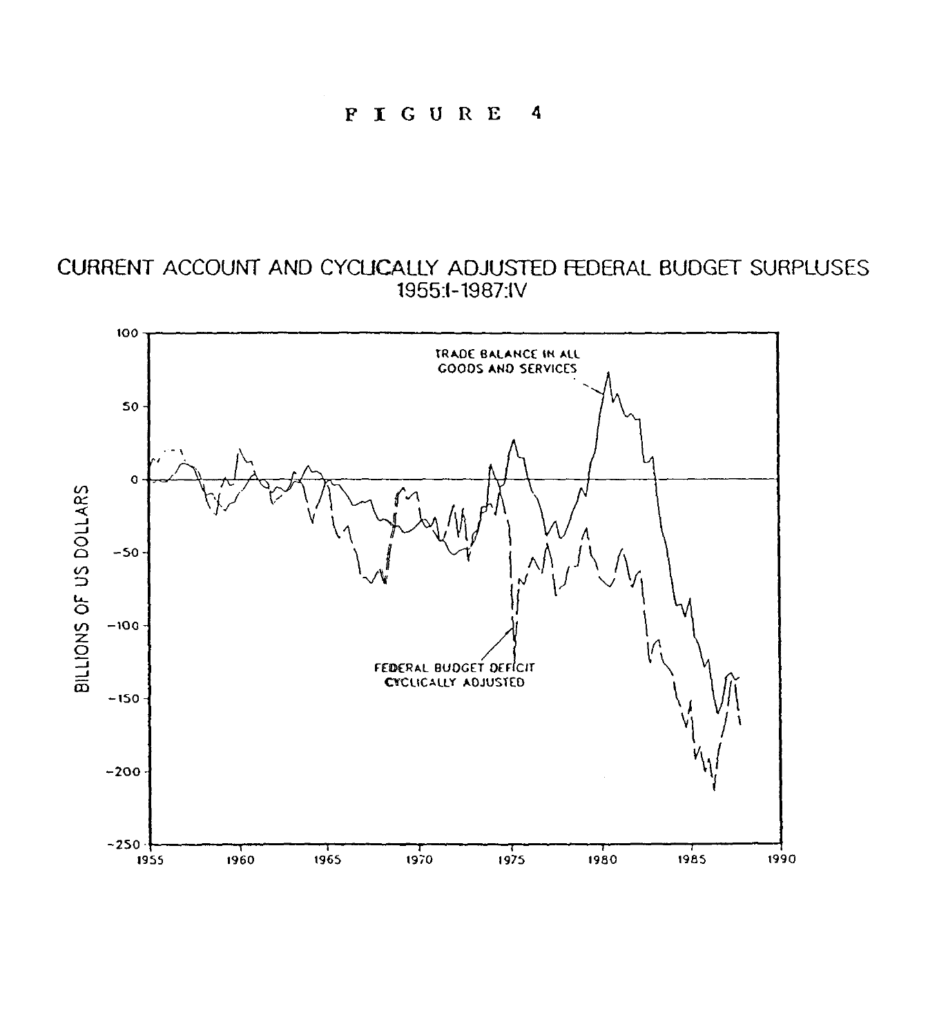# FIGURE 4

CURRENT ACCOUNT AND CYCLICALLY ADJUSTED FEDERAL BUDGET SURPLUSES
1955:I-1987:IV

BILLIONS OF US DOLLARS

TRADE BALANCE IN ALL GOODS AND SERVICES

FEDERAL BUDGET DEFICIT CYCLICALLY ADJUSTED

100, 50, 0, -50, -100, -150, -200, -250

1955, 1960, 1965, 1970, 1975, 1980, 1985, 1990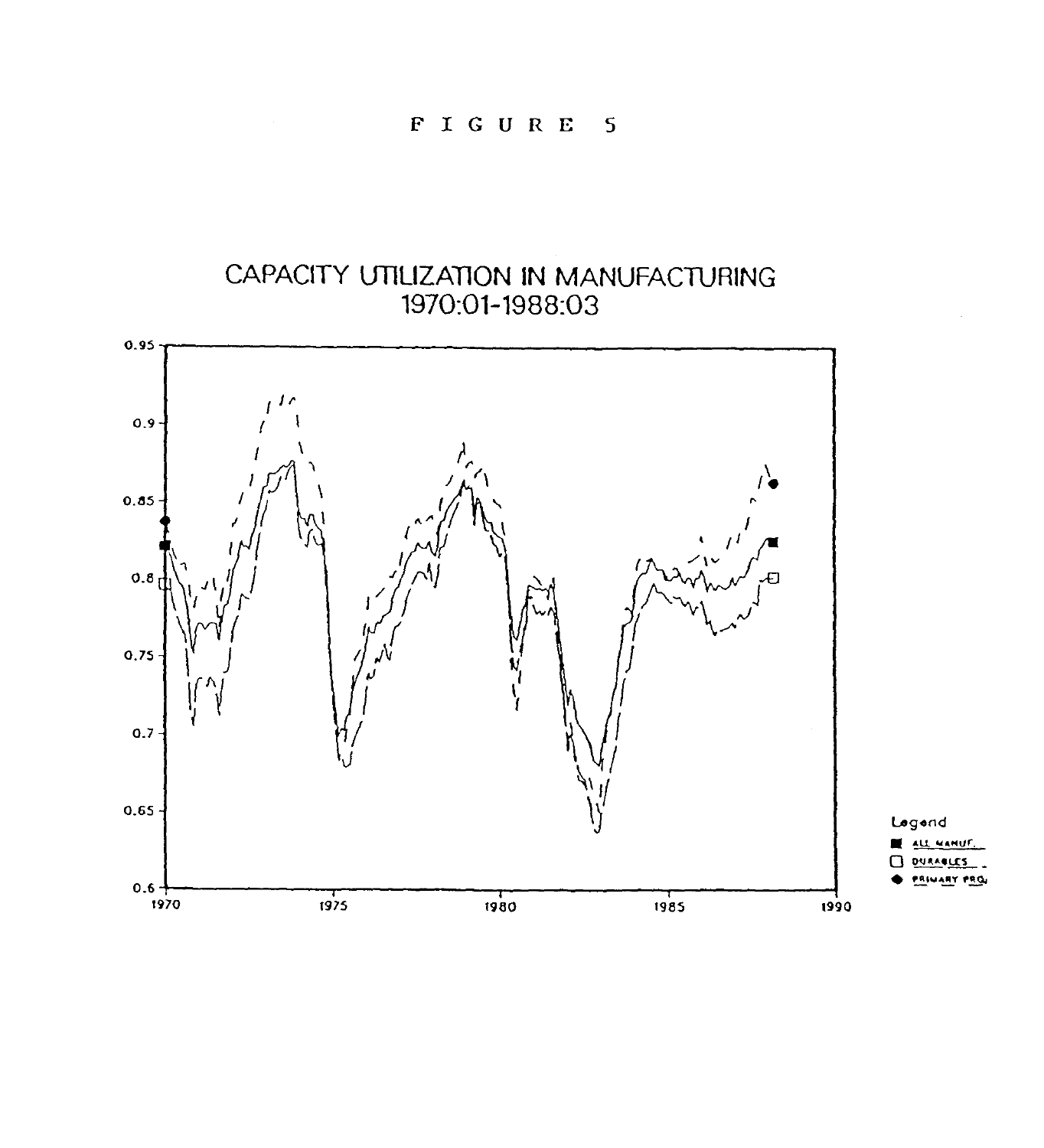# FIGURE 5

## CAPACITY UTILIZATION IN MANUFACTURING 1970:01-1988:03

Legend

- ALL MANUF.
- DURABLES
- PRIMARY PRO.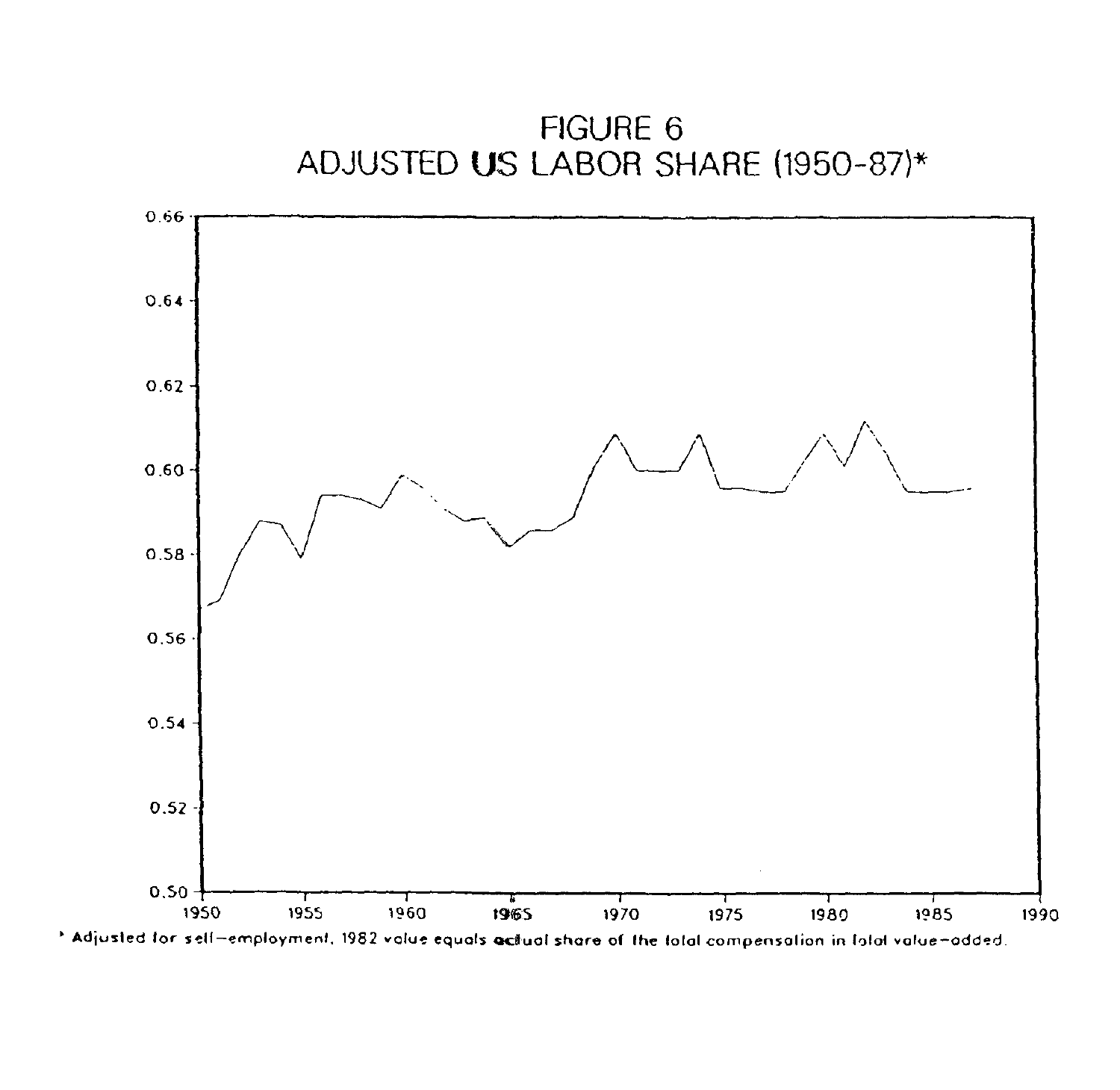# FIGURE 6
## ADJUSTED US LABOR SHARE (1950-87)*

* Adjusted for self-employment. 1982 value equals actual share of the total compensation in total value-added.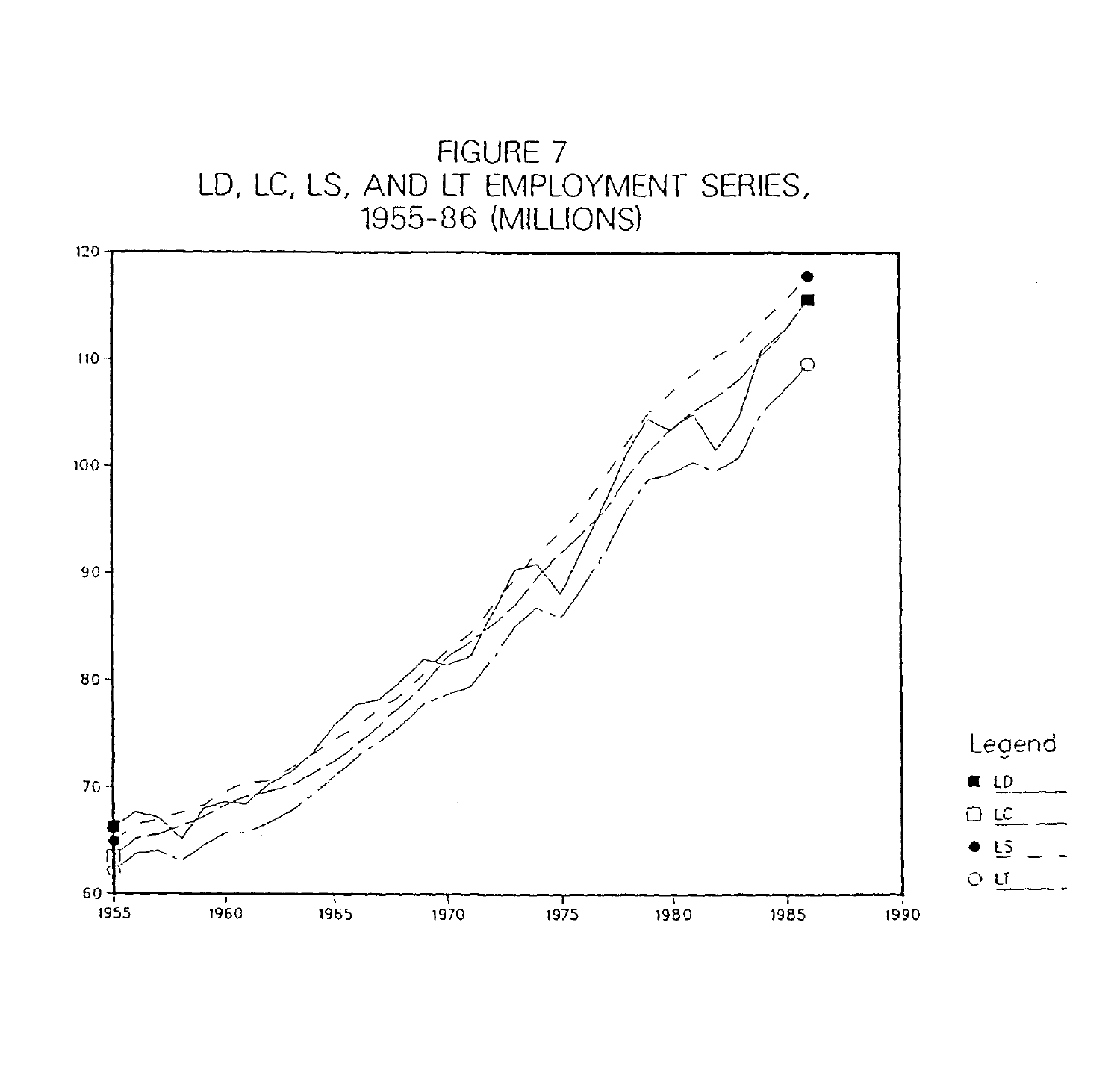# FIGURE 7
## LD, LC, LS, AND LT EMPLOYMENT SERIES, 1955-86 (MILLIONS)

Legend

- ■ LD
- □ LC
- ● LS
- ○ LT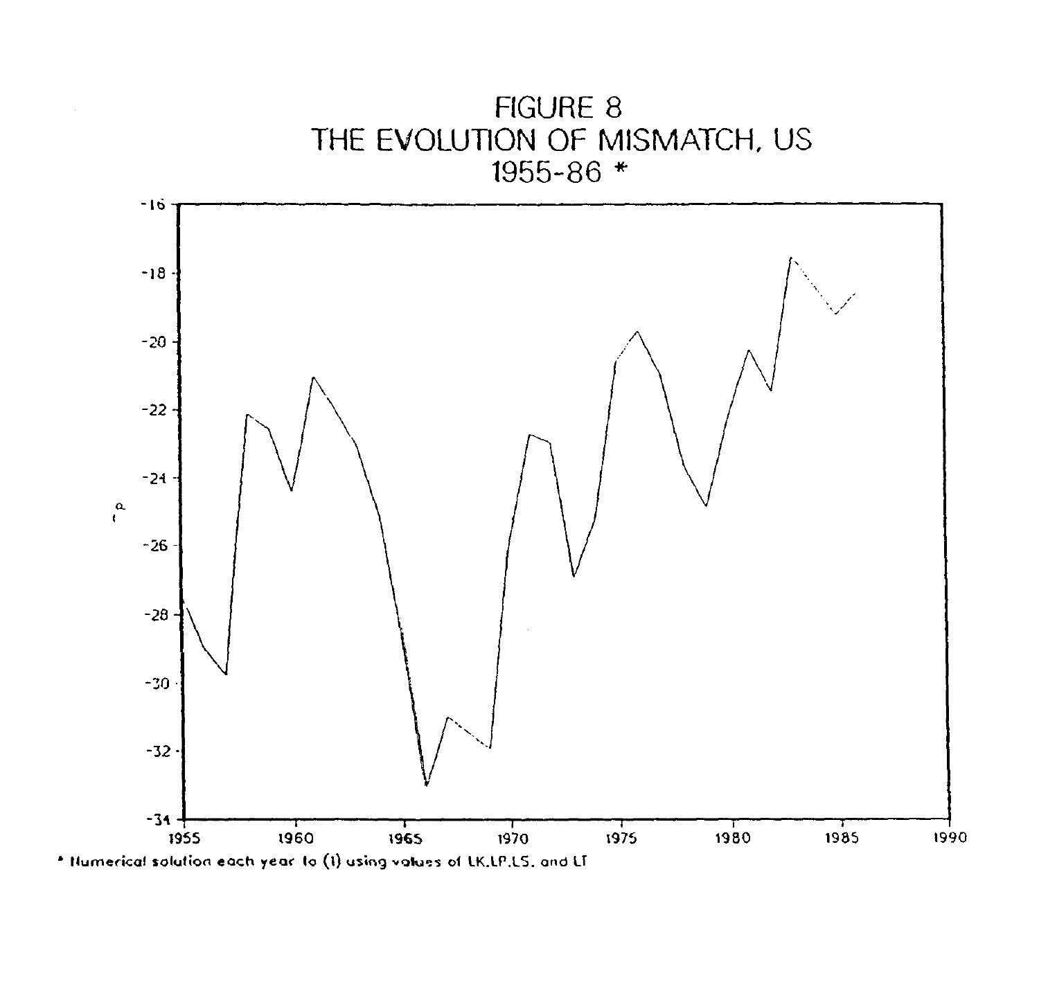# FIGURE 8
# THE EVOLUTION OF MISMATCH, US
# 1955-86 *

\* Numerical solution each year to (1) using values of LK, LP, LS, and LT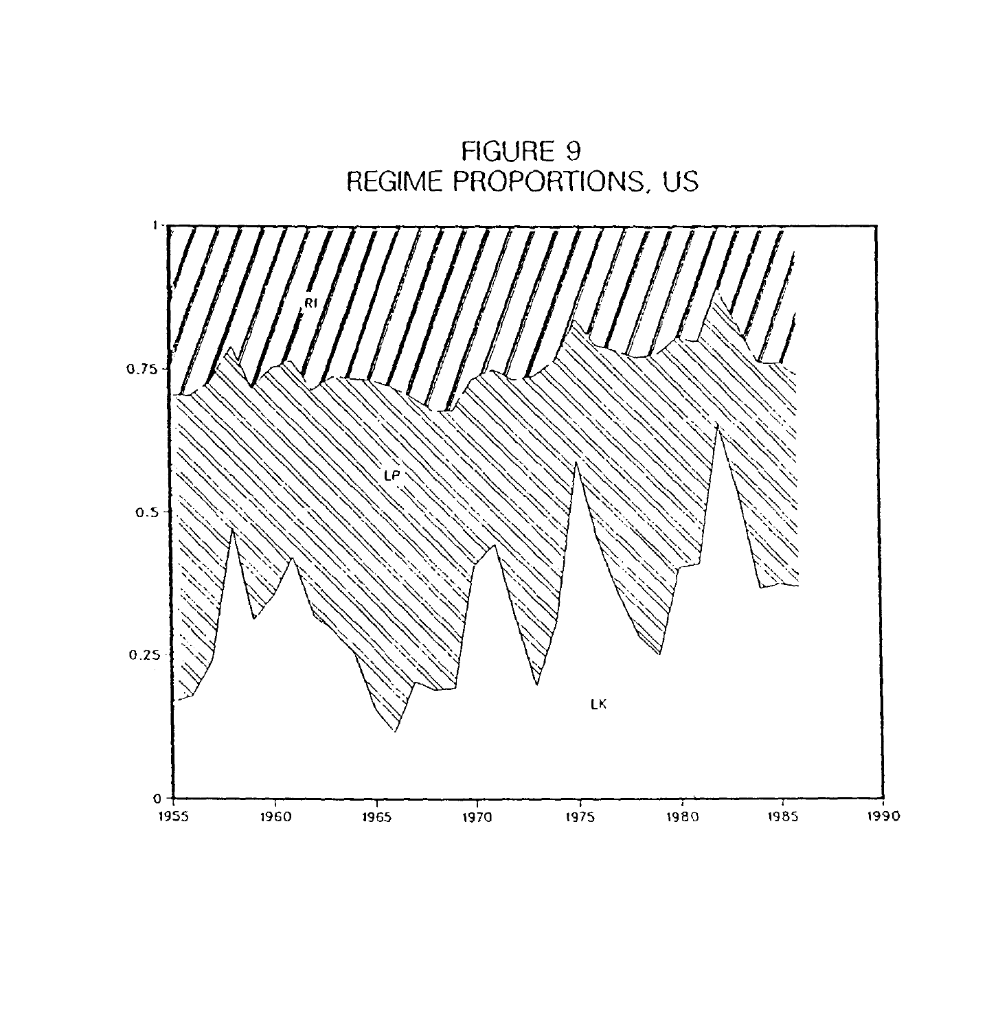# FIGURE 9
## REGIME PROPORTIONS, US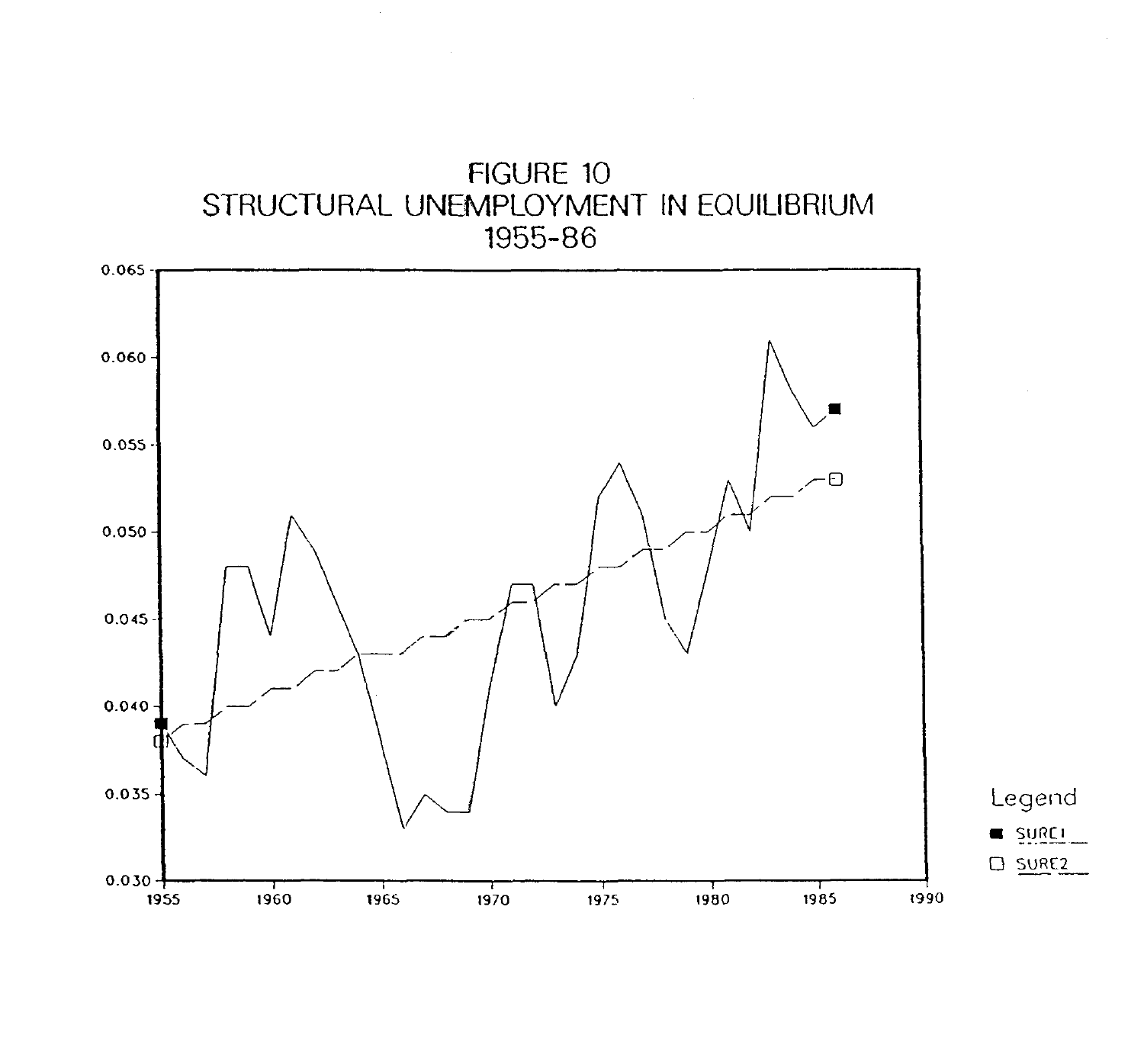# FIGURE 10
## STRUCTURAL UNEMPLOYMENT IN EQUILIBRIUM
## 1955-86

0.065
0.060
0.055
0.050
0.045
0.040
0.035
0.030

1955 1960 1965 1970 1975 1980 1985 1990

Legend
■ SURE1
□ SURE2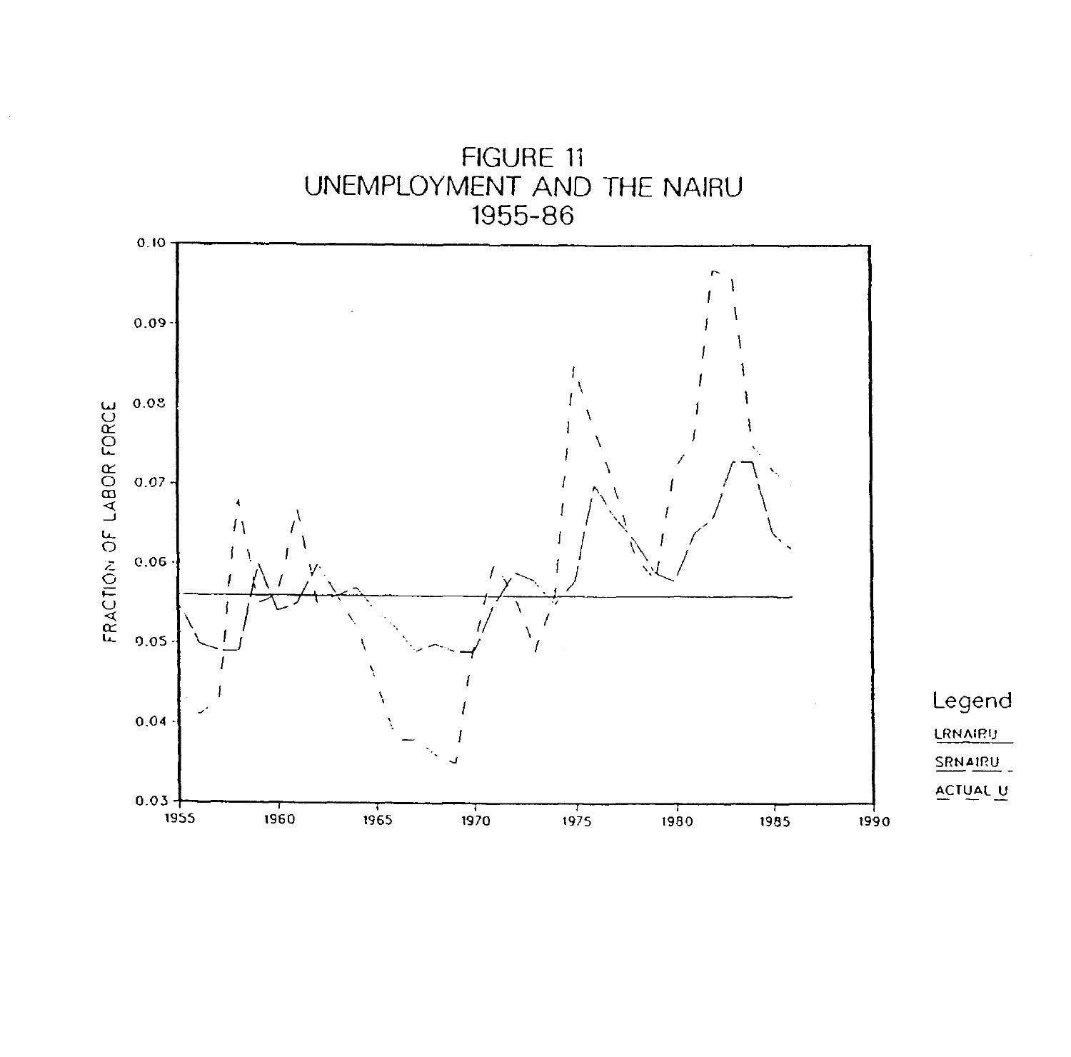FIGURE 11
UNEMPLOYMENT AND THE NAIRU
1955-86

FRACTION OF LABOR FORCE

0.10
0.09
0.08
0.07
0.06
0.05
0.04
0.03

1955 1960 1965 1970 1975 1980 1985 1990

Legend

LRNAIRU

SRNAIRU

ACTUAL U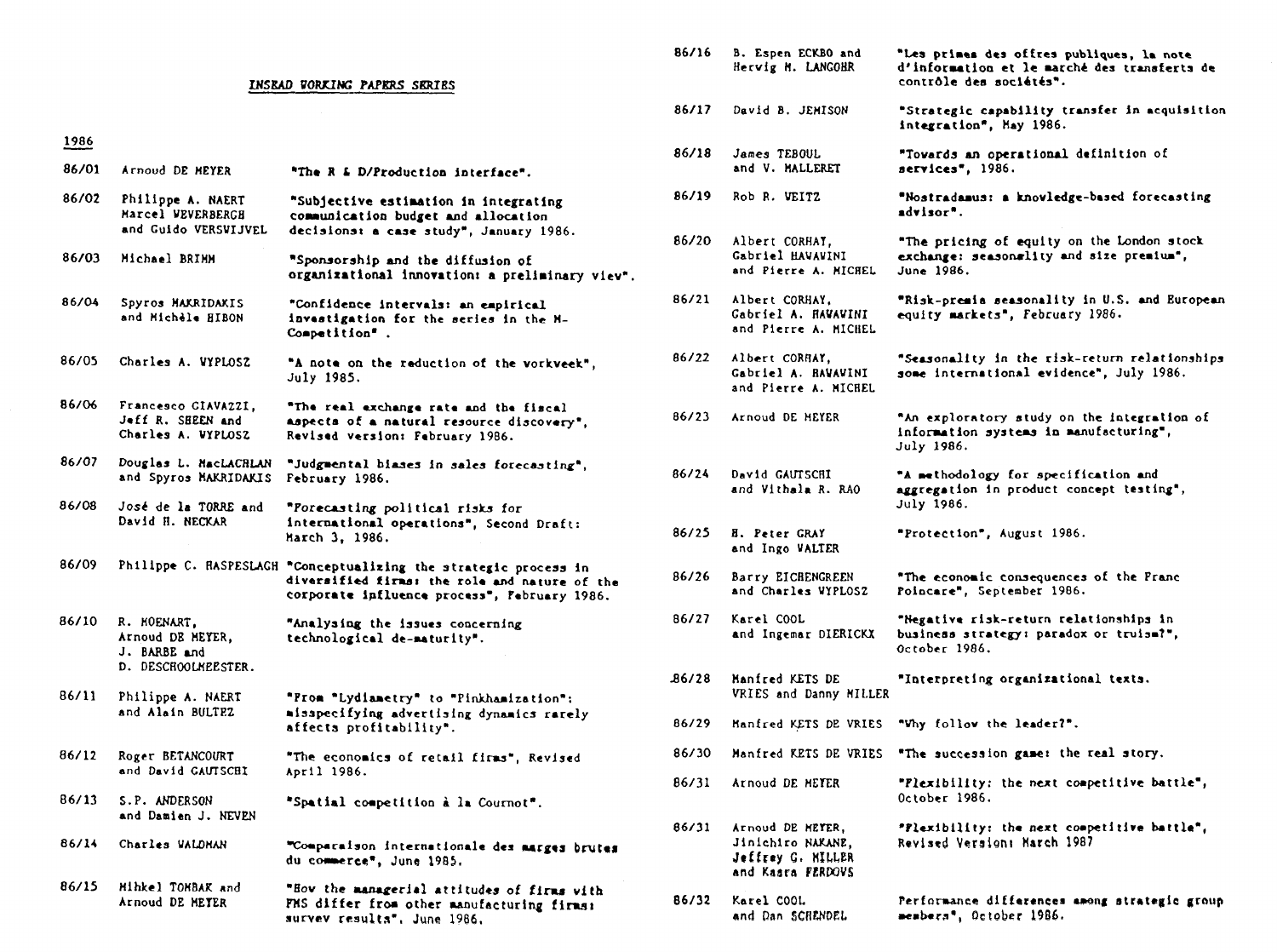INSEAD WORKING PAPERS SERIES

1986

| | | |
|---|---|---|
| 86/01 | Arnoud DE MEYER | "The R & D/Production interface". |
| 86/02 | Philippe A. NAERT, Marcel WEVERBERGH and Guido VERSWIJVEL | "Subjective estimation in integrating communication budget and allocation decisions: a case study", January 1986. |
| 86/03 | Michael BRIMM | "Sponsorship and the diffusion of organizational innovation: a preliminary view". |
| 86/04 | Spyros MAKRIDAKIS and Michèle HIBON | "Confidence intervals: an empirical investigation for the series in the M-Competition". |
| 86/05 | Charles A. WYPLOSZ | "A note on the reduction of the workweek", July 1985. |
| 86/06 | Francesco GIAVAZZI, Jeff R. SHEEN and Charles A. WYPLOSZ | "The real exchange rate and the fiscal aspects of a natural resource discovery", Revised version: February 1986. |
| 86/07 | Douglas L. MacLACHLAN and Spyros MAKRIDAKIS | "Judgmental biases in sales forecasting", February 1986. |
| 86/08 | José de la TORRE and David H. NECKAR | "Forecasting political risks for international operations", Second Draft: March 3, 1986. |
| 86/09 | Philippe C. HASPESLAGH | "Conceptualizing the strategic process in diversified firms: the role and nature of the corporate influence process", February 1986. |
| 86/10 | R. MOENART, Arnoud DE MEYER, J. BARBE and D. DESCHOOLMEESTER. | "Analysing the issues concerning technological de-maturity". |
| 86/11 | Philippe A. NAERT and Alain BULTEZ | "From "Lydiametry" to "Pinkhamization": misspecifying advertising dynamics rarely affects profitability". |
| 86/12 | Roger BETANCOURT and David GAUTSCHI | "The economics of retail firms", Revised April 1986. |
| 86/13 | S.P. ANDERSON and Damien J. NEVEN | "Spatial competition à la Cournot". |
| 86/14 | Charles WALDMAN | "Comparaison internationale des marges brutes du commerce", June 1985. |
| 86/15 | Mihkel TOMBAK and Arnoud DE MEYER | "How the managerial attitudes of firms with FMS differ from other manufacturing firms: survey results", June 1986. |
| 86/16 | B. Espen ECKBO and Herwig M. LANGOHR | "Les primes des offres publiques, la note d'information et le marché des transferts de contrôle des sociétés". |
| 86/17 | David B. JEMISON | "Strategic capability transfer in acquisition integration", May 1986. |
| 86/18 | James TEBOUL and V. MALLERET | "Towards an operational definition of services", 1986. |
| 86/19 | Rob R. WEITZ | "Nostradamus: a knowledge-based forecasting advisor". |
| 86/20 | Albert CORHAY, Gabriel HAWAWINI and Pierre A. MICHEL | "The pricing of equity on the London stock exchange: seasonality and size premium", June 1986. |
| 86/21 | Albert CORHAY, Gabriel A. HAWAWINI and Pierre A. MICHEL | "Risk-premia seasonality in U.S. and European equity markets", February 1986. |
| 86/22 | Albert CORHAY, Gabriel A. HAWAWINI and Pierre A. MICHEL | "Seasonality in the risk-return relationships some international evidence", July 1986. |
| 86/23 | Arnoud DE MEYER | "An exploratory study on the integration of information systems in manufacturing", July 1986. |
| 86/24 | David GAUTSCHI and Vithala R. RAO | "A methodology for specification and aggregation in product concept testing", July 1986. |
| 86/25 | H. Peter GRAY and Ingo WALTER | "Protection", August 1986. |
| 86/26 | Barry EICHENGREEN and Charles WYPLOSZ | "The economic consequences of the Franc Poincare", September 1986. |
| 86/27 | Karel COOL and Ingemar DIERICKX | "Negative risk-return relationships in business strategy: paradox or truism?", October 1986. |
| 86/28 | Manfred KETS DE VRIES and Danny MILLER | "Interpreting organizational texts. |
| 86/29 | Manfred KETS DE VRIES | "Why follow the leader?". |
| 86/30 | Manfred KETS DE VRIES | "The succession game: the real story. |
| 86/31 | Arnoud DE MEYER | "Flexibility: the next competitive battle", October 1986. |
| 86/31 | Arnoud DE MEYER, Jinichiro NAKANE, Jeffrey G. MILLER and Kasra FERDOWS | "Flexibility: the next competitive battle", Revised Version: March 1987 |
| 86/32 | Karel COOL and Dan SCHENDEL | Performance differences among strategic group members", October 1986. |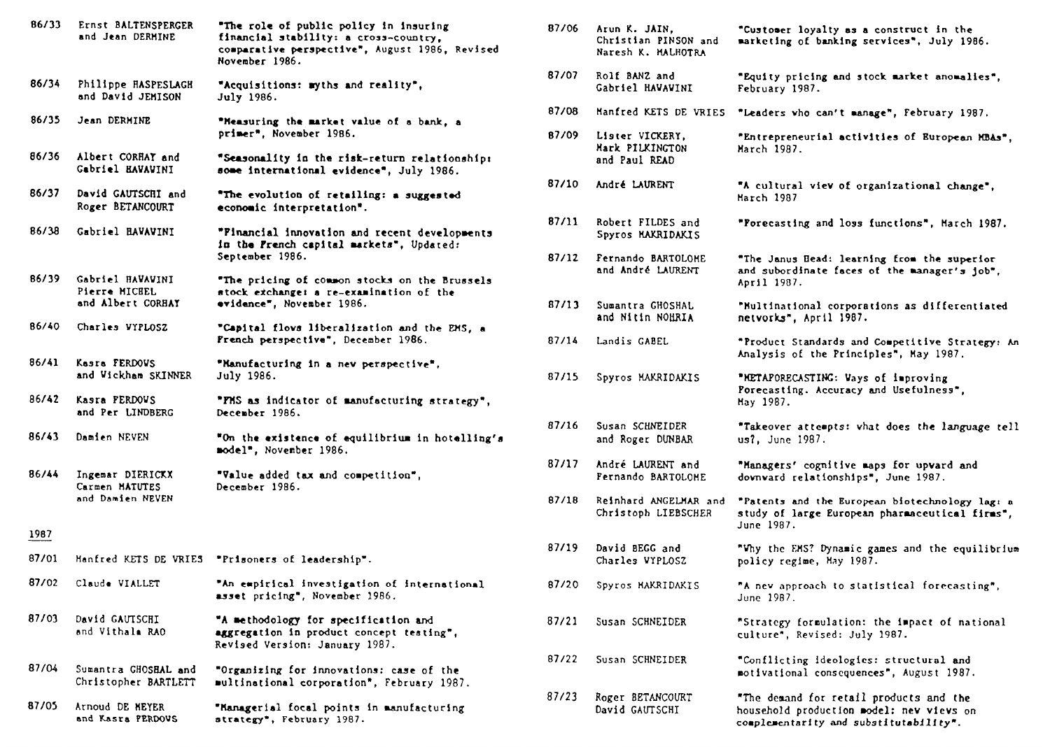| | | |
|---|---|---|
| 86/33 | Ernst BALTENSPERGER and Jean DERMINE | "The role of public policy in insuring financial stability: a cross-country, comparative perspective", August 1986, Revised November 1986. |
| 86/34 | Philippe HASPESLAGH and David JEMISON | "Acquisitions: myths and reality", July 1986. |
| 86/35 | Jean DERMINE | "Measuring the market value of a bank, a primer", November 1986. |
| 86/36 | Albert CORHAY and Gabriel HAWAWINI | "Seasonality in the risk-return relationship: some international evidence", July 1986. |
| 86/37 | David GAUTSCHI and Roger BETANCOURT | "The evolution of retailing: a suggested economic interpretation". |
| 86/38 | Gabriel HAWAWINI | "Financial innovation and recent developments in the French capital markets", Updated: September 1986. |
| 86/39 | Gabriel HAWAWINI Pierre MICHEL and Albert CORHAY | "The pricing of common stocks on the Brussels stock exchange: a re-examination of the evidence", November 1986. |
| 86/40 | Charles WYPLOSZ | "Capital flows liberalization and the EMS, a French perspective", December 1986. |
| 86/41 | Kasra FERDOWS and Wickham SKINNER | "Manufacturing in a new perspective", July 1986. |
| 86/42 | Kasra FERDOWS and Per LINDBERG | "FMS as indicator of manufacturing strategy", December 1986. |
| 86/43 | Damien NEVEN | "On the existence of equilibrium in hotelling's model", November 1986. |
| 86/44 | Ingemar DIERICKX Carmen MATUTES and Damien NEVEN | "Value added tax and competition", December 1986. |

1987

| | | |
|---|---|---|
| 87/01 | Manfred KETS DE VRIES | "Prisoners of leadership". |
| 87/02 | Claude VIALLET | "An empirical investigation of international asset pricing", November 1986. |
| 87/03 | David GAUTSCHI and Vithala RAO | "A methodology for specification and aggregation in product concept testing", Revised Version: January 1987. |
| 87/04 | Sumantra GHOSHAL and Christopher BARTLETT | "Organizing for innovations: case of the multinational corporation", February 1987. |
| 87/05 | Arnoud DE MEYER and Kasra FERDOWS | "Managerial focal points in manufacturing strategy", February 1987. |
| 87/06 | Arun K. JAIN, Christian PINSON and Naresh K. MALHOTRA | "Customer loyalty as a construct in the marketing of banking services", July 1986. |
| 87/07 | Rolf BANZ and Gabriel HAWAWINI | "Equity pricing and stock market anomalies", February 1987. |
| 87/08 | Manfred KETS DE VRIES | "Leaders who can't manage", February 1987. |
| 87/09 | Lister VICKERY, Mark PILKINGTON and Paul READ | "Entrepreneurial activities of European MBAs", March 1987. |
| 87/10 | André LAURENT | "A cultural view of organizational change", March 1987 |
| 87/11 | Robert FILDES and Spyros MAKRIDAKIS | "Forecasting and loss functions", March 1987. |
| 87/12 | Fernando BARTOLOME and André LAURENT | "The Janus Head: learning from the superior and subordinate faces of the manager's job", April 1987. |
| 87/13 | Sumantra GHOSHAL and Nitin NOHRIA | "Multinational corporations as differentiated networks", April 1987. |
| 87/14 | Landis GABEL | "Product Standards and Competitive Strategy: An Analysis of the Principles", May 1987. |
| 87/15 | Spyros MAKRIDAKIS | "METAFORECASTING: Ways of improving Forecasting. Accuracy and Usefulness", May 1987. |
| 87/16 | Susan SCHNEIDER and Roger DUNBAR | "Takeover attempts: what does the language tell us?, June 1987. |
| 87/17 | André LAURENT and Fernando BARTOLOME | "Managers' cognitive maps for upward and downward relationships", June 1987. |
| 87/18 | Reinhard ANGELMAR and Christoph LIEBSCHER | "Patents and the European biotechnology lag: a study of large European pharmaceutical firms", June 1987. |
| 87/19 | David BEGG and Charles WYPLOSZ | "Why the EMS? Dynamic games and the equilibrium policy regime, May 1987. |
| 87/20 | Spyros MAKRIDAKIS | "A new approach to statistical forecasting", June 1987. |
| 87/21 | Susan SCHNEIDER | "Strategy formulation: the impact of national culture", Revised: July 1987. |
| 87/22 | Susan SCHNEIDER | "Conflicting ideologies: structural and motivational consequences", August 1987. |
| 87/23 | Roger BETANCOURT David GAUTSCHI | "The demand for retail products and the household production model: new views on complementarity and substitutability". |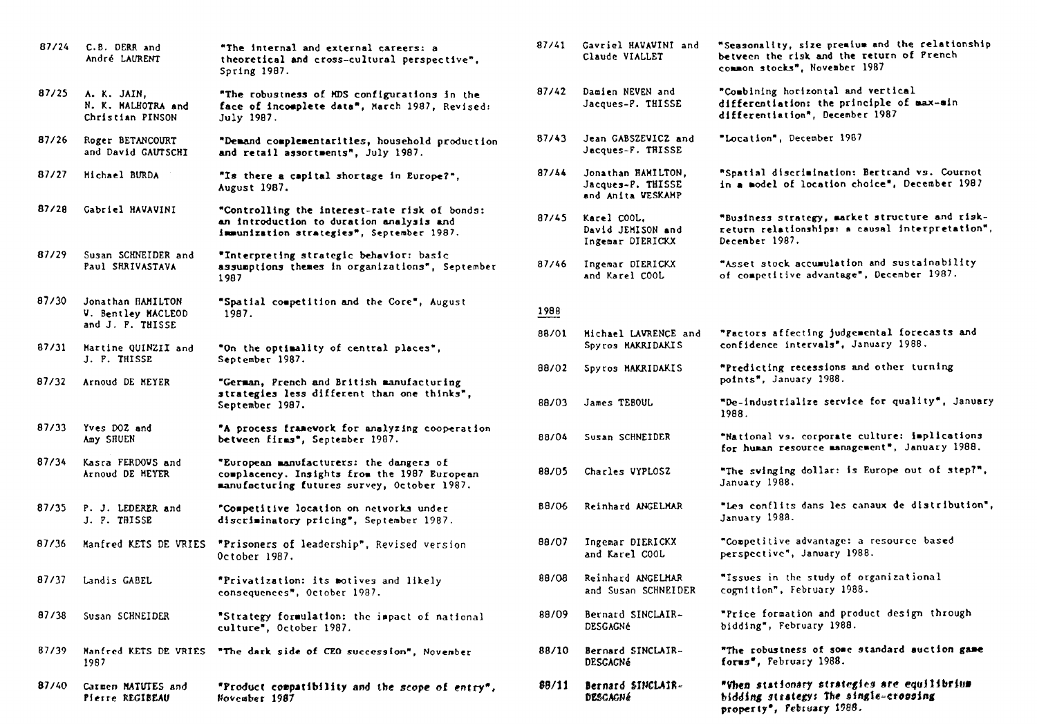| | | |
|---|---|---|
| 87/24 | C.B. DERR and André LAURENT | "The internal and external careers: a theoretical and cross-cultural perspective", Spring 1987. |
| 87/25 | A. K. JAIN, N. K. MALHOTRA and Christian PINSON | "The robustness of MDS configurations in the face of incomplete data", March 1987, Revised: July 1987. |
| 87/26 | Roger BETANCOURT and David GAUTSCHI | "Demand complementarities, household production and retail assortments", July 1987. |
| 87/27 | Michael BURDA | "Is there a capital shortage in Europe?", August 1987. |
| 87/28 | Gabriel HAVAVINI | "Controlling the interest-rate risk of bonds: an introduction to duration analysis and immunization strategies", September 1987. |
| 87/29 | Susan SCHNEIDER and Paul SHRIVASTAVA | "Interpreting strategic behavior: basic assumptions themes in organizations", September 1987 |
| 87/30 | Jonathan HAMILTON V. Bentley MACLEOD and J. F. THISSE | "Spatial competition and the Core", August 1987. |
| 87/31 | Martine QUINZII and J. F. THISSE | "On the optimality of central places", September 1987. |
| 87/32 | Arnoud DE MEYER | "German, French and British manufacturing strategies less different than one thinks", September 1987. |
| 87/33 | Yves DOZ and Amy SHUEN | "A process framework for analyzing cooperation between firms", September 1987. |
| 87/34 | Kasra FERDOWS and Arnoud DE MEYER | "European manufacturers: the dangers of complacency. Insights from the 1987 European manufacturing futures survey, October 1987. |
| 87/35 | P. J. LEDERER and J. F. THISSE | "Competitive location on networks under discriminatory pricing", September 1987. |
| 87/36 | Manfred KETS DE VRIES | "Prisoners of leadership", Revised version October 1987. |
| 87/37 | Landis GABEL | "Privatization: its motives and likely consequences", October 1987. |
| 87/38 | Susan SCHNEIDER | "Strategy formulation: the impact of national culture", October 1987. |
| 87/39 | Manfred KETS DE VRIES 1987 | "The dark side of CEO succession", November |
| 87/40 | Carmen MATUTES and Pierre REGIBEAU | "Product compatibility and the scope of entry", November 1987 |
| 87/41 | Gavriel HAVAVINI and Claude VIALLET | "Seasonality, size premium and the relationship between the risk and the return of French common stocks", November 1987 |
| 87/42 | Damien NEVEN and Jacques-F. THISSE | "Combining horizontal and vertical differentiation: the principle of max-min differentiation", December 1987 |
| 87/43 | Jean GABSZEWICZ and Jacques-F. THISSE | "Location", December 1987 |
| 87/44 | Jonathan HAMILTON, Jacques-F. THISSE and Anita WESKAMP | "Spatial discrimination: Bertrand vs. Cournot in a model of location choice", December 1987 |
| 87/45 | Karel COOL, David JEMISON and Ingemar DIERICKX | "Business strategy, market structure and risk-return relationships: a causal interpretation", December 1987. |
| 87/46 | Ingemar DIERICKX and Karel COOL | "Asset stock accumulation and sustainability of competitive advantage", December 1987. |

1988

| | | |
|---|---|---|
| 88/01 | Michael LAWRENCE and Spyros MAKRIDAKIS | "Factors affecting judgemental forecasts and confidence intervals", January 1988. |
| 88/02 | Spyros MAKRIDAKIS | "Predicting recessions and other turning points", January 1988. |
| 88/03 | James TEBOUL | "De-industrialize service for quality", January 1988. |
| 88/04 | Susan SCHNEIDER | "National vs. corporate culture: implications for human resource management", January 1988. |
| 88/05 | Charles WYPLOSZ | "The swinging dollar: is Europe out of step?", January 1988. |
| 88/06 | Reinhard ANGELMAR | "Les conflits dans les canaux de distribution", January 1988. |
| 88/07 | Ingemar DIERICKX and Karel COOL | "Competitive advantage: a resource based perspective", January 1988. |
| 88/08 | Reinhard ANGELMAR and Susan SCHNEIDER | "Issues in the study of organizational cognition", February 1988. |
| 88/09 | Bernard SINCLAIR-DESGAGNé | "Price formation and product design through bidding", February 1988. |
| 88/10 | Bernard SINCLAIR-DESGAGNé | "The robustness of some standard auction game forms", February 1988. |
| 88/11 | Bernard SINCLAIR-DESGAGNé | "When stationary strategies are equilibrium bidding strategy: The single-crossing property", February 1988. |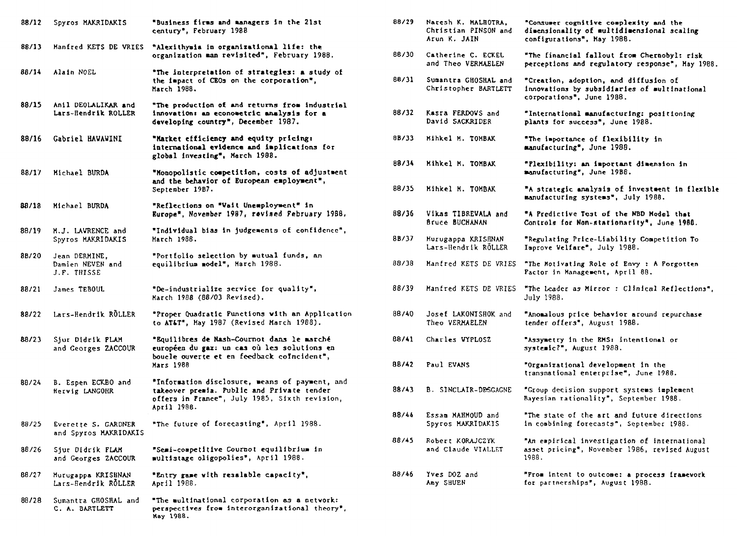| | | |
|---|---|---|
| 88/12 | Spyros MAKRIDAKIS | "Business firms and managers in the 21st century", February 1988 |
| 88/13 | Manfred KETS DE VRIES | "Alexithymia in organizational life: the organization man revisited", February 1988. |
| 88/14 | Alain NOEL | "The interpretation of strategies: a study of the impact of CEOs on the corporation", March 1988. |
| 88/15 | Anil DEOLALIKAR and Lars-Hendrik ROLLER | "The production of and returns from industrial innovation: an econometric analysis for a developing country", December 1987. |
| 88/16 | Gabriel HAWAWINI | "Market efficiency and equity pricing: international evidence and implications for global investing", March 1988. |
| 88/17 | Michael BURDA | "Monopolistic competition, costs of adjustment and the behavior of European employment", September 1987. |
| 88/18 | Michael BURDA | "Reflections on "Wait Unemployment" in Europe", November 1987, revised February 1988. |
| 88/19 | M.J. LAWRENCE and Spyros MAKRIDAKIS | "Individual bias in judgements of confidence", March 1988. |
| 88/20 | Jean DERMINE, Damien NEVEN and J.F. THISSE | "Portfolio selection by mutual funds, an equilibrium model", March 1988. |
| 88/21 | James TEBOUL | "De-industrialize service for quality", March 1988 (88/03 Revised). |
| 88/22 | Lars-Hendrik RÖLLER | "Proper Quadratic Functions with an Application to AT&T", May 1987 (Revised March 1988). |
| 88/23 | Sjur Didrik FLAM and Georges ZACCOUR | "Equilibres de Nash-Cournot dans le marché européen du gaz: un cas où les solutions en boucle ouverte et en feedback coïncident", Mars 1988 |
| 88/24 | B. Espen ECKBO and Herwig LANGOHR | "Information disclosure, means of payment, and takeover premia. Public and Private tender offers in France", July 1985, Sixth revision, April 1988. |
| 88/25 | Everette S. GARDNER and Spyros MAKRIDAKIS | "The future of forecasting", April 1988. |
| 88/26 | Sjur Didrik FLAM and Georges ZACCOUR | "Semi-competitive Cournot equilibrium in multistage oligopolies", April 1988. |
| 88/27 | Murugappa KRISHNAN Lars-Hendrik RÖLLER | "Entry game with resalable capacity", April 1988. |
| 88/28 | Sumantra GHOSHAL and C. A. BARTLETT | "The multinational corporation as a network: perspectives from interorganizational theory", May 1988. |
| 88/29 | Naresh K. MALHOTRA, Christian PINSON and Arun K. JAIN | "Consumer cognitive complexity and the dimensionality of multidimensional scaling configurations", May 1988. |
| 88/30 | Catherine C. ECKEL and Theo VERMAELEN | "The financial fallout from Chernobyl: risk perceptions and regulatory response", May 1988. |
| 88/31 | Sumantra GHOSHAL and Christopher BARTLETT | "Creation, adoption, and diffusion of innovations by subsidiaries of multinational corporations", June 1988. |
| 88/32 | Kasra FERDOWS and David SACKRIDER | "International manufacturing: positioning plants for success", June 1988. |
| 88/33 | Mihkel M. TOMBAK | "The importance of flexibility in manufacturing", June 1988. |
| 88/34 | Mihkel M. TOMBAK | "Flexibility: an important dimension in manufacturing", June 1988. |
| 88/35 | Mihkel M. TOMBAK | "A strategic analysis of investment in flexible manufacturing systems", July 1988. |
| 88/36 | Vikas TIBREWALA and Bruce BUCHANAN | "A Predictive Test of the NBD Model that Controls for Non-stationarity", June 1988. |
| 88/37 | Murugappa KRISHNAN Lars-Hendrik RÖLLER | "Regulating Price-Liability Competition To Improve Welfare", July 1988. |
| 88/38 | Manfred KETS DE VRIES | "The Motivating Role of Envy : A Forgotten Factor in Management, April 88. |
| 88/39 | Manfred KETS DE VRIES | "The Leader as Mirror : Clinical Reflections", July 1988. |
| 88/40 | Josef LAKONISHOK and Theo VERMAELEN | "Anomalous price behavior around repurchase tender offers", August 1988. |
| 88/41 | Charles WYPLOSZ | "Assymetry in the EMS: intentional or systemic?", August 1988. |
| 88/42 | Paul EVANS | "Organizational development in the transnational enterprise", June 1988. |
| 88/43 | B. SINCLAIR-DESGAGNE | "Group decision support systems implement Bayesian rationality", September 1988. |
| 88/44 | Essam MAHMOUD and Spyros MAKRIDAKIS | "The state of the art and future directions in combining forecasts", September 1988. |
| 88/45 | Robert KORAJCZYK and Claude VIALLET | "An empirical investigation of international asset pricing", November 1986, revised August 1988. |
| 88/46 | Yves DOZ and Amy SHUEN | "From intent to outcome: a process framework for partnerships", August 1988. |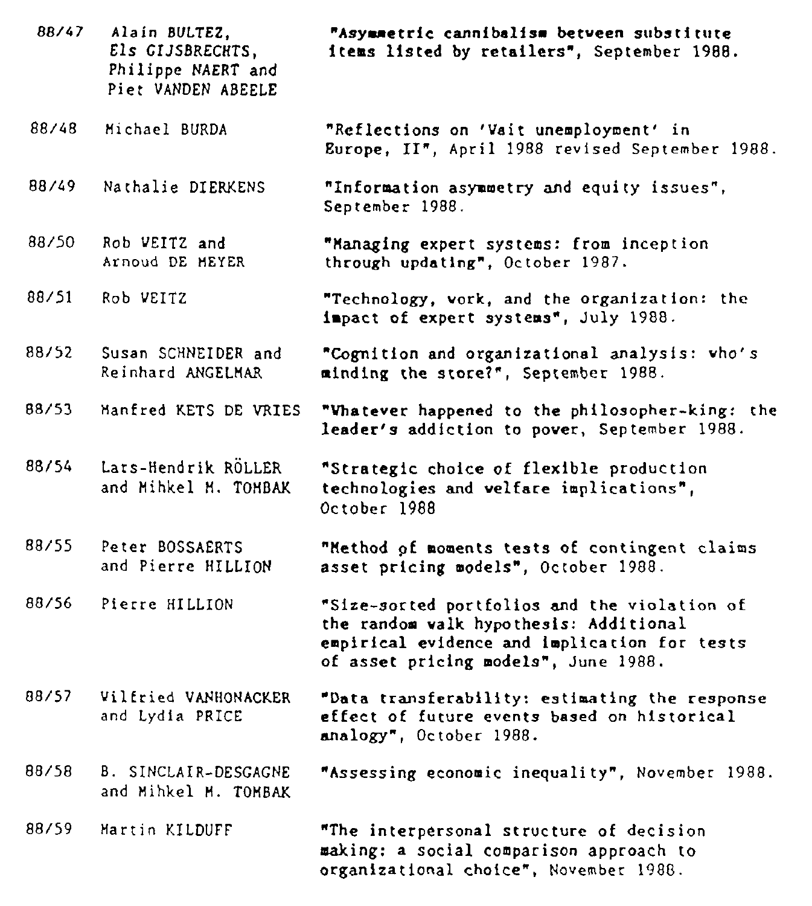| | | |
|---|---|---|
| 88/47 | Alain BULTEZ, Els GIJSBRECHTS, Philippe NAERT and Piet VANDEN ABEELE | "Asymmetric cannibalism between substitute items listed by retailers", September 1988. |
| 88/48 | Michael BURDA | "Reflections on 'Wait unemployment' in Europe, II", April 1988 revised September 1988. |
| 88/49 | Nathalie DIERKENS | "Information asymmetry and equity issues", September 1988. |
| 88/50 | Rob WEITZ and Arnoud DE MEYER | "Managing expert systems: from inception through updating", October 1987. |
| 88/51 | Rob WEITZ | "Technology, work, and the organization: the impact of expert systems", July 1988. |
| 88/52 | Susan SCHNEIDER and Reinhard ANGELMAR | "Cognition and organizational analysis: who's minding the store?", September 1988. |
| 88/53 | Manfred KETS DE VRIES | "Whatever happened to the philosopher-king: the leader's addiction to power, September 1988. |
| 88/54 | Lars-Hendrik RÖLLER and Mihkel M. TOMBAK | "Strategic choice of flexible production technologies and welfare implications", October 1988 |
| 88/55 | Peter BOSSAERTS and Pierre HILLION | "Method of moments tests of contingent claims asset pricing models", October 1988. |
| 88/56 | Pierre HILLION | "Size-sorted portfolios and the violation of the random walk hypothesis: Additional empirical evidence and implication for tests of asset pricing models", June 1988. |
| 88/57 | Wilfried VANHONACKER and Lydia PRICE | "Data transferability: estimating the response effect of future events based on historical analogy", October 1988. |
| 88/58 | B. SINCLAIR-DESGAGNE and Mihkel M. TOMBAK | "Assessing economic inequality", November 1988. |
| 88/59 | Martin KILDUFF | "The interpersonal structure of decision making: a social comparison approach to organizational choice", November 1988. |